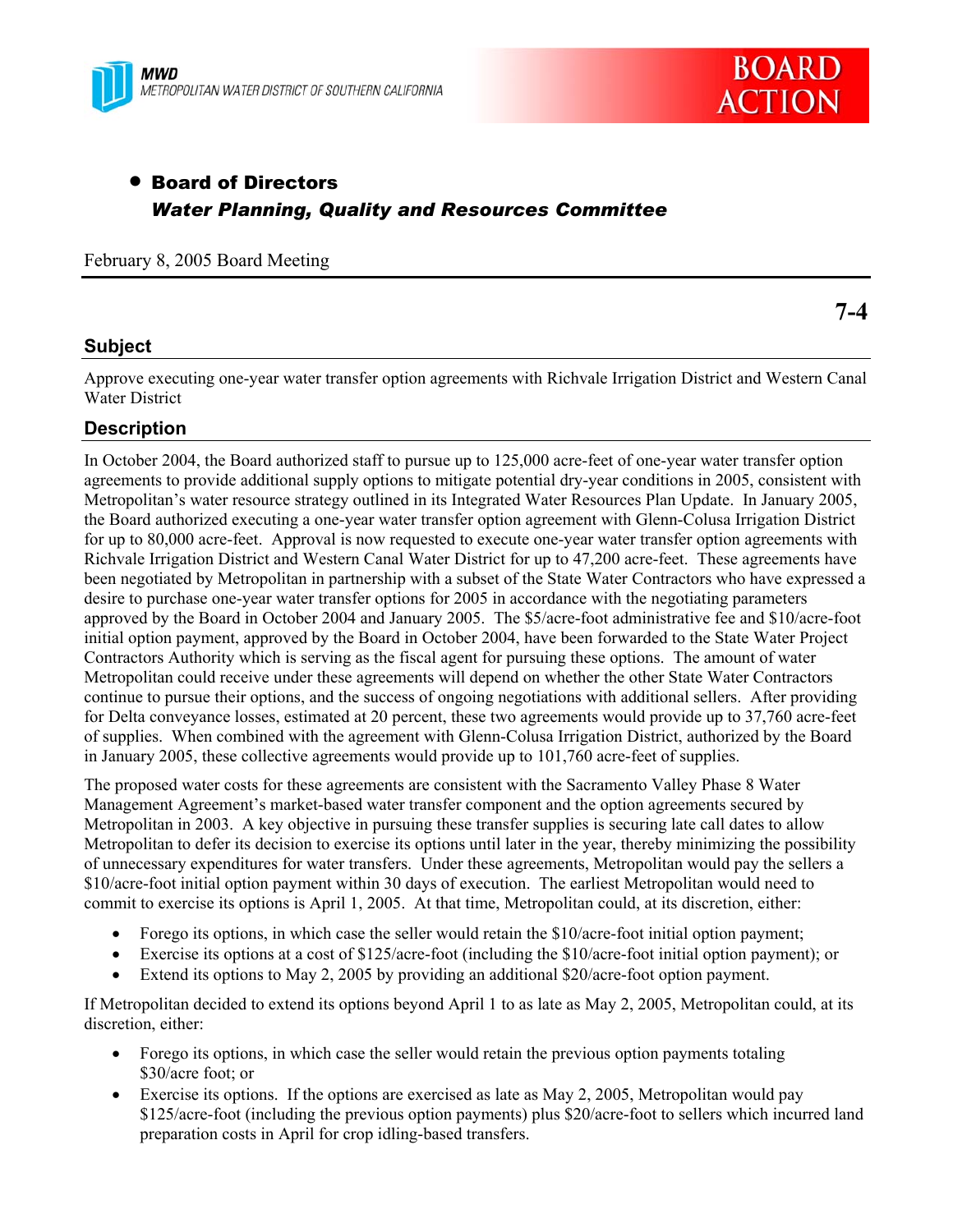MWD
METROPOLITAN WATER DISTRICT OF SOUTHERN CALIFORNIA

BOARD ACTION

- **Board of Directors**
  ***Water Planning, Quality and Resources Committee***

February 8, 2005 Board Meeting

**7-4**

## Subject

Approve executing one-year water transfer option agreements with Richvale Irrigation District and Western Canal Water District

## Description

In October 2004, the Board authorized staff to pursue up to 125,000 acre-feet of one-year water transfer option agreements to provide additional supply options to mitigate potential dry-year conditions in 2005, consistent with Metropolitan's water resource strategy outlined in its Integrated Water Resources Plan Update. In January 2005, the Board authorized executing a one-year water transfer option agreement with Glenn-Colusa Irrigation District for up to 80,000 acre-feet. Approval is now requested to execute one-year water transfer option agreements with Richvale Irrigation District and Western Canal Water District for up to 47,200 acre-feet. These agreements have been negotiated by Metropolitan in partnership with a subset of the State Water Contractors who have expressed a desire to purchase one-year water transfer options for 2005 in accordance with the negotiating parameters approved by the Board in October 2004 and January 2005. The $5/acre-foot administrative fee and $10/acre-foot initial option payment, approved by the Board in October 2004, have been forwarded to the State Water Project Contractors Authority which is serving as the fiscal agent for pursuing these options. The amount of water Metropolitan could receive under these agreements will depend on whether the other State Water Contractors continue to pursue their options, and the success of ongoing negotiations with additional sellers. After providing for Delta conveyance losses, estimated at 20 percent, these two agreements would provide up to 37,760 acre-feet of supplies. When combined with the agreement with Glenn-Colusa Irrigation District, authorized by the Board in January 2005, these collective agreements would provide up to 101,760 acre-feet of supplies.

The proposed water costs for these agreements are consistent with the Sacramento Valley Phase 8 Water Management Agreement's market-based water transfer component and the option agreements secured by Metropolitan in 2003. A key objective in pursuing these transfer supplies is securing late call dates to allow Metropolitan to defer its decision to exercise its options until later in the year, thereby minimizing the possibility of unnecessary expenditures for water transfers. Under these agreements, Metropolitan would pay the sellers a $10/acre-foot initial option payment within 30 days of execution. The earliest Metropolitan would need to commit to exercise its options is April 1, 2005. At that time, Metropolitan could, at its discretion, either:

- Forego its options, in which case the seller would retain the $10/acre-foot initial option payment;
- Exercise its options at a cost of $125/acre-foot (including the $10/acre-foot initial option payment); or
- Extend its options to May 2, 2005 by providing an additional $20/acre-foot option payment.

If Metropolitan decided to extend its options beyond April 1 to as late as May 2, 2005, Metropolitan could, at its discretion, either:

- Forego its options, in which case the seller would retain the previous option payments totaling $30/acre foot; or
- Exercise its options. If the options are exercised as late as May 2, 2005, Metropolitan would pay $125/acre-foot (including the previous option payments) plus $20/acre-foot to sellers which incurred land preparation costs in April for crop idling-based transfers.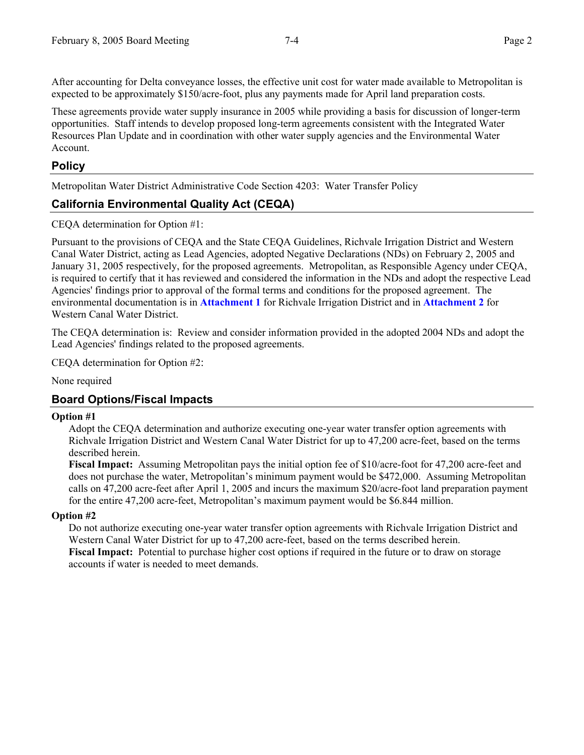After accounting for Delta conveyance losses, the effective unit cost for water made available to Metropolitan is expected to be approximately $150/acre-foot, plus any payments made for April land preparation costs.

These agreements provide water supply insurance in 2005 while providing a basis for discussion of longer-term opportunities. Staff intends to develop proposed long-term agreements consistent with the Integrated Water Resources Plan Update and in coordination with other water supply agencies and the Environmental Water Account.

## Policy

Metropolitan Water District Administrative Code Section 4203: Water Transfer Policy

## California Environmental Quality Act (CEQA)

CEQA determination for Option #1:

Pursuant to the provisions of CEQA and the State CEQA Guidelines, Richvale Irrigation District and Western Canal Water District, acting as Lead Agencies, adopted Negative Declarations (NDs) on February 2, 2005 and January 31, 2005 respectively, for the proposed agreements. Metropolitan, as Responsible Agency under CEQA, is required to certify that it has reviewed and considered the information in the NDs and adopt the respective Lead Agencies' findings prior to approval of the formal terms and conditions for the proposed agreement. The environmental documentation is in **Attachment 1** for Richvale Irrigation District and in **Attachment 2** for Western Canal Water District.

The CEQA determination is: Review and consider information provided in the adopted 2004 NDs and adopt the Lead Agencies' findings related to the proposed agreements.

CEQA determination for Option #2:

None required

## Board Options/Fiscal Impacts

**Option #1**

Adopt the CEQA determination and authorize executing one-year water transfer option agreements with Richvale Irrigation District and Western Canal Water District for up to 47,200 acre-feet, based on the terms described herein.

**Fiscal Impact:** Assuming Metropolitan pays the initial option fee of $10/acre-foot for 47,200 acre-feet and does not purchase the water, Metropolitan's minimum payment would be $472,000. Assuming Metropolitan calls on 47,200 acre-feet after April 1, 2005 and incurs the maximum $20/acre-foot land preparation payment for the entire 47,200 acre-feet, Metropolitan's maximum payment would be $6.844 million.

**Option #2**

Do not authorize executing one-year water transfer option agreements with Richvale Irrigation District and Western Canal Water District for up to 47,200 acre-feet, based on the terms described herein.

**Fiscal Impact:** Potential to purchase higher cost options if required in the future or to draw on storage accounts if water is needed to meet demands.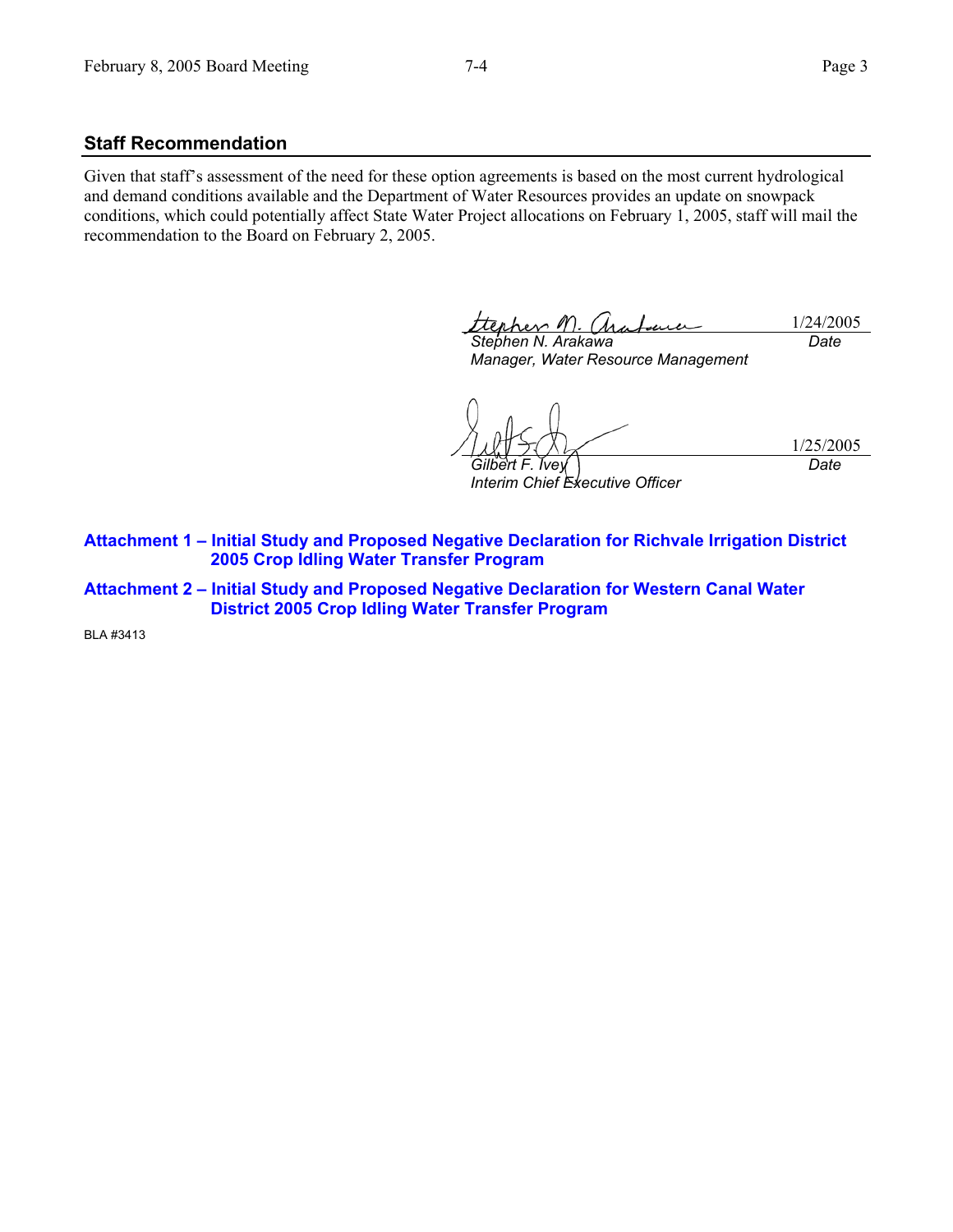## Staff Recommendation

Given that staff's assessment of the need for these option agreements is based on the most current hydrological and demand conditions available and the Department of Water Resources provides an update on snowpack conditions, which could potentially affect State Water Project allocations on February 1, 2005, staff will mail the recommendation to the Board on February 2, 2005.

| | |
|---|---|
| *Stephen N. Arakawa* | 1/24/2005 |
| *Manager, Water Resource Management* | *Date* |

| | |
|---|---|
| *Gilbert F. Ivey* | 1/25/2005 |
| *Interim Chief Executive Officer* | *Date* |

**Attachment 1 – Initial Study and Proposed Negative Declaration for Richvale Irrigation District 2005 Crop Idling Water Transfer Program**

**Attachment 2 – Initial Study and Proposed Negative Declaration for Western Canal Water District 2005 Crop Idling Water Transfer Program**

BLA #3413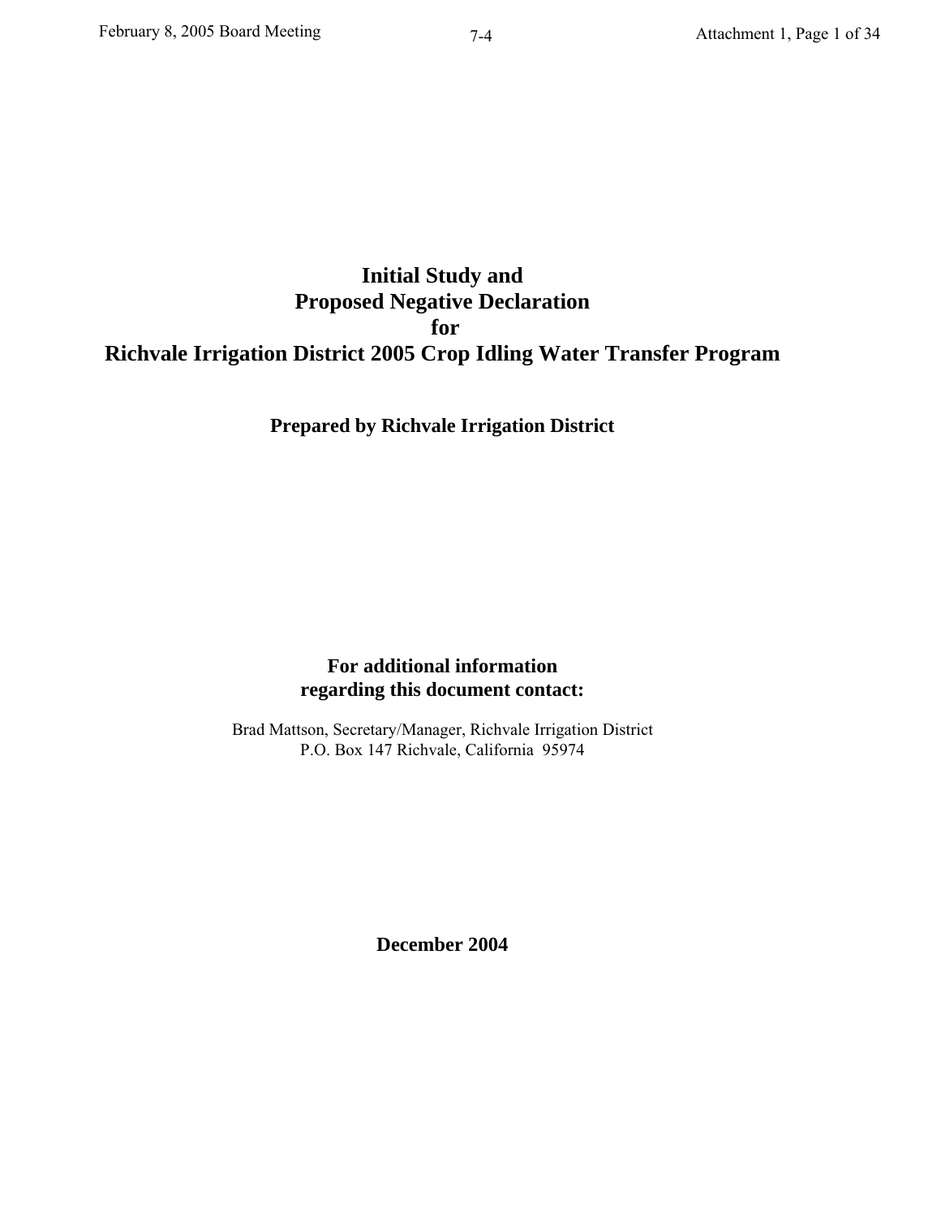# Initial Study and Proposed Negative Declaration for Richvale Irrigation District 2005 Crop Idling Water Transfer Program

**Prepared by Richvale Irrigation District**

**For additional information regarding this document contact:**

Brad Mattson, Secretary/Manager, Richvale Irrigation District
P.O. Box 147 Richvale, California 95974

**December 2004**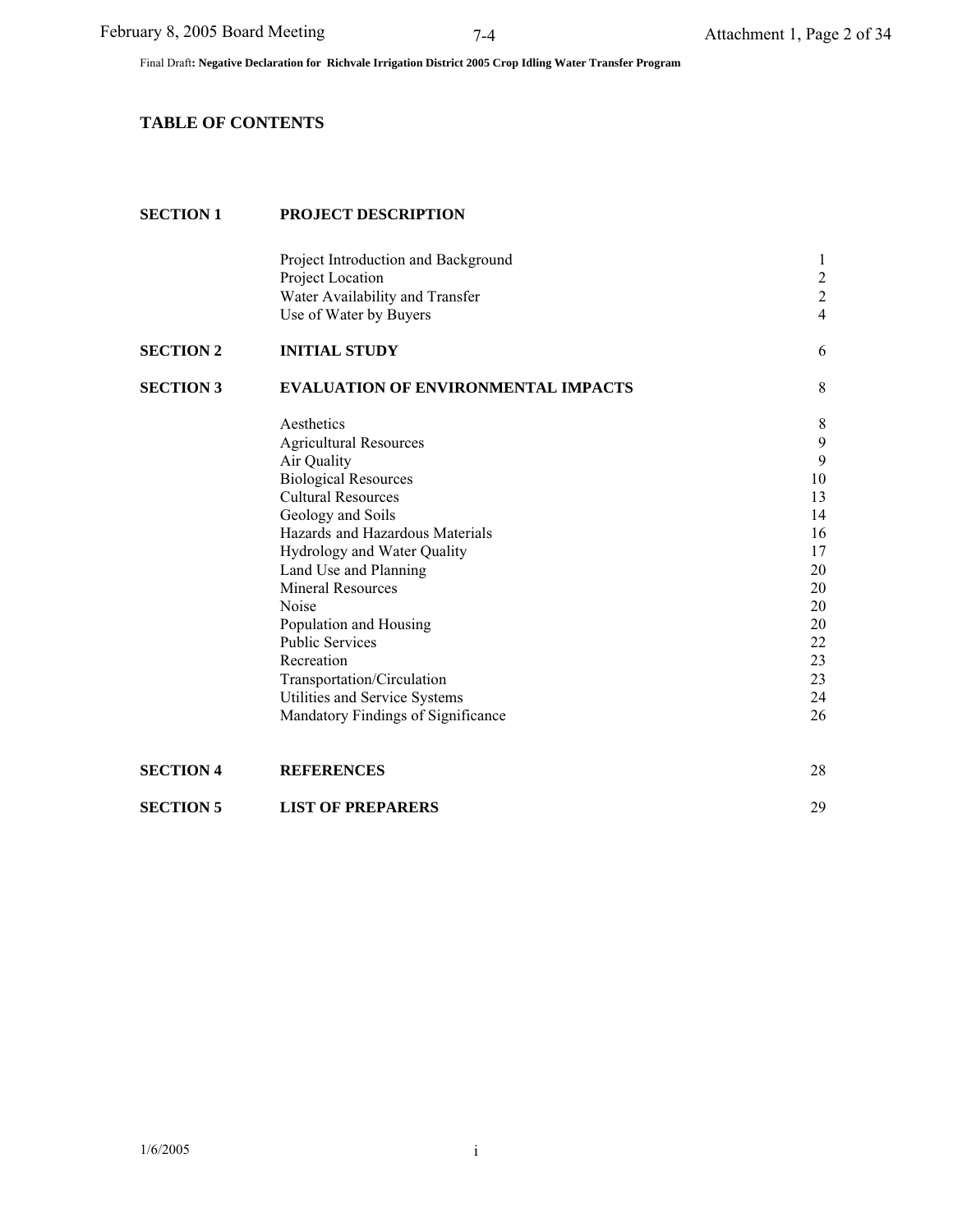# TABLE OF CONTENTS

| | | |
|---|---|---|
| **SECTION 1** | **PROJECT DESCRIPTION** | |
| | Project Introduction and Background | 1 |
| | Project Location | 2 |
| | Water Availability and Transfer | 2 |
| | Use of Water by Buyers | 4 |
| **SECTION 2** | **INITIAL STUDY** | 6 |
| **SECTION 3** | **EVALUATION OF ENVIRONMENTAL IMPACTS** | 8 |
| | Aesthetics | 8 |
| | Agricultural Resources | 9 |
| | Air Quality | 9 |
| | Biological Resources | 10 |
| | Cultural Resources | 13 |
| | Geology and Soils | 14 |
| | Hazards and Hazardous Materials | 16 |
| | Hydrology and Water Quality | 17 |
| | Land Use and Planning | 20 |
| | Mineral Resources | 20 |
| | Noise | 20 |
| | Population and Housing | 20 |
| | Public Services | 22 |
| | Recreation | 23 |
| | Transportation/Circulation | 23 |
| | Utilities and Service Systems | 24 |
| | Mandatory Findings of Significance | 26 |
| **SECTION 4** | **REFERENCES** | 28 |
| **SECTION 5** | **LIST OF PREPARERS** | 29 |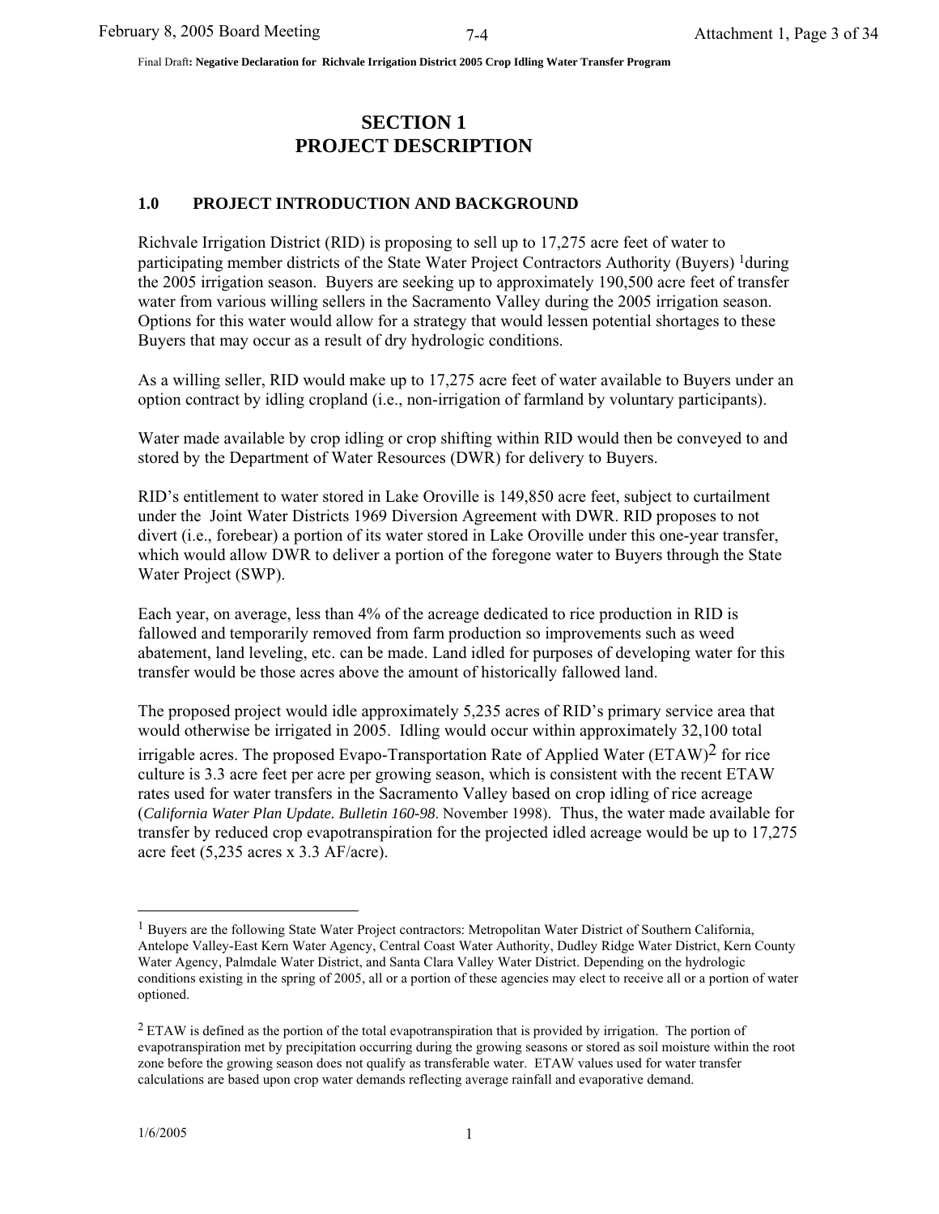# SECTION 1
# PROJECT DESCRIPTION

## 1.0 PROJECT INTRODUCTION AND BACKGROUND

Richvale Irrigation District (RID) is proposing to sell up to 17,275 acre feet of water to participating member districts of the State Water Project Contractors Authority (Buyers) [1]during the 2005 irrigation season. Buyers are seeking up to approximately 190,500 acre feet of transfer water from various willing sellers in the Sacramento Valley during the 2005 irrigation season. Options for this water would allow for a strategy that would lessen potential shortages to these Buyers that may occur as a result of dry hydrologic conditions.

As a willing seller, RID would make up to 17,275 acre feet of water available to Buyers under an option contract by idling cropland (i.e., non-irrigation of farmland by voluntary participants).

Water made available by crop idling or crop shifting within RID would then be conveyed to and stored by the Department of Water Resources (DWR) for delivery to Buyers.

RID's entitlement to water stored in Lake Oroville is 149,850 acre feet, subject to curtailment under the Joint Water Districts 1969 Diversion Agreement with DWR. RID proposes to not divert (i.e., forebear) a portion of its water stored in Lake Oroville under this one-year transfer, which would allow DWR to deliver a portion of the foregone water to Buyers through the State Water Project (SWP).

Each year, on average, less than 4% of the acreage dedicated to rice production in RID is fallowed and temporarily removed from farm production so improvements such as weed abatement, land leveling, etc. can be made. Land idled for purposes of developing water for this transfer would be those acres above the amount of historically fallowed land.

The proposed project would idle approximately 5,235 acres of RID's primary service area that would otherwise be irrigated in 2005. Idling would occur within approximately 32,100 total irrigable acres. The proposed Evapo-Transportation Rate of Applied Water (ETAW)[2] for rice culture is 3.3 acre feet per acre per growing season, which is consistent with the recent ETAW rates used for water transfers in the Sacramento Valley based on crop idling of rice acreage (*California Water Plan Update. Bulletin 160-98*. November 1998). Thus, the water made available for transfer by reduced crop evapotranspiration for the projected idled acreage would be up to 17,275 acre feet (5,235 acres x 3.3 AF/acre).

---

[1] Buyers are the following State Water Project contractors: Metropolitan Water District of Southern California, Antelope Valley-East Kern Water Agency, Central Coast Water Authority, Dudley Ridge Water District, Kern County Water Agency, Palmdale Water District, and Santa Clara Valley Water District. Depending on the hydrologic conditions existing in the spring of 2005, all or a portion of these agencies may elect to receive all or a portion of water optioned.

[2] ETAW is defined as the portion of the total evapotranspiration that is provided by irrigation. The portion of evapotranspiration met by precipitation occurring during the growing seasons or stored as soil moisture within the root zone before the growing season does not qualify as transferable water. ETAW values used for water transfer calculations are based upon crop water demands reflecting average rainfall and evaporative demand.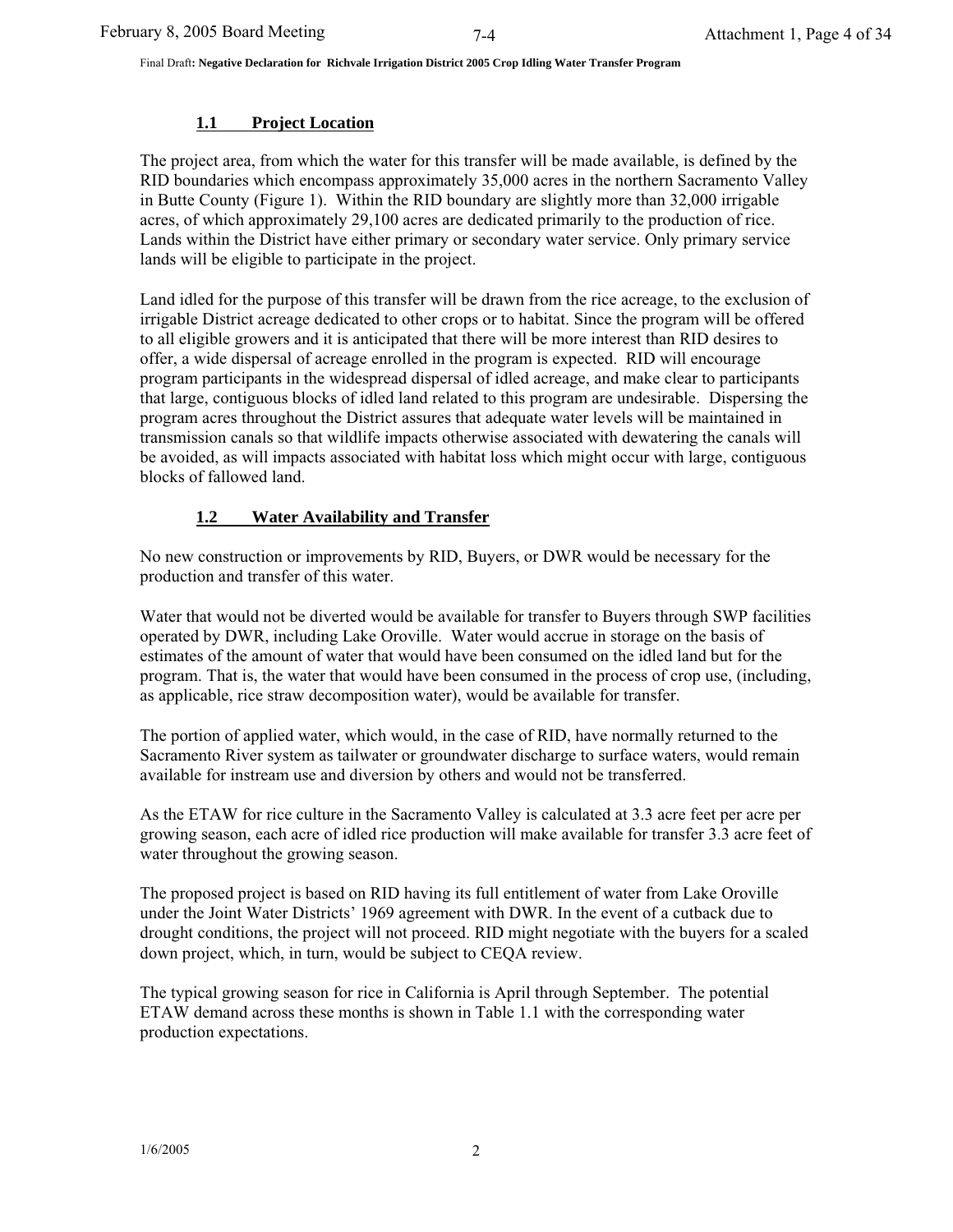### 1.1 Project Location

The project area, from which the water for this transfer will be made available, is defined by the RID boundaries which encompass approximately 35,000 acres in the northern Sacramento Valley in Butte County (Figure 1). Within the RID boundary are slightly more than 32,000 irrigable acres, of which approximately 29,100 acres are dedicated primarily to the production of rice. Lands within the District have either primary or secondary water service. Only primary service lands will be eligible to participate in the project.

Land idled for the purpose of this transfer will be drawn from the rice acreage, to the exclusion of irrigable District acreage dedicated to other crops or to habitat. Since the program will be offered to all eligible growers and it is anticipated that there will be more interest than RID desires to offer, a wide dispersal of acreage enrolled in the program is expected. RID will encourage program participants in the widespread dispersal of idled acreage, and make clear to participants that large, contiguous blocks of idled land related to this program are undesirable. Dispersing the program acres throughout the District assures that adequate water levels will be maintained in transmission canals so that wildlife impacts otherwise associated with dewatering the canals will be avoided, as will impacts associated with habitat loss which might occur with large, contiguous blocks of fallowed land.

### 1.2 Water Availability and Transfer

No new construction or improvements by RID, Buyers, or DWR would be necessary for the production and transfer of this water.

Water that would not be diverted would be available for transfer to Buyers through SWP facilities operated by DWR, including Lake Oroville. Water would accrue in storage on the basis of estimates of the amount of water that would have been consumed on the idled land but for the program. That is, the water that would have been consumed in the process of crop use, (including, as applicable, rice straw decomposition water), would be available for transfer.

The portion of applied water, which would, in the case of RID, have normally returned to the Sacramento River system as tailwater or groundwater discharge to surface waters, would remain available for instream use and diversion by others and would not be transferred.

As the ETAW for rice culture in the Sacramento Valley is calculated at 3.3 acre feet per acre per growing season, each acre of idled rice production will make available for transfer 3.3 acre feet of water throughout the growing season.

The proposed project is based on RID having its full entitlement of water from Lake Oroville under the Joint Water Districts' 1969 agreement with DWR. In the event of a cutback due to drought conditions, the project will not proceed. RID might negotiate with the buyers for a scaled down project, which, in turn, would be subject to CEQA review.

The typical growing season for rice in California is April through September. The potential ETAW demand across these months is shown in Table 1.1 with the corresponding water production expectations.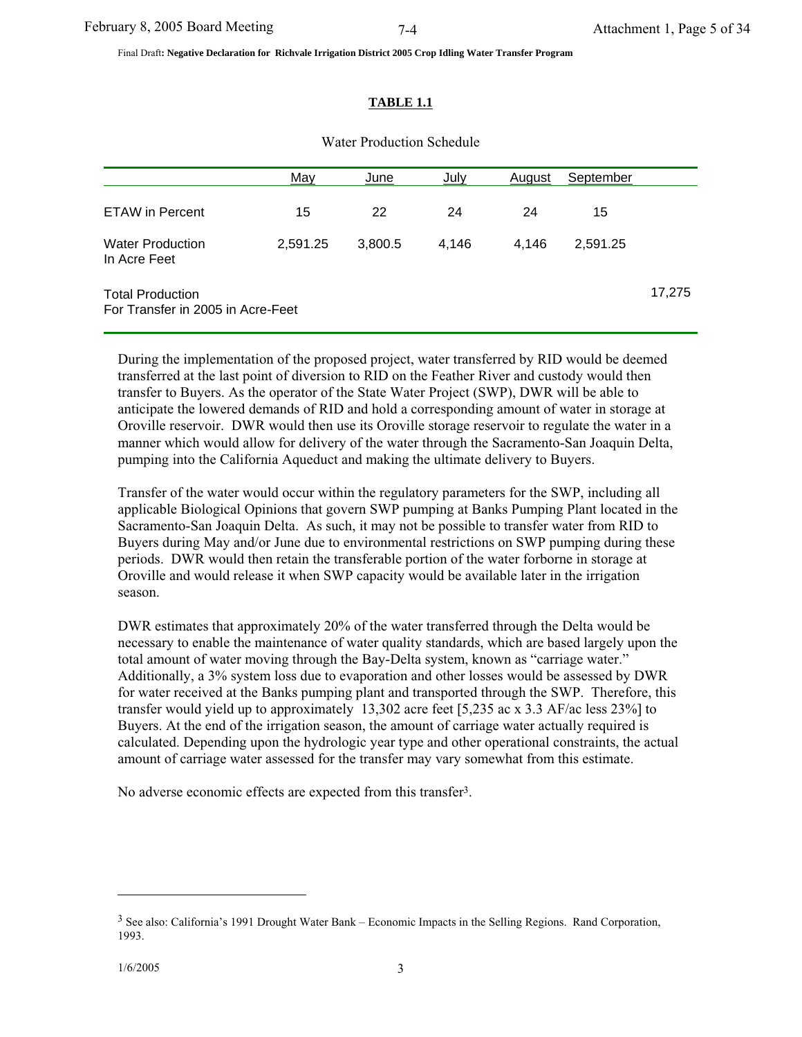Final Draft**: Negative Declaration for Richvale Irrigation District 2005 Crop Idling Water Transfer Program**

## TABLE 1.1

Water Production Schedule

| | May | June | July | August | September | |
|---|---|---|---|---|---|---|
| ETAW in Percent | 15 | 22 | 24 | 24 | 15 | |
| Water Production In Acre Feet | 2,591.25 | 3,800.5 | 4,146 | 4,146 | 2,591.25 | |
| Total Production For Transfer in 2005 in Acre-Feet | | | | | | 17,275 |

During the implementation of the proposed project, water transferred by RID would be deemed transferred at the last point of diversion to RID on the Feather River and custody would then transfer to Buyers. As the operator of the State Water Project (SWP), DWR will be able to anticipate the lowered demands of RID and hold a corresponding amount of water in storage at Oroville reservoir. DWR would then use its Oroville storage reservoir to regulate the water in a manner which would allow for delivery of the water through the Sacramento-San Joaquin Delta, pumping into the California Aqueduct and making the ultimate delivery to Buyers.

Transfer of the water would occur within the regulatory parameters for the SWP, including all applicable Biological Opinions that govern SWP pumping at Banks Pumping Plant located in the Sacramento-San Joaquin Delta. As such, it may not be possible to transfer water from RID to Buyers during May and/or June due to environmental restrictions on SWP pumping during these periods. DWR would then retain the transferable portion of the water forborne in storage at Oroville and would release it when SWP capacity would be available later in the irrigation season.

DWR estimates that approximately 20% of the water transferred through the Delta would be necessary to enable the maintenance of water quality standards, which are based largely upon the total amount of water moving through the Bay-Delta system, known as "carriage water." Additionally, a 3% system loss due to evaporation and other losses would be assessed by DWR for water received at the Banks pumping plant and transported through the SWP. Therefore, this transfer would yield up to approximately 13,302 acre feet [5,235 ac x 3.3 AF/ac less 23%] to Buyers. At the end of the irrigation season, the amount of carriage water actually required is calculated. Depending upon the hydrologic year type and other operational constraints, the actual amount of carriage water assessed for the transfer may vary somewhat from this estimate.

No adverse economic effects are expected from this transfer[3].

[3] See also: California's 1991 Drought Water Bank – Economic Impacts in the Selling Regions. Rand Corporation, 1993.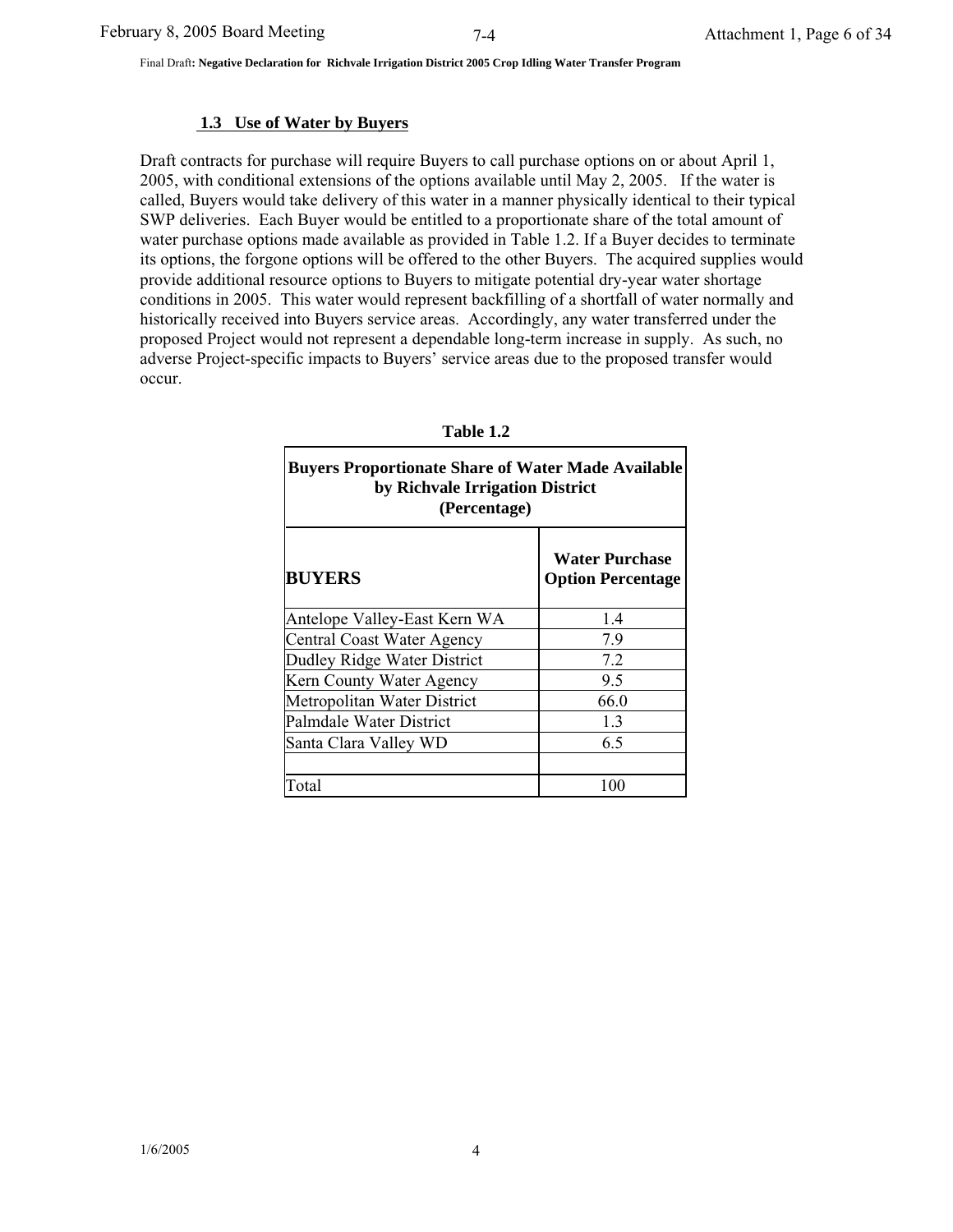### 1.3 Use of Water by Buyers

Draft contracts for purchase will require Buyers to call purchase options on or about April 1, 2005, with conditional extensions of the options available until May 2, 2005. If the water is called, Buyers would take delivery of this water in a manner physically identical to their typical SWP deliveries. Each Buyer would be entitled to a proportionate share of the total amount of water purchase options made available as provided in Table 1.2. If a Buyer decides to terminate its options, the forgone options will be offered to the other Buyers. The acquired supplies would provide additional resource options to Buyers to mitigate potential dry-year water shortage conditions in 2005. This water would represent backfilling of a shortfall of water normally and historically received into Buyers service areas. Accordingly, any water transferred under the proposed Project would not represent a dependable long-term increase in supply. As such, no adverse Project-specific impacts to Buyers' service areas due to the proposed transfer would occur.

**Table 1.2**

**Buyers Proportionate Share of Water Made Available by Richvale Irrigation District (Percentage)**

| BUYERS | Water Purchase Option Percentage |
|---|---|
| Antelope Valley-East Kern WA | 1.4 |
| Central Coast Water Agency | 7.9 |
| Dudley Ridge Water District | 7.2 |
| Kern County Water Agency | 9.5 |
| Metropolitan Water District | 66.0 |
| Palmdale Water District | 1.3 |
| Santa Clara Valley WD | 6.5 |
| | |
| Total | 100 |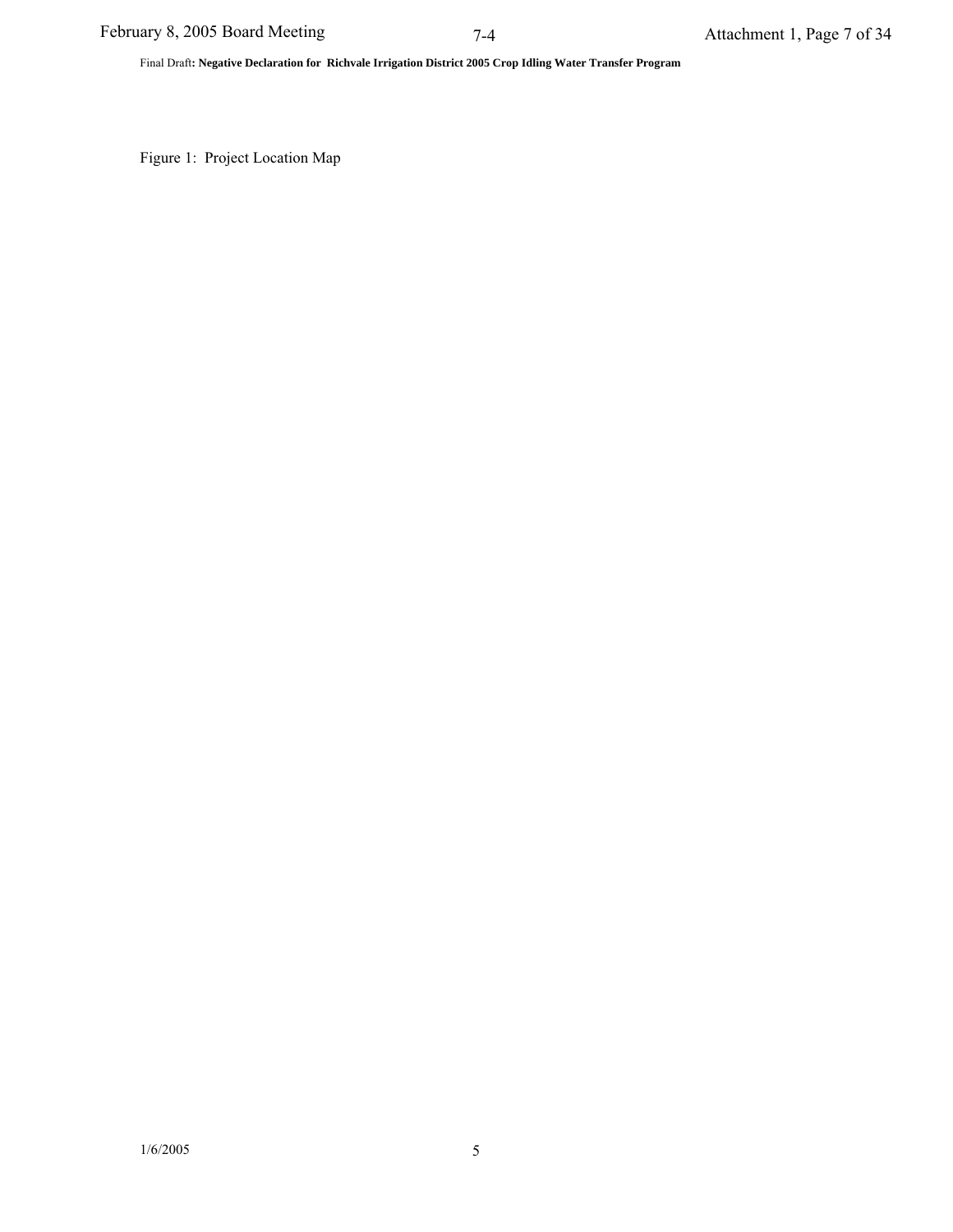Figure 1: Project Location Map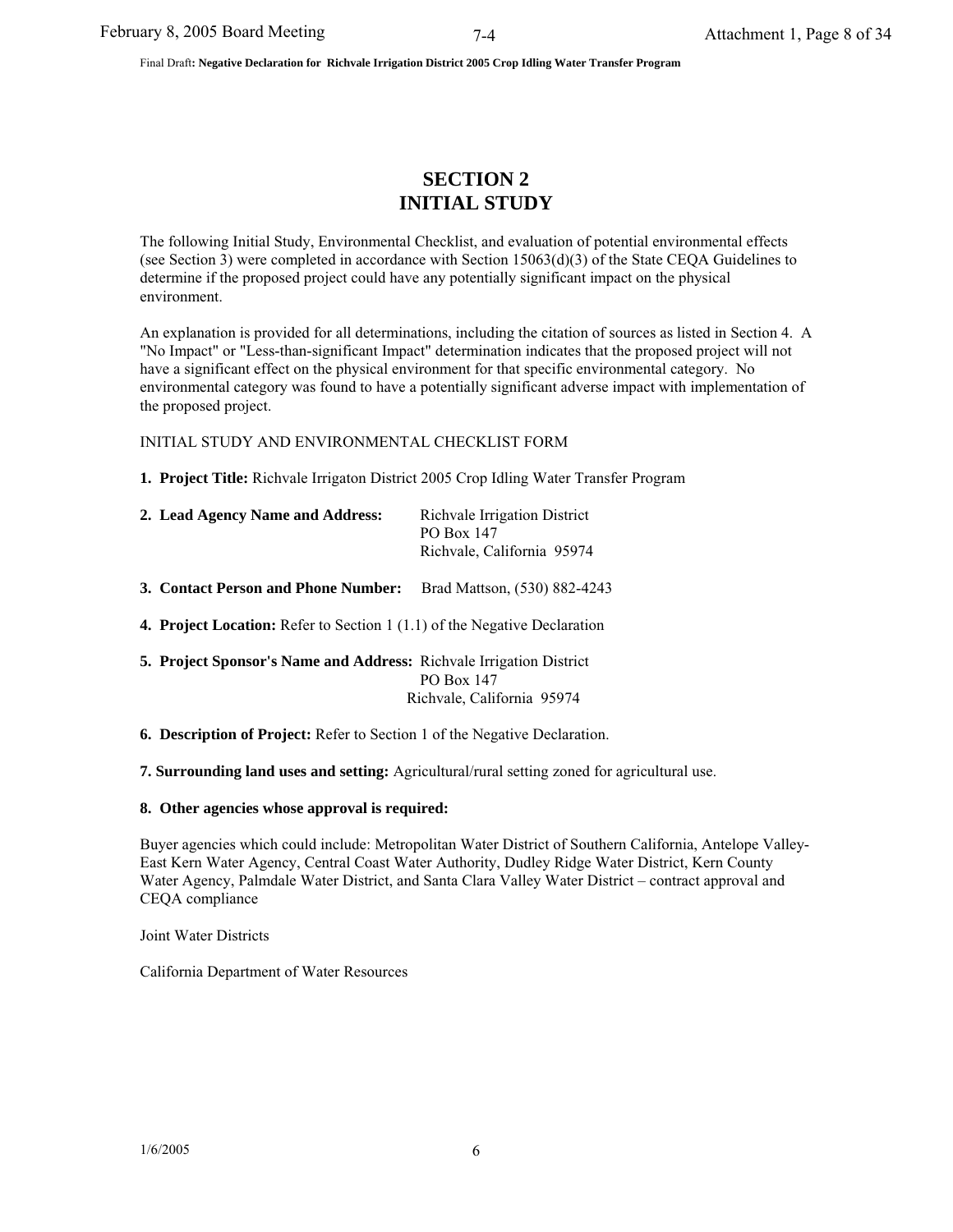# SECTION 2
# INITIAL STUDY

The following Initial Study, Environmental Checklist, and evaluation of potential environmental effects (see Section 3) were completed in accordance with Section 15063(d)(3) of the State CEQA Guidelines to determine if the proposed project could have any potentially significant impact on the physical environment.

An explanation is provided for all determinations, including the citation of sources as listed in Section 4. A "No Impact" or "Less-than-significant Impact" determination indicates that the proposed project will not have a significant effect on the physical environment for that specific environmental category. No environmental category was found to have a potentially significant adverse impact with implementation of the proposed project.

INITIAL STUDY AND ENVIRONMENTAL CHECKLIST FORM

**1. Project Title:** Richvale Irrigaton District 2005 Crop Idling Water Transfer Program

**2. Lead Agency Name and Address:** Richvale Irrigation District
PO Box 147
Richvale, California 95974

**3. Contact Person and Phone Number:** Brad Mattson, (530) 882-4243

**4. Project Location:** Refer to Section 1 (1.1) of the Negative Declaration

**5. Project Sponsor's Name and Address:** Richvale Irrigation District
PO Box 147
Richvale, California 95974

**6. Description of Project:** Refer to Section 1 of the Negative Declaration.

**7. Surrounding land uses and setting:** Agricultural/rural setting zoned for agricultural use.

**8. Other agencies whose approval is required:**

Buyer agencies which could include: Metropolitan Water District of Southern California, Antelope Valley-East Kern Water Agency, Central Coast Water Authority, Dudley Ridge Water District, Kern County Water Agency, Palmdale Water District, and Santa Clara Valley Water District – contract approval and CEQA compliance

Joint Water Districts

California Department of Water Resources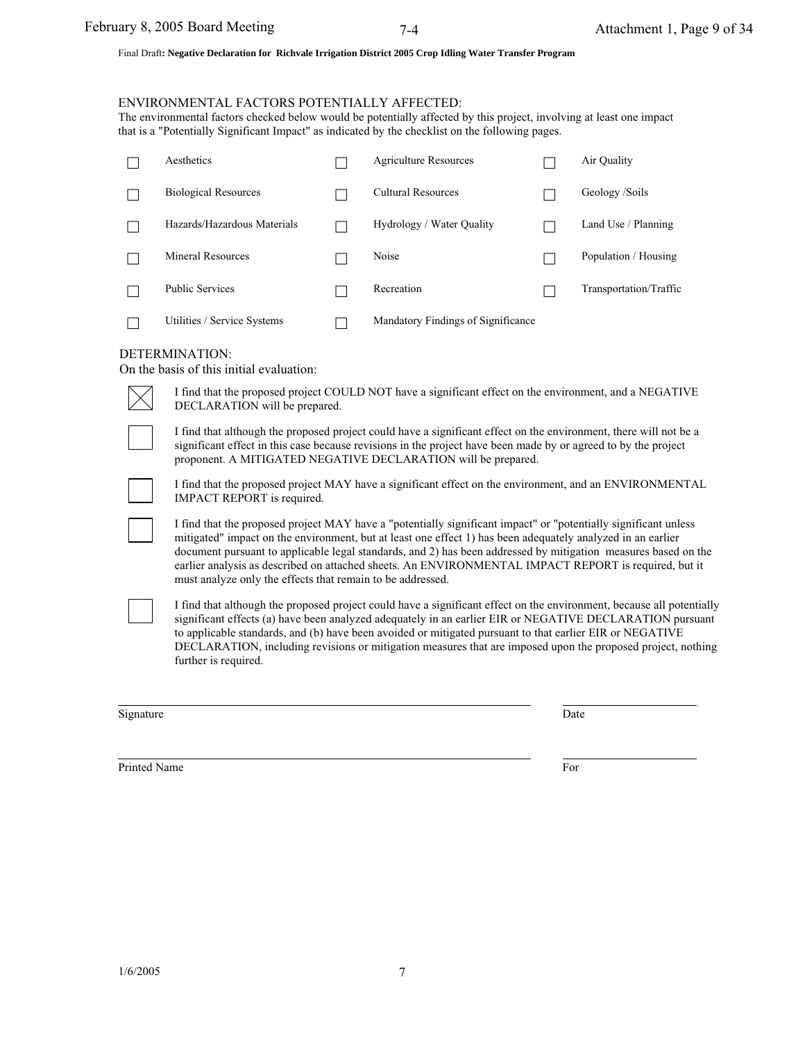ENVIRONMENTAL FACTORS POTENTIALLY AFFECTED:

The environmental factors checked below would be potentially affected by this project, involving at least one impact that is a "Potentially Significant Impact" as indicated by the checklist on the following pages.

| | | | | | |
|---|---|---|---|---|---|
| ☐ | Aesthetics | ☐ | Agriculture Resources | ☐ | Air Quality |
| ☐ | Biological Resources | ☐ | Cultural Resources | ☐ | Geology /Soils |
| ☐ | Hazards/Hazardous Materials | ☐ | Hydrology / Water Quality | ☐ | Land Use / Planning |
| ☐ | Mineral Resources | ☐ | Noise | ☐ | Population / Housing |
| ☐ | Public Services | ☐ | Recreation | ☐ | Transportation/Traffic |
| ☐ | Utilities / Service Systems | ☐ | Mandatory Findings of Significance | | |

DETERMINATION:

On the basis of this initial evaluation:

☒ I find that the proposed project COULD NOT have a significant effect on the environment, and a NEGATIVE DECLARATION will be prepared.

☐ I find that although the proposed project could have a significant effect on the environment, there will not be a significant effect in this case because revisions in the project have been made by or agreed to by the project proponent. A MITIGATED NEGATIVE DECLARATION will be prepared.

☐ I find that the proposed project MAY have a significant effect on the environment, and an ENVIRONMENTAL IMPACT REPORT is required.

☐ I find that the proposed project MAY have a "potentially significant impact" or "potentially significant unless mitigated" impact on the environment, but at least one effect 1) has been adequately analyzed in an earlier document pursuant to applicable legal standards, and 2) has been addressed by mitigation measures based on the earlier analysis as described on attached sheets. An ENVIRONMENTAL IMPACT REPORT is required, but it must analyze only the effects that remain to be addressed.

☐ I find that although the proposed project could have a significant effect on the environment, because all potentially significant effects (a) have been analyzed adequately in an earlier EIR or NEGATIVE DECLARATION pursuant to applicable standards, and (b) have been avoided or mitigated pursuant to that earlier EIR or NEGATIVE DECLARATION, including revisions or mitigation measures that are imposed upon the proposed project, nothing further is required.

Signature _______________________ Date _______________

Printed Name _______________________ For _______________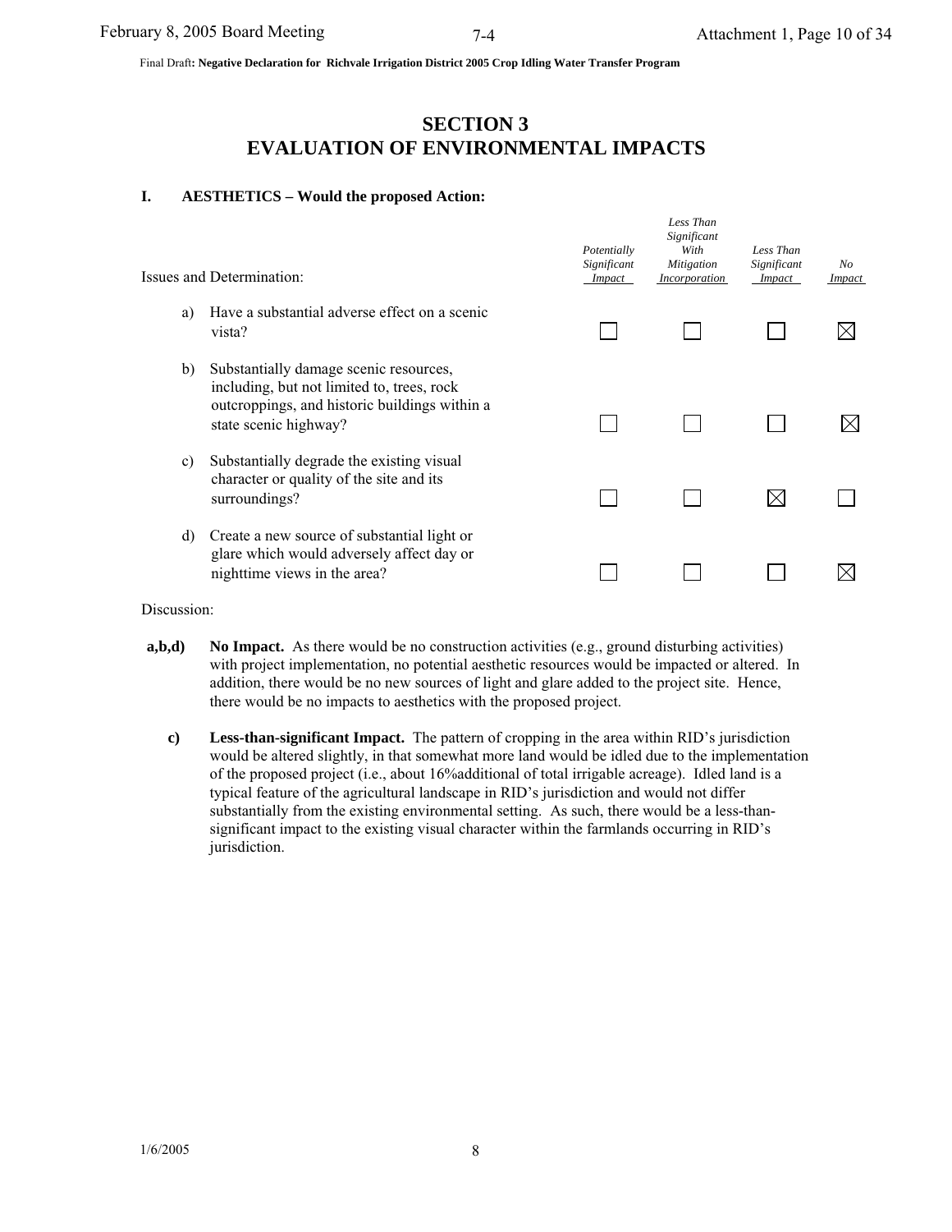## SECTION 3
## EVALUATION OF ENVIRONMENTAL IMPACTS

### I. AESTHETICS – Would the proposed Action:

| Issues and Determination: | *Potentially Significant Impact* | *Less Than Significant With Mitigation Incorporation* | *Less Than Significant Impact* | *No Impact* |
|---|---|---|---|---|
| a) Have a substantial adverse effect on a scenic vista? | ☐ | ☐ | ☐ | ☒ |
| b) Substantially damage scenic resources, including, but not limited to, trees, rock outcroppings, and historic buildings within a state scenic highway? | ☐ | ☐ | ☐ | ☒ |
| c) Substantially degrade the existing visual character or quality of the site and its surroundings? | ☐ | ☐ | ☒ | ☐ |
| d) Create a new source of substantial light or glare which would adversely affect day or nighttime views in the area? | ☐ | ☐ | ☐ | ☒ |

Discussion:

**a,b,d)** **No Impact.** As there would be no construction activities (e.g., ground disturbing activities) with project implementation, no potential aesthetic resources would be impacted or altered. In addition, there would be no new sources of light and glare added to the project site. Hence, there would be no impacts to aesthetics with the proposed project.

**c)** **Less-than-significant Impact.** The pattern of cropping in the area within RID's jurisdiction would be altered slightly, in that somewhat more land would be idled due to the implementation of the proposed project (i.e., about 16%additional of total irrigable acreage). Idled land is a typical feature of the agricultural landscape in RID's jurisdiction and would not differ substantially from the existing environmental setting. As such, there would be a less-than-significant impact to the existing visual character within the farmlands occurring in RID's jurisdiction.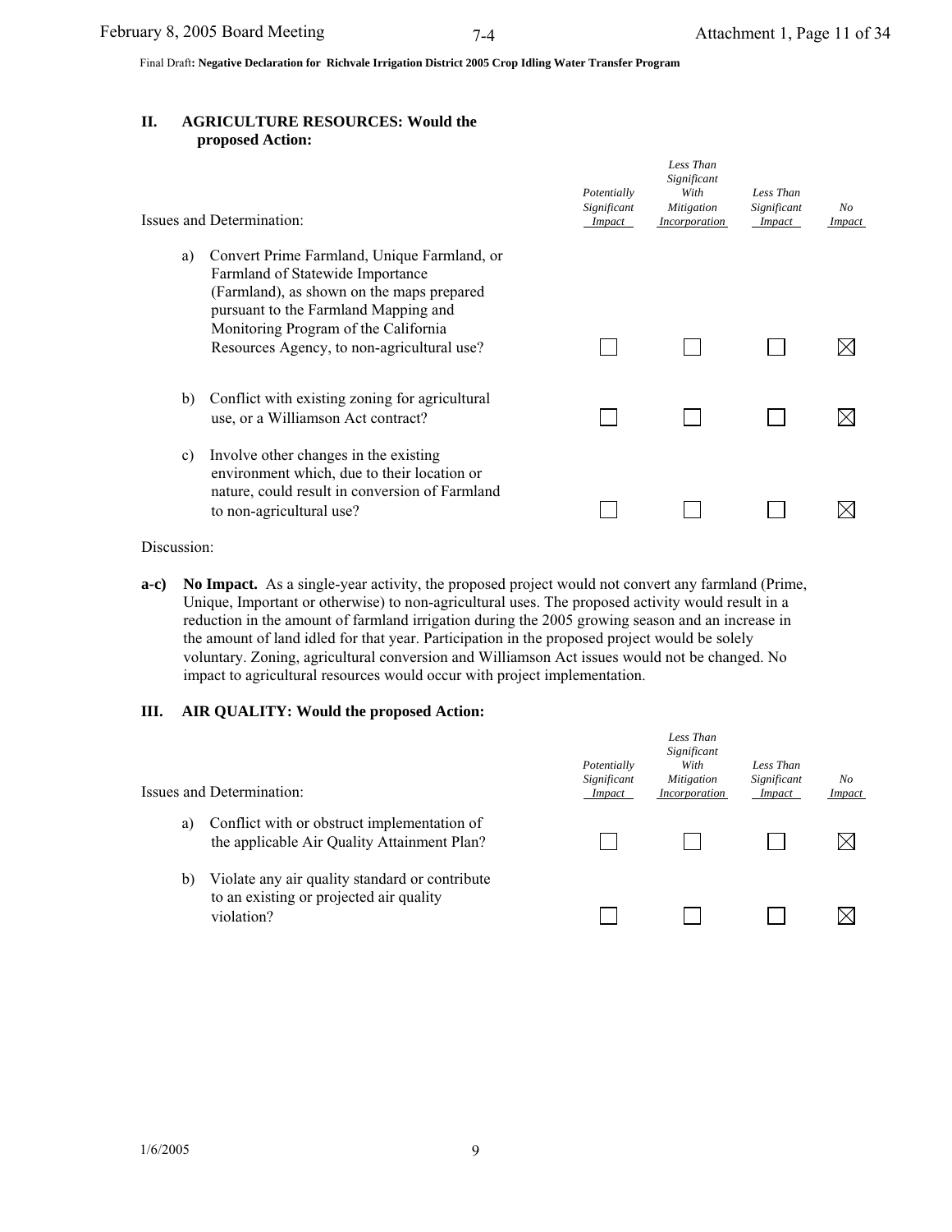## II. AGRICULTURE RESOURCES: Would the proposed Action:

| Issues and Determination: | *Potentially Significant Impact* | *Less Than Significant With Mitigation Incorporation* | *Less Than Significant Impact* | *No Impact* |
|---|---|---|---|---|
| a) Convert Prime Farmland, Unique Farmland, or Farmland of Statewide Importance (Farmland), as shown on the maps prepared pursuant to the Farmland Mapping and Monitoring Program of the California Resources Agency, to non-agricultural use? | ☐ | ☐ | ☐ | ☒ |
| b) Conflict with existing zoning for agricultural use, or a Williamson Act contract? | ☐ | ☐ | ☐ | ☒ |
| c) Involve other changes in the existing environment which, due to their location or nature, could result in conversion of Farmland to non-agricultural use? | ☐ | ☐ | ☐ | ☒ |

Discussion:

**a-c) No Impact.** As a single-year activity, the proposed project would not convert any farmland (Prime, Unique, Important or otherwise) to non-agricultural uses. The proposed activity would result in a reduction in the amount of farmland irrigation during the 2005 growing season and an increase in the amount of land idled for that year. Participation in the proposed project would be solely voluntary. Zoning, agricultural conversion and Williamson Act issues would not be changed. No impact to agricultural resources would occur with project implementation.

## III. AIR QUALITY: Would the proposed Action:

| Issues and Determination: | *Potentially Significant Impact* | *Less Than Significant With Mitigation Incorporation* | *Less Than Significant Impact* | *No Impact* |
|---|---|---|---|---|
| a) Conflict with or obstruct implementation of the applicable Air Quality Attainment Plan? | ☐ | ☐ | ☐ | ☒ |
| b) Violate any air quality standard or contribute to an existing or projected air quality violation? | ☐ | ☐ | ☐ | ☒ |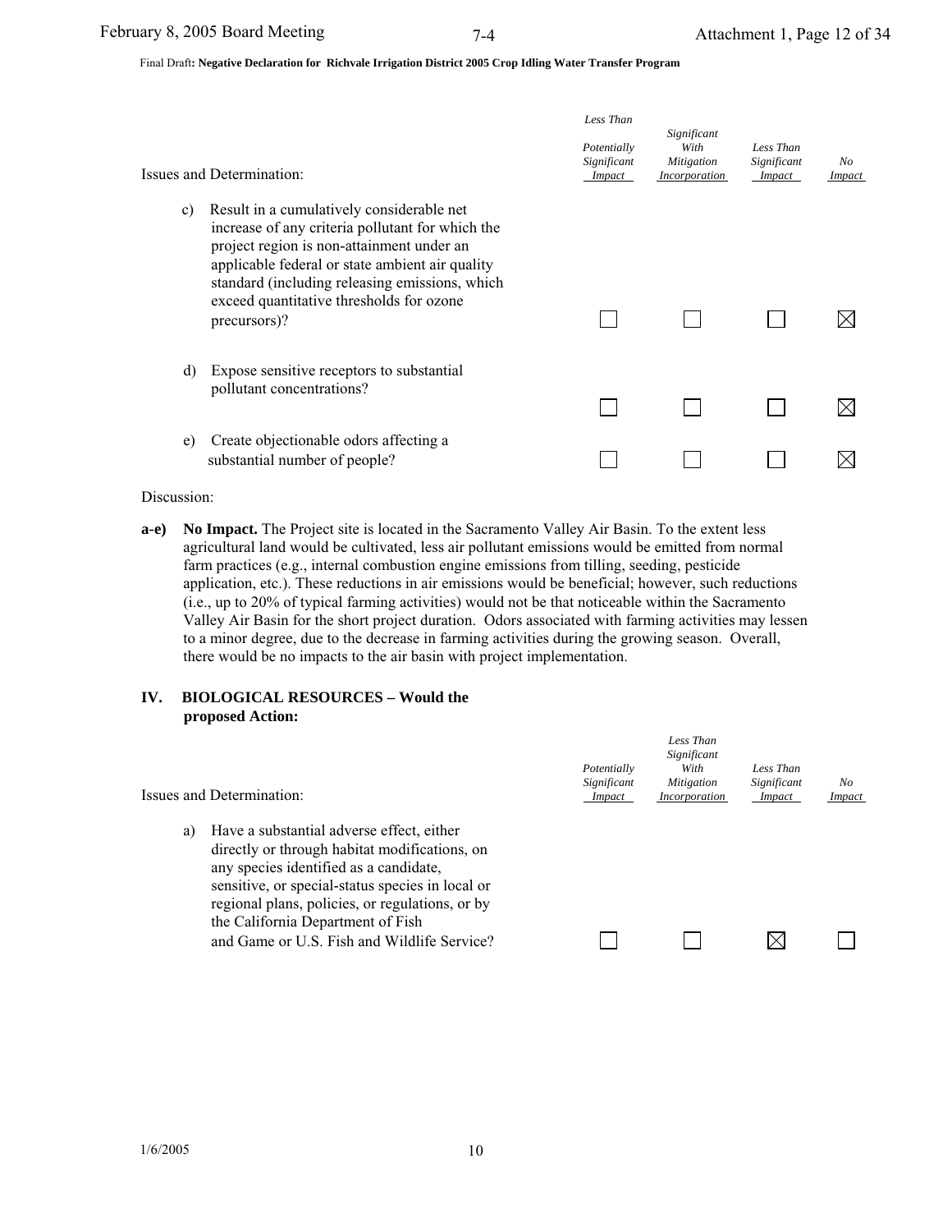Final Draft**: Negative Declaration for Richvale Irrigation District 2005 Crop Idling Water Transfer Program**

| Issues and Determination: | *Potentially Significant Impact* | *Less Than Significant With Mitigation Incorporation* | *Less Than Significant Impact* | *No Impact* |
|---|---|---|---|---|
| c) Result in a cumulatively considerable net increase of any criteria pollutant for which the project region is non-attainment under an applicable federal or state ambient air quality standard (including releasing emissions, which exceed quantitative thresholds for ozone precursors)? | ☐ | ☐ | ☐ | ☒ |
| d) Expose sensitive receptors to substantial pollutant concentrations? | ☐ | ☐ | ☐ | ☒ |
| e) Create objectionable odors affecting a substantial number of people? | ☐ | ☐ | ☐ | ☒ |

Discussion:

**a-e) No Impact.** The Project site is located in the Sacramento Valley Air Basin. To the extent less agricultural land would be cultivated, less air pollutant emissions would be emitted from normal farm practices (e.g., internal combustion engine emissions from tilling, seeding, pesticide application, etc.). These reductions in air emissions would be beneficial; however, such reductions (i.e., up to 20% of typical farming activities) would not be that noticeable within the Sacramento Valley Air Basin for the short project duration. Odors associated with farming activities may lessen to a minor degree, due to the decrease in farming activities during the growing season. Overall, there would be no impacts to the air basin with project implementation.

## IV. BIOLOGICAL RESOURCES – Would the proposed Action:

| Issues and Determination: | *Potentially Significant Impact* | *Less Than Significant With Mitigation Incorporation* | *Less Than Significant Impact* | *No Impact* |
|---|---|---|---|---|
| a) Have a substantial adverse effect, either directly or through habitat modifications, on any species identified as a candidate, sensitive, or special-status species in local or regional plans, policies, or regulations, or by the California Department of Fish and Game or U.S. Fish and Wildlife Service? | ☐ | ☐ | ☒ | ☐ |

1/6/2005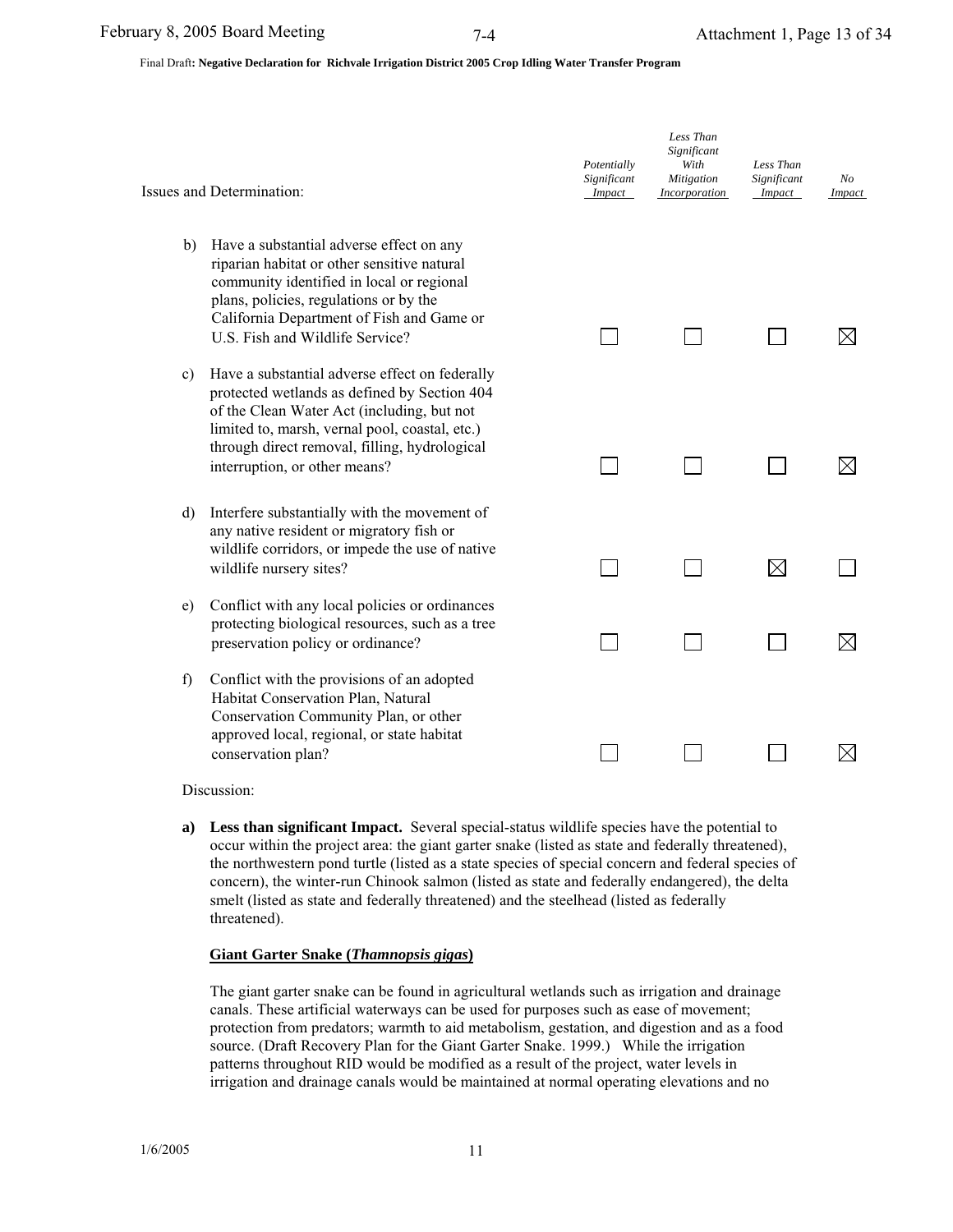Final Draft**: Negative Declaration for Richvale Irrigation District 2005 Crop Idling Water Transfer Program**

| Issues and Determination: | Potentially Significant Impact | Less Than Significant With Mitigation Incorporation | Less Than Significant Impact | No Impact |
|---|---|---|---|---|
| b) Have a substantial adverse effect on any riparian habitat or other sensitive natural community identified in local or regional plans, policies, regulations or by the California Department of Fish and Game or U.S. Fish and Wildlife Service? | ☐ | ☐ | ☐ | ☒ |
| c) Have a substantial adverse effect on federally protected wetlands as defined by Section 404 of the Clean Water Act (including, but not limited to, marsh, vernal pool, coastal, etc.) through direct removal, filling, hydrological interruption, or other means? | ☐ | ☐ | ☐ | ☒ |
| d) Interfere substantially with the movement of any native resident or migratory fish or wildlife corridors, or impede the use of native wildlife nursery sites? | ☐ | ☐ | ☒ | ☐ |
| e) Conflict with any local policies or ordinances protecting biological resources, such as a tree preservation policy or ordinance? | ☐ | ☐ | ☐ | ☒ |
| f) Conflict with the provisions of an adopted Habitat Conservation Plan, Natural Conservation Community Plan, or other approved local, regional, or state habitat conservation plan? | ☐ | ☐ | ☐ | ☒ |

Discussion:

**a) Less than significant Impact.** Several special-status wildlife species have the potential to occur within the project area: the giant garter snake (listed as state and federally threatened), the northwestern pond turtle (listed as a state species of special concern and federal species of concern), the winter-run Chinook salmon (listed as state and federally endangered), the delta smelt (listed as state and federally threatened) and the steelhead (listed as federally threatened).

**Giant Garter Snake (*Thamnopsis gigas*)**

The giant garter snake can be found in agricultural wetlands such as irrigation and drainage canals. These artificial waterways can be used for purposes such as ease of movement; protection from predators; warmth to aid metabolism, gestation, and digestion and as a food source. (Draft Recovery Plan for the Giant Garter Snake. 1999.) While the irrigation patterns throughout RID would be modified as a result of the project, water levels in irrigation and drainage canals would be maintained at normal operating elevations and no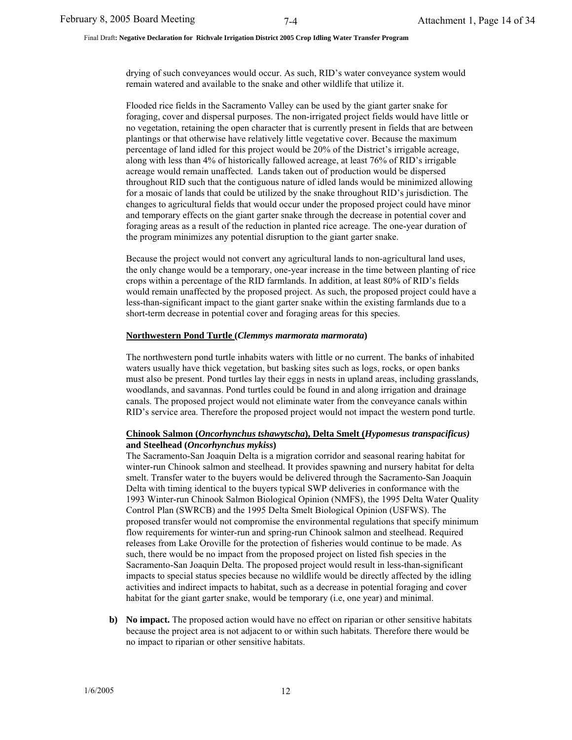drying of such conveyances would occur. As such, RID's water conveyance system would remain watered and available to the snake and other wildlife that utilize it.

Flooded rice fields in the Sacramento Valley can be used by the giant garter snake for foraging, cover and dispersal purposes. The non-irrigated project fields would have little or no vegetation, retaining the open character that is currently present in fields that are between plantings or that otherwise have relatively little vegetative cover. Because the maximum percentage of land idled for this project would be 20% of the District's irrigable acreage, along with less than 4% of historically fallowed acreage, at least 76% of RID's irrigable acreage would remain unaffected. Lands taken out of production would be dispersed throughout RID such that the contiguous nature of idled lands would be minimized allowing for a mosaic of lands that could be utilized by the snake throughout RID's jurisdiction. The changes to agricultural fields that would occur under the proposed project could have minor and temporary effects on the giant garter snake through the decrease in potential cover and foraging areas as a result of the reduction in planted rice acreage. The one-year duration of the program minimizes any potential disruption to the giant garter snake.

Because the project would not convert any agricultural lands to non-agricultural land uses, the only change would be a temporary, one-year increase in the time between planting of rice crops within a percentage of the RID farmlands. In addition, at least 80% of RID's fields would remain unaffected by the proposed project. As such, the proposed project could have a less-than-significant impact to the giant garter snake within the existing farmlands due to a short-term decrease in potential cover and foraging areas for this species.

**Northwestern Pond Turtle (*Clemmys marmorata marmorata*)**

The northwestern pond turtle inhabits waters with little or no current. The banks of inhabited waters usually have thick vegetation, but basking sites such as logs, rocks, or open banks must also be present. Pond turtles lay their eggs in nests in upland areas, including grasslands, woodlands, and savannas. Pond turtles could be found in and along irrigation and drainage canals. The proposed project would not eliminate water from the conveyance canals within RID's service area. Therefore the proposed project would not impact the western pond turtle.

**Chinook Salmon (*Oncorhynchus tshawytscha*), Delta Smelt (*Hypomesus transpacificus*) and Steelhead (*Oncorhynchus mykiss*)**

The Sacramento-San Joaquin Delta is a migration corridor and seasonal rearing habitat for winter-run Chinook salmon and steelhead. It provides spawning and nursery habitat for delta smelt. Transfer water to the buyers would be delivered through the Sacramento-San Joaquin Delta with timing identical to the buyers typical SWP deliveries in conformance with the 1993 Winter-run Chinook Salmon Biological Opinion (NMFS), the 1995 Delta Water Quality Control Plan (SWRCB) and the 1995 Delta Smelt Biological Opinion (USFWS). The proposed transfer would not compromise the environmental regulations that specify minimum flow requirements for winter-run and spring-run Chinook salmon and steelhead. Required releases from Lake Oroville for the protection of fisheries would continue to be made. As such, there would be no impact from the proposed project on listed fish species in the Sacramento-San Joaquin Delta. The proposed project would result in less-than-significant impacts to special status species because no wildlife would be directly affected by the idling activities and indirect impacts to habitat, such as a decrease in potential foraging and cover habitat for the giant garter snake, would be temporary (i.e, one year) and minimal.

**b) No impact.** The proposed action would have no effect on riparian or other sensitive habitats because the project area is not adjacent to or within such habitats. Therefore there would be no impact to riparian or other sensitive habitats.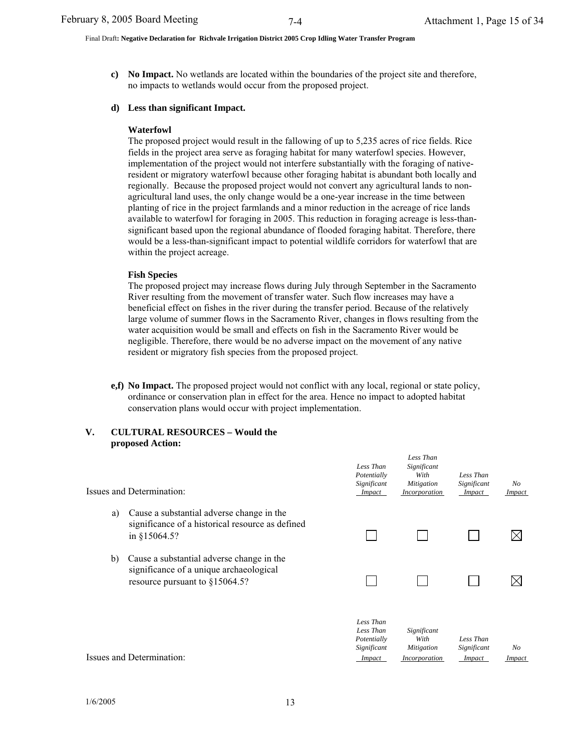**c) No Impact.** No wetlands are located within the boundaries of the project site and therefore, no impacts to wetlands would occur from the proposed project.

**d) Less than significant Impact.**

**Waterfowl**

The proposed project would result in the fallowing of up to 5,235 acres of rice fields. Rice fields in the project area serve as foraging habitat for many waterfowl species. However, implementation of the project would not interfere substantially with the foraging of native-resident or migratory waterfowl because other foraging habitat is abundant both locally and regionally. Because the proposed project would not convert any agricultural lands to non-agricultural land uses, the only change would be a one-year increase in the time between planting of rice in the project farmlands and a minor reduction in the acreage of rice lands available to waterfowl for foraging in 2005. This reduction in foraging acreage is less-than-significant based upon the regional abundance of flooded foraging habitat. Therefore, there would be a less-than-significant impact to potential wildlife corridors for waterfowl that are within the project acreage.

**Fish Species**

The proposed project may increase flows during July through September in the Sacramento River resulting from the movement of transfer water. Such flow increases may have a beneficial effect on fishes in the river during the transfer period. Because of the relatively large volume of summer flows in the Sacramento River, changes in flows resulting from the water acquisition would be small and effects on fish in the Sacramento River would be negligible. Therefore, there would be no adverse impact on the movement of any native resident or migratory fish species from the proposed project.

**e,f) No Impact.** The proposed project would not conflict with any local, regional or state policy, ordinance or conservation plan in effect for the area. Hence no impact to adopted habitat conservation plans would occur with project implementation.

## V. CULTURAL RESOURCES – Would the proposed Action:

| Issues and Determination: | *Less Than Potentially Significant Impact* | *Less Than Significant With Mitigation Incorporation* | *Less Than Significant Impact* | *No Impact* |
|---|---|---|---|---|
| a) Cause a substantial adverse change in the significance of a historical resource as defined in §15064.5? | ☐ | ☐ | ☐ | ☒ |
| b) Cause a substantial adverse change in the significance of a unique archaeological resource pursuant to §15064.5? | ☐ | ☐ | ☐ | ☒ |

| Issues and Determination: | *Less Than Less Than Potentially Significant Impact* | *Significant With Mitigation Incorporation* | *Less Than Significant Impact* | *No Impact* |
|---|---|---|---|---|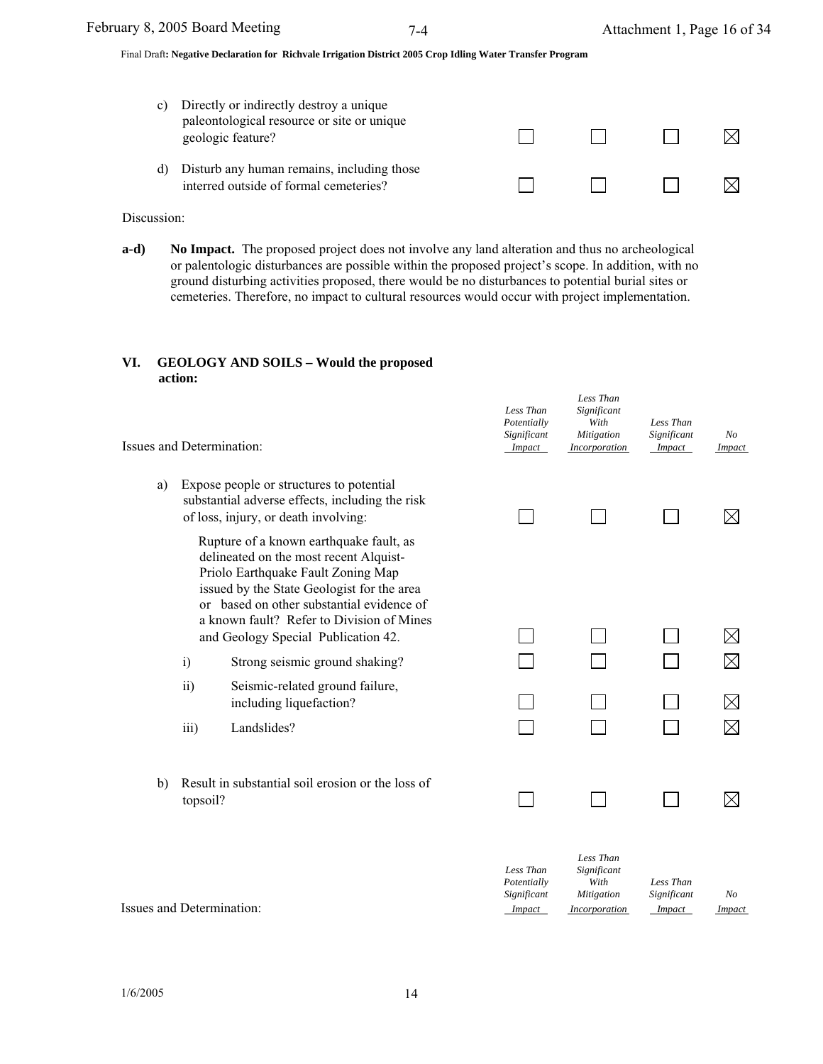| | Less Than Potentially Significant Impact | Less Than Significant With Mitigation Incorporation | Less Than Significant Impact | No Impact |
|---|---|---|---|---|
| c) Directly or indirectly destroy a unique paleontological resource or site or unique geologic feature? | ☐ | ☐ | ☐ | ☒ |
| d) Disturb any human remains, including those interred outside of formal cemeteries? | ☐ | ☐ | ☐ | ☒ |

Discussion:

**a-d)** **No Impact.** The proposed project does not involve any land alteration and thus no archeological or palentologic disturbances are possible within the proposed project's scope. In addition, with no ground disturbing activities proposed, there would be no disturbances to potential burial sites or cemeteries. Therefore, no impact to cultural resources would occur with project implementation.

## VI. GEOLOGY AND SOILS – Would the proposed action:

| Issues and Determination: | *Less Than Potentially Significant Impact* | *Less Than Significant With Mitigation Incorporation* | *Less Than Significant Impact* | *No Impact* |
|---|---|---|---|---|
| a) Expose people or structures to potential substantial adverse effects, including the risk of loss, injury, or death involving: | ☐ | ☐ | ☐ | ☒ |
| Rupture of a known earthquake fault, as delineated on the most recent Alquist-Priolo Earthquake Fault Zoning Map issued by the State Geologist for the area or based on other substantial evidence of a known fault? Refer to Division of Mines and Geology Special Publication 42. | ☐ | ☐ | ☐ | ☒ |
| i) Strong seismic ground shaking? | ☐ | ☐ | ☐ | ☒ |
| ii) Seismic-related ground failure, including liquefaction? | ☐ | ☐ | ☐ | ☒ |
| iii) Landslides? | ☐ | ☐ | ☐ | ☒ |
| b) Result in substantial soil erosion or the loss of topsoil? | ☐ | ☐ | ☐ | ☒ |

| Issues and Determination: | *Less Than Potentially Significant Impact* | *Less Than Significant With Mitigation Incorporation* | *Less Than Significant Impact* | *No Impact* |
|---|---|---|---|---|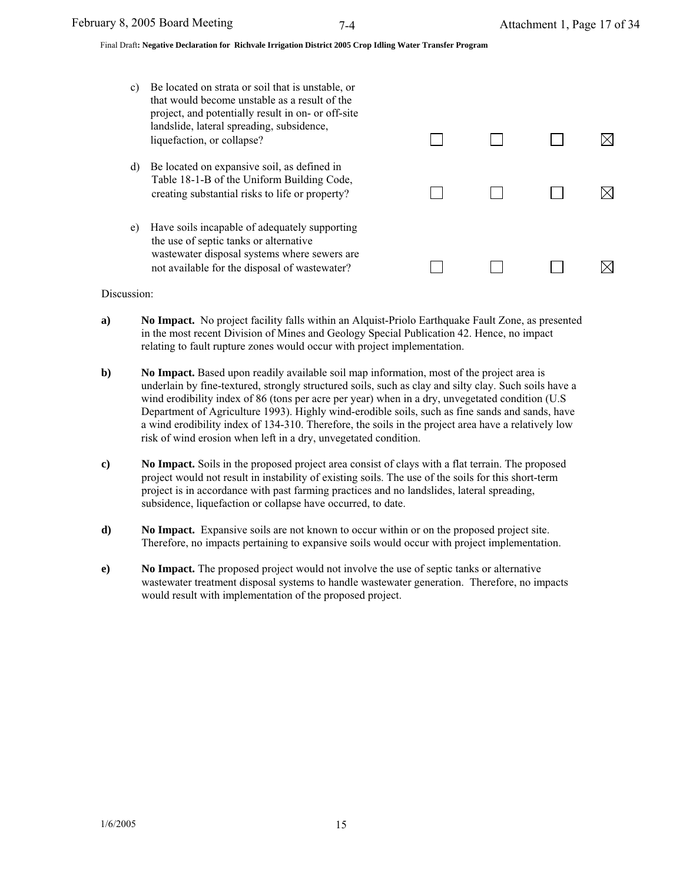| | | | | |
|---|---|---|---|---|
| c) Be located on strata or soil that is unstable, or that would become unstable as a result of the project, and potentially result in on- or off-site landslide, lateral spreading, subsidence, liquefaction, or collapse? | ☐ | ☐ | ☐ | ☒ |
| d) Be located on expansive soil, as defined in Table 18-1-B of the Uniform Building Code, creating substantial risks to life or property? | ☐ | ☐ | ☐ | ☒ |
| e) Have soils incapable of adequately supporting the use of septic tanks or alternative wastewater disposal systems where sewers are not available for the disposal of wastewater? | ☐ | ☐ | ☐ | ☒ |

Discussion:

**a)** **No Impact.** No project facility falls within an Alquist-Priolo Earthquake Fault Zone, as presented in the most recent Division of Mines and Geology Special Publication 42. Hence, no impact relating to fault rupture zones would occur with project implementation.

**b)** **No Impact.** Based upon readily available soil map information, most of the project area is underlain by fine-textured, strongly structured soils, such as clay and silty clay. Such soils have a wind erodibility index of 86 (tons per acre per year) when in a dry, unvegetated condition (U.S Department of Agriculture 1993). Highly wind-erodible soils, such as fine sands and sands, have a wind erodibility index of 134-310. Therefore, the soils in the project area have a relatively low risk of wind erosion when left in a dry, unvegetated condition.

**c)** **No Impact.** Soils in the proposed project area consist of clays with a flat terrain. The proposed project would not result in instability of existing soils. The use of the soils for this short-term project is in accordance with past farming practices and no landslides, lateral spreading, subsidence, liquefaction or collapse have occurred, to date.

**d)** **No Impact.** Expansive soils are not known to occur within or on the proposed project site. Therefore, no impacts pertaining to expansive soils would occur with project implementation.

**e)** **No Impact.** The proposed project would not involve the use of septic tanks or alternative wastewater treatment disposal systems to handle wastewater generation. Therefore, no impacts would result with implementation of the proposed project.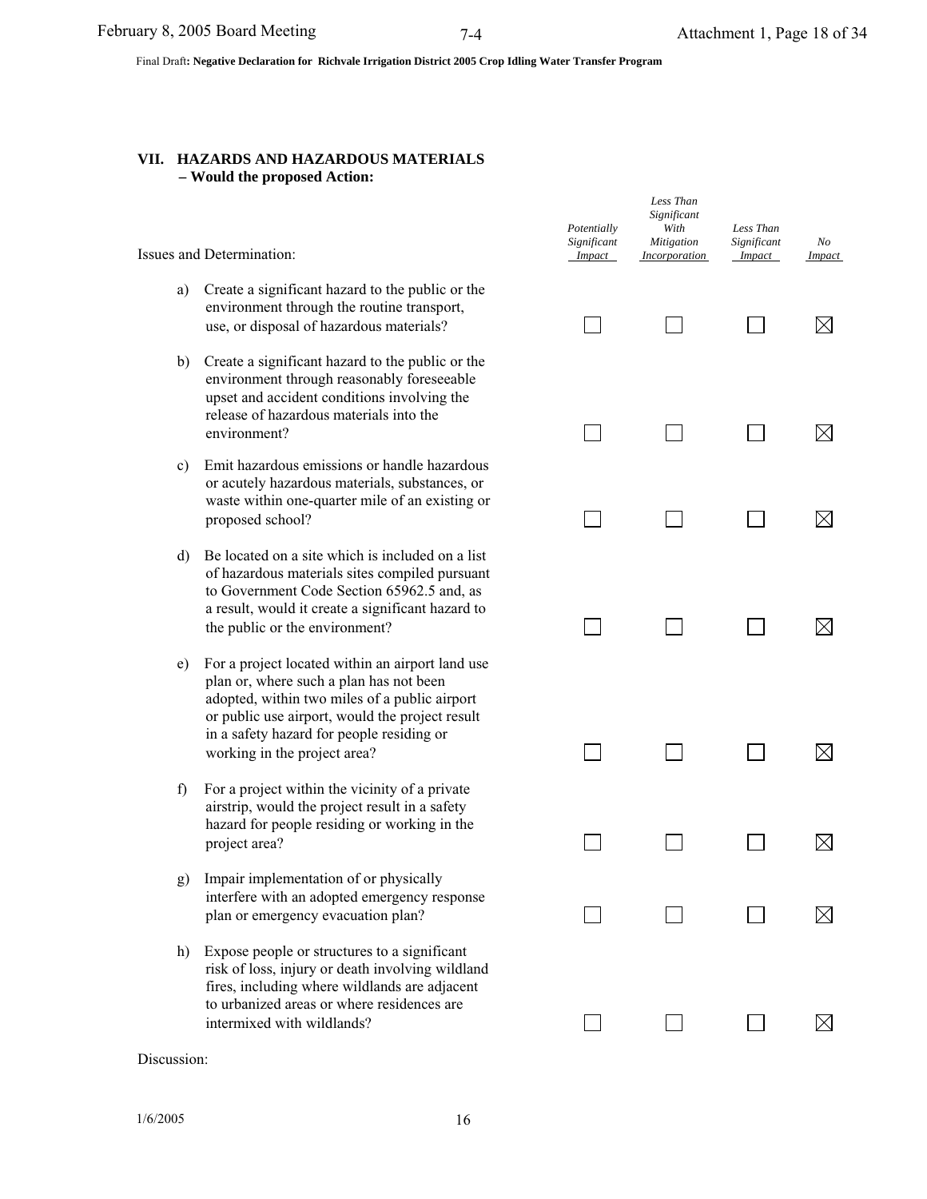## VII. HAZARDS AND HAZARDOUS MATERIALS – Would the proposed Action:

| Issues and Determination: | *Potentially Significant Impact* | *Less Than Significant With Mitigation Incorporation* | *Less Than Significant Impact* | *No Impact* |
|---|---|---|---|---|
| a) Create a significant hazard to the public or the environment through the routine transport, use, or disposal of hazardous materials? | ☐ | ☐ | ☐ | ☒ |
| b) Create a significant hazard to the public or the environment through reasonably foreseeable upset and accident conditions involving the release of hazardous materials into the environment? | ☐ | ☐ | ☐ | ☒ |
| c) Emit hazardous emissions or handle hazardous or acutely hazardous materials, substances, or waste within one-quarter mile of an existing or proposed school? | ☐ | ☐ | ☐ | ☒ |
| d) Be located on a site which is included on a list of hazardous materials sites compiled pursuant to Government Code Section 65962.5 and, as a result, would it create a significant hazard to the public or the environment? | ☐ | ☐ | ☐ | ☒ |
| e) For a project located within an airport land use plan or, where such a plan has not been adopted, within two miles of a public airport or public use airport, would the project result in a safety hazard for people residing or working in the project area? | ☐ | ☐ | ☐ | ☒ |
| f) For a project within the vicinity of a private airstrip, would the project result in a safety hazard for people residing or working in the project area? | ☐ | ☐ | ☐ | ☒ |
| g) Impair implementation of or physically interfere with an adopted emergency response plan or emergency evacuation plan? | ☐ | ☐ | ☐ | ☒ |
| h) Expose people or structures to a significant risk of loss, injury or death involving wildland fires, including where wildlands are adjacent to urbanized areas or where residences are intermixed with wildlands? | ☐ | ☐ | ☐ | ☒ |

Discussion: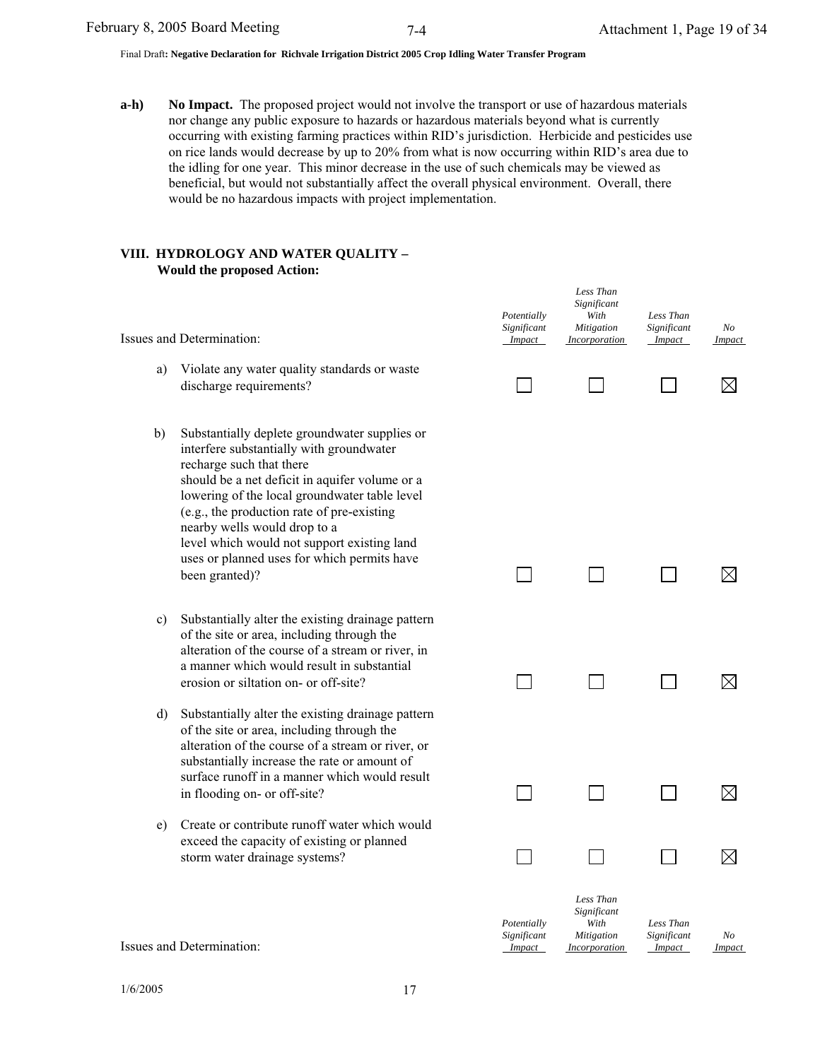**a-h) No Impact.** The proposed project would not involve the transport or use of hazardous materials nor change any public exposure to hazards or hazardous materials beyond what is currently occurring with existing farming practices within RID's jurisdiction. Herbicide and pesticides use on rice lands would decrease by up to 20% from what is now occurring within RID's area due to the idling for one year. This minor decrease in the use of such chemicals may be viewed as beneficial, but would not substantially affect the overall physical environment. Overall, there would be no hazardous impacts with project implementation.

## VIII. HYDROLOGY AND WATER QUALITY – Would the proposed Action:

| Issues and Determination: | *Potentially Significant Impact* | *Less Than Significant With Mitigation Incorporation* | *Less Than Significant Impact* | *No Impact* |
|---|---|---|---|---|
| a) Violate any water quality standards or waste discharge requirements? | ☐ | ☐ | ☐ | ☒ |
| b) Substantially deplete groundwater supplies or interfere substantially with groundwater recharge such that there should be a net deficit in aquifer volume or a lowering of the local groundwater table level (e.g., the production rate of pre-existing nearby wells would drop to a level which would not support existing land uses or planned uses for which permits have been granted)? | ☐ | ☐ | ☐ | ☒ |
| c) Substantially alter the existing drainage pattern of the site or area, including through the alteration of the course of a stream or river, in a manner which would result in substantial erosion or siltation on- or off-site? | ☐ | ☐ | ☐ | ☒ |
| d) Substantially alter the existing drainage pattern of the site or area, including through the alteration of the course of a stream or river, or substantially increase the rate or amount of surface runoff in a manner which would result in flooding on- or off-site? | ☐ | ☐ | ☐ | ☒ |
| e) Create or contribute runoff water which would exceed the capacity of existing or planned storm water drainage systems? | ☐ | ☐ | ☐ | ☒ |

| Issues and Determination: | *Potentially Significant Impact* | *Less Than Significant With Mitigation Incorporation* | *Less Than Significant Impact* | *No Impact* |
|---|---|---|---|---|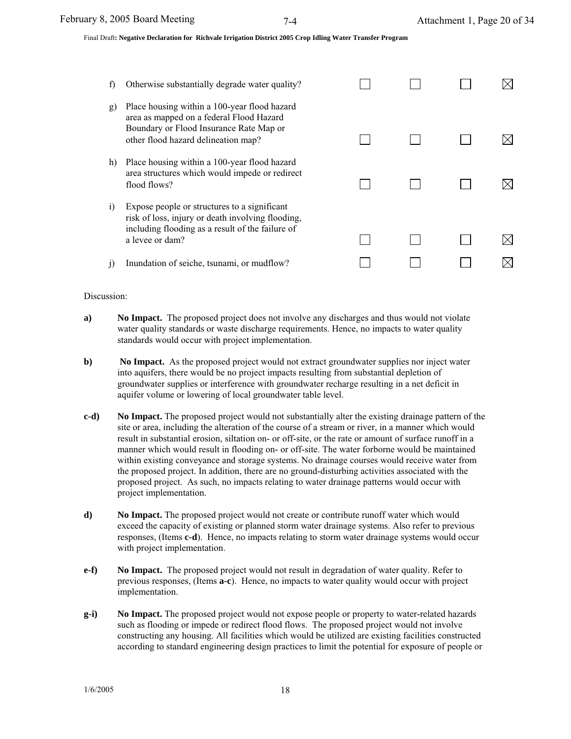| | | | | | |
|---|---|---|---|---|---|
| f) | Otherwise substantially degrade water quality? | ☐ | ☐ | ☐ | ☒ |
| g) | Place housing within a 100-year flood hazard area as mapped on a federal Flood Hazard Boundary or Flood Insurance Rate Map or other flood hazard delineation map? | ☐ | ☐ | ☐ | ☒ |
| h) | Place housing within a 100-year flood hazard area structures which would impede or redirect flood flows? | ☐ | ☐ | ☐ | ☒ |
| i) | Expose people or structures to a significant risk of loss, injury or death involving flooding, including flooding as a result of the failure of a levee or dam? | ☐ | ☐ | ☐ | ☒ |
| j) | Inundation of seiche, tsunami, or mudflow? | ☐ | ☐ | ☐ | ☒ |

Discussion:

**a)** **No Impact.** The proposed project does not involve any discharges and thus would not violate water quality standards or waste discharge requirements. Hence, no impacts to water quality standards would occur with project implementation.

**b)** **No Impact.** As the proposed project would not extract groundwater supplies nor inject water into aquifers, there would be no project impacts resulting from substantial depletion of groundwater supplies or interference with groundwater recharge resulting in a net deficit in aquifer volume or lowering of local groundwater table level.

**c-d)** **No Impact.** The proposed project would not substantially alter the existing drainage pattern of the site or area, including the alteration of the course of a stream or river, in a manner which would result in substantial erosion, siltation on- or off-site, or the rate or amount of surface runoff in a manner which would result in flooding on- or off-site. The water forborne would be maintained within existing conveyance and storage systems. No drainage courses would receive water from the proposed project. In addition, there are no ground-disturbing activities associated with the proposed project. As such, no impacts relating to water drainage patterns would occur with project implementation.

**d)** **No Impact.** The proposed project would not create or contribute runoff water which would exceed the capacity of existing or planned storm water drainage systems. Also refer to previous responses, (Items **c-d**). Hence, no impacts relating to storm water drainage systems would occur with project implementation.

**e-f)** **No Impact.** The proposed project would not result in degradation of water quality. Refer to previous responses, (Items **a-c**). Hence, no impacts to water quality would occur with project implementation.

**g-i)** **No Impact.** The proposed project would not expose people or property to water-related hazards such as flooding or impede or redirect flood flows. The proposed project would not involve constructing any housing. All facilities which would be utilized are existing facilities constructed according to standard engineering design practices to limit the potential for exposure of people or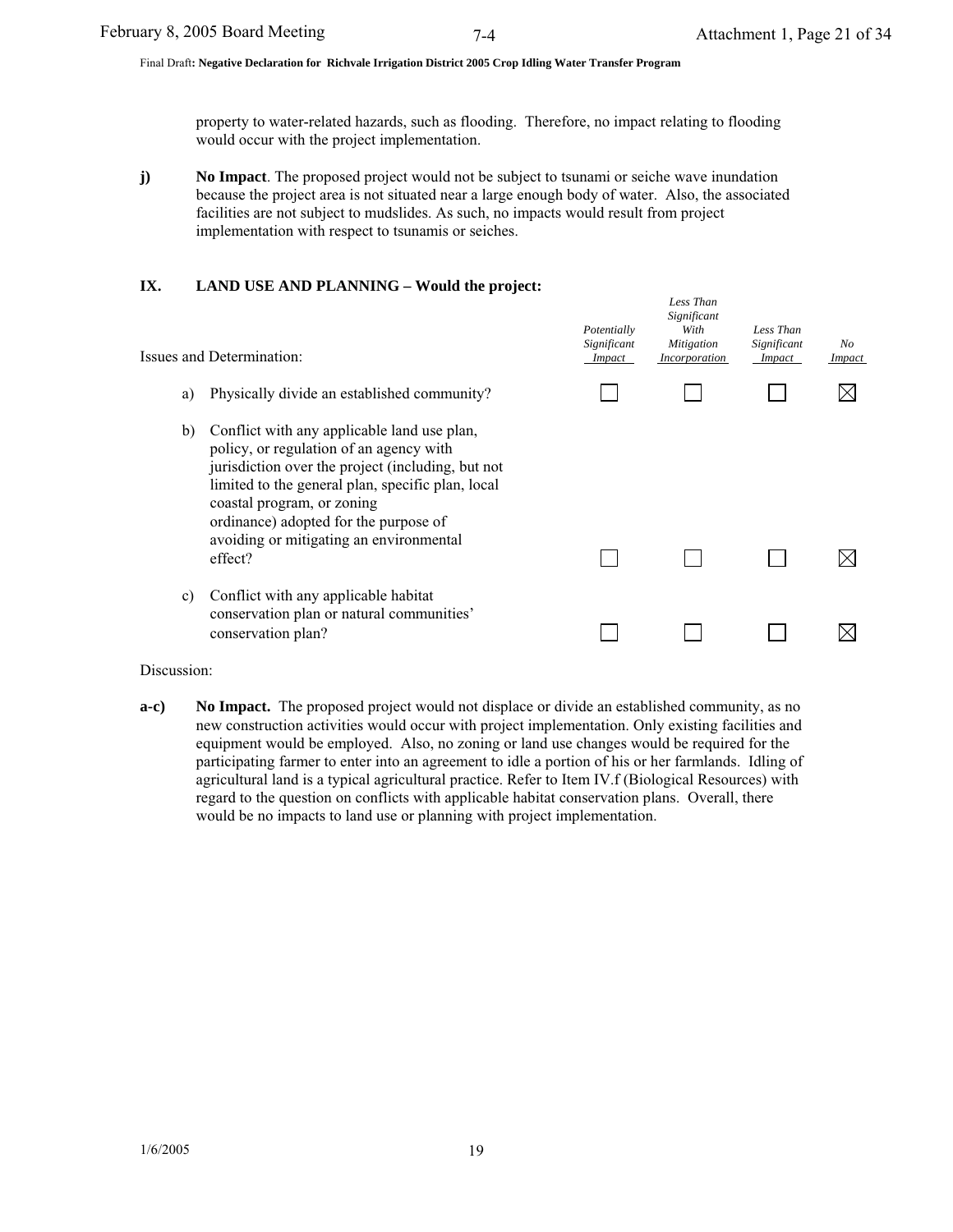property to water-related hazards, such as flooding. Therefore, no impact relating to flooding would occur with the project implementation.

**j)** **No Impact**. The proposed project would not be subject to tsunami or seiche wave inundation because the project area is not situated near a large enough body of water. Also, the associated facilities are not subject to mudslides. As such, no impacts would result from project implementation with respect to tsunamis or seiches.

## IX. LAND USE AND PLANNING – Would the project:

| Issues and Determination: | *Potentially Significant Impact* | *Less Than Significant With Mitigation Incorporation* | *Less Than Significant Impact* | *No Impact* |
|---|---|---|---|---|
| a) Physically divide an established community? | ☐ | ☐ | ☐ | ☒ |
| b) Conflict with any applicable land use plan, policy, or regulation of an agency with jurisdiction over the project (including, but not limited to the general plan, specific plan, local coastal program, or zoning ordinance) adopted for the purpose of avoiding or mitigating an environmental effect? | ☐ | ☐ | ☐ | ☒ |
| c) Conflict with any applicable habitat conservation plan or natural communities' conservation plan? | ☐ | ☐ | ☐ | ☒ |

Discussion:

**a-c)** **No Impact.** The proposed project would not displace or divide an established community, as no new construction activities would occur with project implementation. Only existing facilities and equipment would be employed. Also, no zoning or land use changes would be required for the participating farmer to enter into an agreement to idle a portion of his or her farmlands. Idling of agricultural land is a typical agricultural practice. Refer to Item IV.f (Biological Resources) with regard to the question on conflicts with applicable habitat conservation plans. Overall, there would be no impacts to land use or planning with project implementation.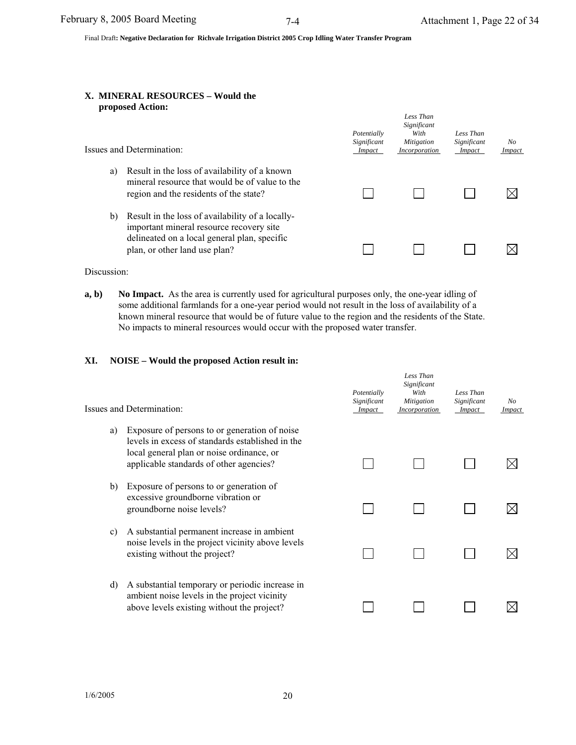## X. MINERAL RESOURCES – Would the proposed Action:

| Issues and Determination: | *Potentially Significant Impact* | *Less Than Significant With Mitigation Incorporation* | *Less Than Significant Impact* | *No Impact* |
|---|---|---|---|---|
| a) Result in the loss of availability of a known mineral resource that would be of value to the region and the residents of the state? | ☐ | ☐ | ☐ | ☒ |
| b) Result in the loss of availability of a locally-important mineral resource recovery site delineated on a local general plan, specific plan, or other land use plan? | ☐ | ☐ | ☐ | ☒ |

Discussion:

**a, b)** **No Impact.** As the area is currently used for agricultural purposes only, the one-year idling of some additional farmlands for a one-year period would not result in the loss of availability of a known mineral resource that would be of future value to the region and the residents of the State. No impacts to mineral resources would occur with the proposed water transfer.

## XI. NOISE – Would the proposed Action result in:

| Issues and Determination: | *Potentially Significant Impact* | *Less Than Significant With Mitigation Incorporation* | *Less Than Significant Impact* | *No Impact* |
|---|---|---|---|---|
| a) Exposure of persons to or generation of noise levels in excess of standards established in the local general plan or noise ordinance, or applicable standards of other agencies? | ☐ | ☐ | ☐ | ☒ |
| b) Exposure of persons to or generation of excessive groundborne vibration or groundborne noise levels? | ☐ | ☐ | ☐ | ☒ |
| c) A substantial permanent increase in ambient noise levels in the project vicinity above levels existing without the project? | ☐ | ☐ | ☐ | ☒ |
| d) A substantial temporary or periodic increase in ambient noise levels in the project vicinity above levels existing without the project? | ☐ | ☐ | ☐ | ☒ |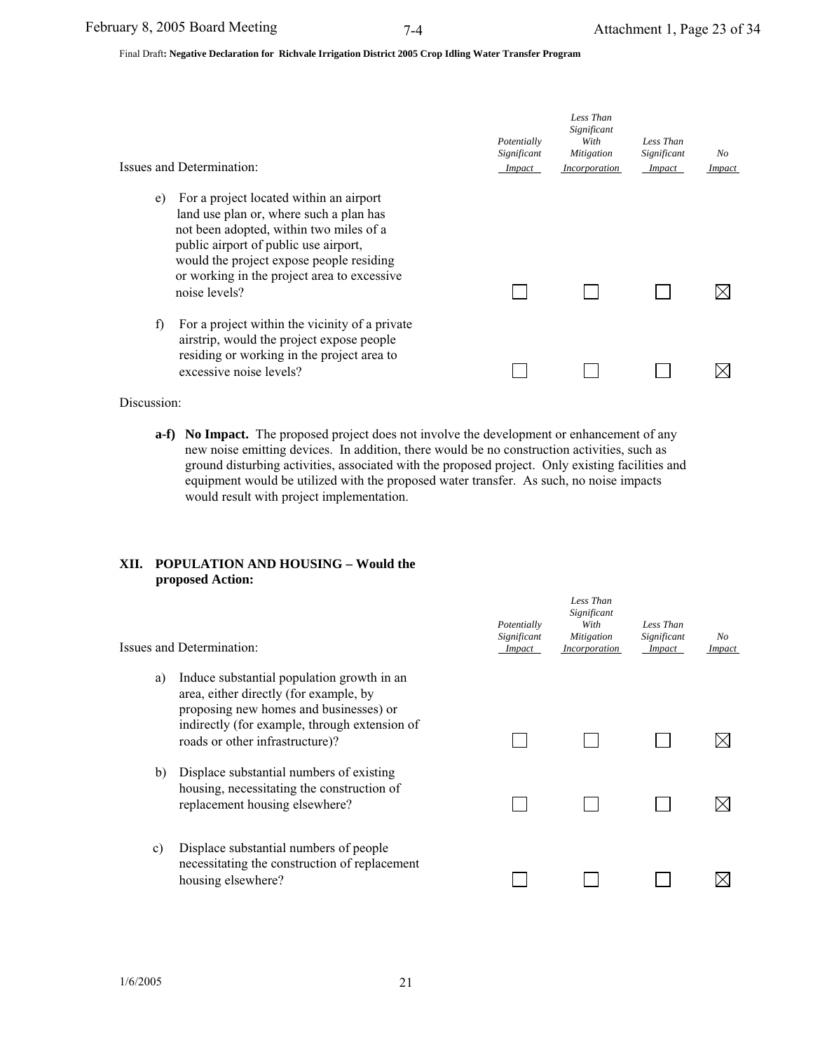| Issues and Determination: | Potentially Significant Impact | Less Than Significant With Mitigation Incorporation | Less Than Significant Impact | No Impact |
|---|---|---|---|---|
| e) For a project located within an airport land use plan or, where such a plan has not been adopted, within two miles of a public airport of public use airport, would the project expose people residing or working in the project area to excessive noise levels? | ☐ | ☐ | ☐ | ☒ |
| f) For a project within the vicinity of a private airstrip, would the project expose people residing or working in the project area to excessive noise levels? | ☐ | ☐ | ☐ | ☒ |

Discussion:

**a-f) No Impact.** The proposed project does not involve the development or enhancement of any new noise emitting devices. In addition, there would be no construction activities, such as ground disturbing activities, associated with the proposed project. Only existing facilities and equipment would be utilized with the proposed water transfer. As such, no noise impacts would result with project implementation.

## XII. POPULATION AND HOUSING – Would the proposed Action:

| Issues and Determination: | Potentially Significant Impact | Less Than Significant With Mitigation Incorporation | Less Than Significant Impact | No Impact |
|---|---|---|---|---|
| a) Induce substantial population growth in an area, either directly (for example, by proposing new homes and businesses) or indirectly (for example, through extension of roads or other infrastructure)? | ☐ | ☐ | ☐ | ☒ |
| b) Displace substantial numbers of existing housing, necessitating the construction of replacement housing elsewhere? | ☐ | ☐ | ☐ | ☒ |
| c) Displace substantial numbers of people necessitating the construction of replacement housing elsewhere? | ☐ | ☐ | ☐ | ☒ |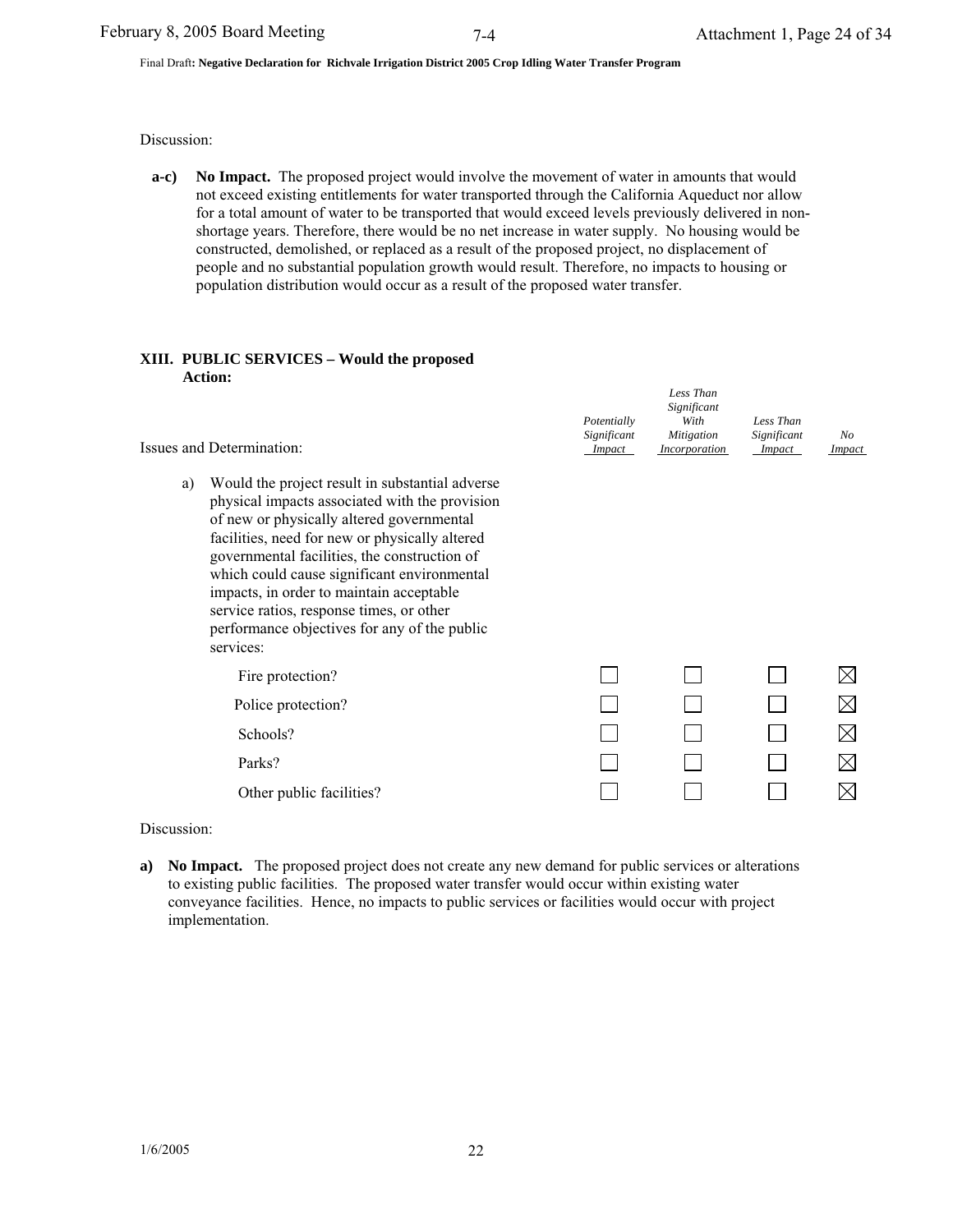Discussion:

**a-c) No Impact.** The proposed project would involve the movement of water in amounts that would not exceed existing entitlements for water transported through the California Aqueduct nor allow for a total amount of water to be transported that would exceed levels previously delivered in non-shortage years. Therefore, there would be no net increase in water supply. No housing would be constructed, demolished, or replaced as a result of the proposed project, no displacement of people and no substantial population growth would result. Therefore, no impacts to housing or population distribution would occur as a result of the proposed water transfer.

## XIII. PUBLIC SERVICES – Would the proposed Action:

| Issues and Determination: | *Potentially Significant Impact* | *Less Than Significant With Mitigation Incorporation* | *Less Than Significant Impact* | *No Impact* |
|---|---|---|---|---|
| a) Would the project result in substantial adverse physical impacts associated with the provision of new or physically altered governmental facilities, need for new or physically altered governmental facilities, the construction of which could cause significant environmental impacts, in order to maintain acceptable service ratios, response times, or other performance objectives for any of the public services: | | | | |
| Fire protection? | ☐ | ☐ | ☐ | ☒ |
| Police protection? | ☐ | ☐ | ☐ | ☒ |
| Schools? | ☐ | ☐ | ☐ | ☒ |
| Parks? | ☐ | ☐ | ☐ | ☒ |
| Other public facilities? | ☐ | ☐ | ☐ | ☒ |

Discussion:

**a) No Impact.** The proposed project does not create any new demand for public services or alterations to existing public facilities. The proposed water transfer would occur within existing water conveyance facilities. Hence, no impacts to public services or facilities would occur with project implementation.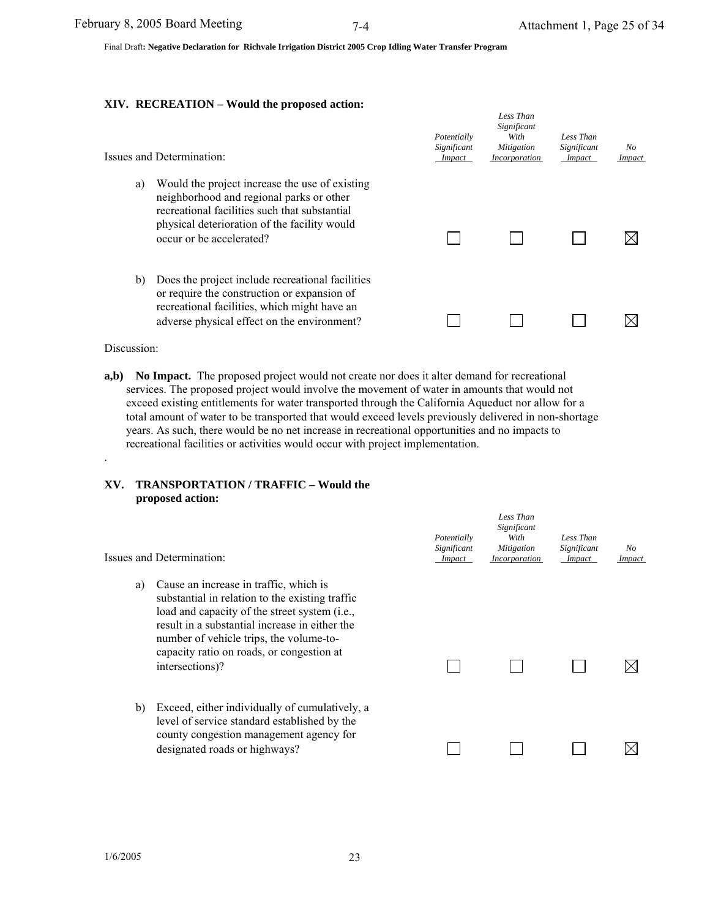## XIV. RECREATION – Would the proposed action:

| Issues and Determination: | Potentially Significant Impact | Less Than Significant With Mitigation Incorporation | Less Than Significant Impact | No Impact |
|---|---|---|---|---|
| a) Would the project increase the use of existing neighborhood and regional parks or other recreational facilities such that substantial physical deterioration of the facility would occur or be accelerated? | ☐ | ☐ | ☐ | ☒ |
| b) Does the project include recreational facilities or require the construction or expansion of recreational facilities, which might have an adverse physical effect on the environment? | ☐ | ☐ | ☐ | ☒ |

Discussion:

**a,b) No Impact.** The proposed project would not create nor does it alter demand for recreational services. The proposed project would involve the movement of water in amounts that would not exceed existing entitlements for water transported through the California Aqueduct nor allow for a total amount of water to be transported that would exceed levels previously delivered in non-shortage years. As such, there would be no net increase in recreational opportunities and no impacts to recreational facilities or activities would occur with project implementation.

.

## XV. TRANSPORTATION / TRAFFIC – Would the proposed action:

| Issues and Determination: | Potentially Significant Impact | Less Than Significant With Mitigation Incorporation | Less Than Significant Impact | No Impact |
|---|---|---|---|---|
| a) Cause an increase in traffic, which is substantial in relation to the existing traffic load and capacity of the street system (i.e., result in a substantial increase in either the number of vehicle trips, the volume-to-capacity ratio on roads, or congestion at intersections)? | ☐ | ☐ | ☐ | ☒ |
| b) Exceed, either individually of cumulatively, a level of service standard established by the county congestion management agency for designated roads or highways? | ☐ | ☐ | ☐ | ☒ |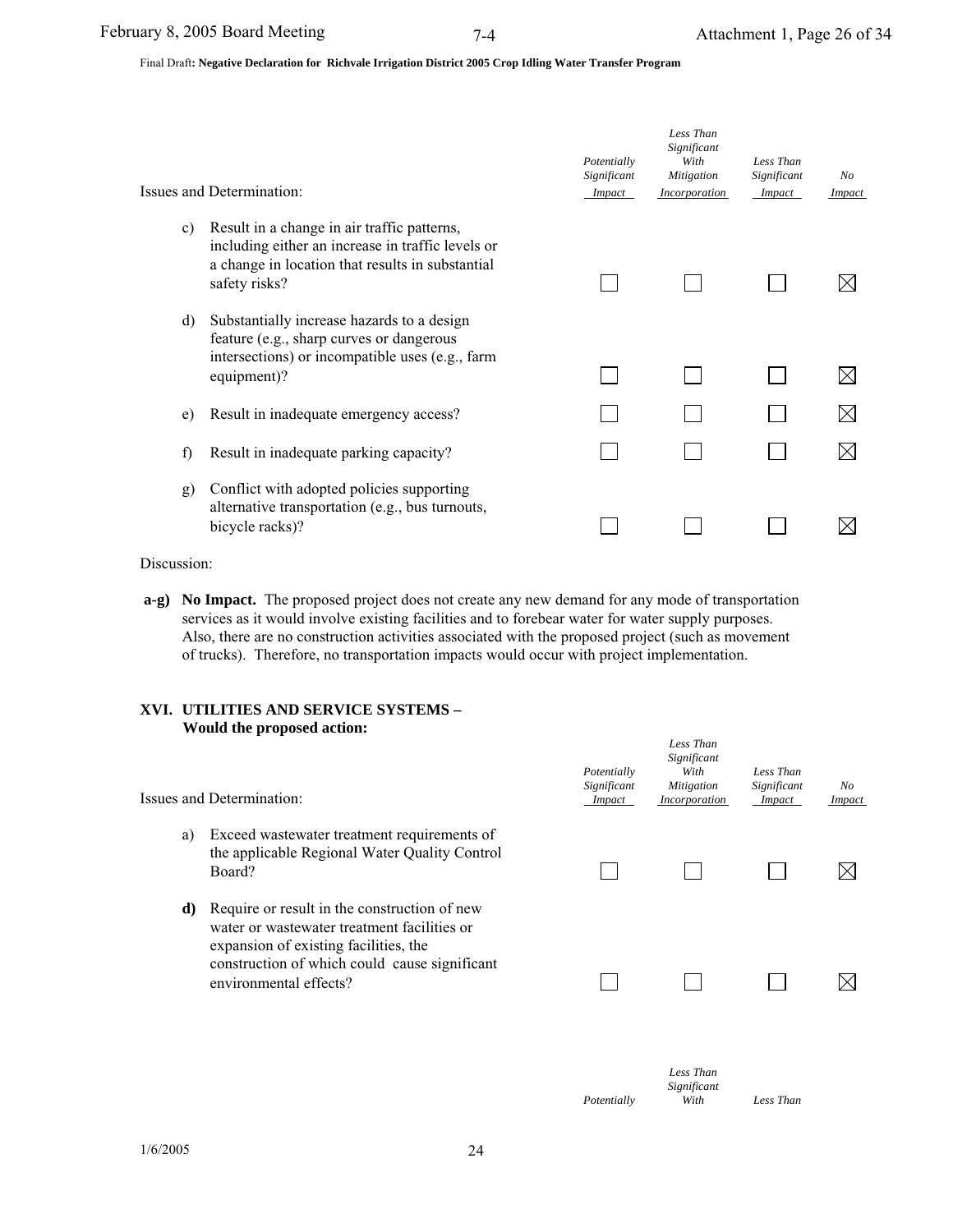Final Draft: **Negative Declaration for Richvale Irrigation District 2005 Crop Idling Water Transfer Program**

| Issues and Determination: | Potentially Significant Impact | Less Than Significant With Mitigation Incorporation | Less Than Significant Impact | No Impact |
|---|---|---|---|---|
| c) Result in a change in air traffic patterns, including either an increase in traffic levels or a change in location that results in substantial safety risks? | ☐ | ☐ | ☐ | ☒ |
| d) Substantially increase hazards to a design feature (e.g., sharp curves or dangerous intersections) or incompatible uses (e.g., farm equipment)? | ☐ | ☐ | ☐ | ☒ |
| e) Result in inadequate emergency access? | ☐ | ☐ | ☐ | ☒ |
| f) Result in inadequate parking capacity? | ☐ | ☐ | ☐ | ☒ |
| g) Conflict with adopted policies supporting alternative transportation (e.g., bus turnouts, bicycle racks)? | ☐ | ☐ | ☐ | ☒ |

Discussion:

**a-g) No Impact.** The proposed project does not create any new demand for any mode of transportation services as it would involve existing facilities and to forebear water for water supply purposes. Also, there are no construction activities associated with the proposed project (such as movement of trucks). Therefore, no transportation impacts would occur with project implementation.

## XVI. UTILITIES AND SERVICE SYSTEMS – Would the proposed action:

| Issues and Determination: | Potentially Significant Impact | Less Than Significant With Mitigation Incorporation | Less Than Significant Impact | No Impact |
|---|---|---|---|---|
| a) Exceed wastewater treatment requirements of the applicable Regional Water Quality Control Board? | ☐ | ☐ | ☐ | ☒ |
| **d)** Require or result in the construction of new water or wastewater treatment facilities or expansion of existing facilities, the construction of which could cause significant environmental effects? | ☐ | ☐ | ☐ | ☒ |

| | Potentially | Less Than Significant With | Less Than |
|---|---|---|---|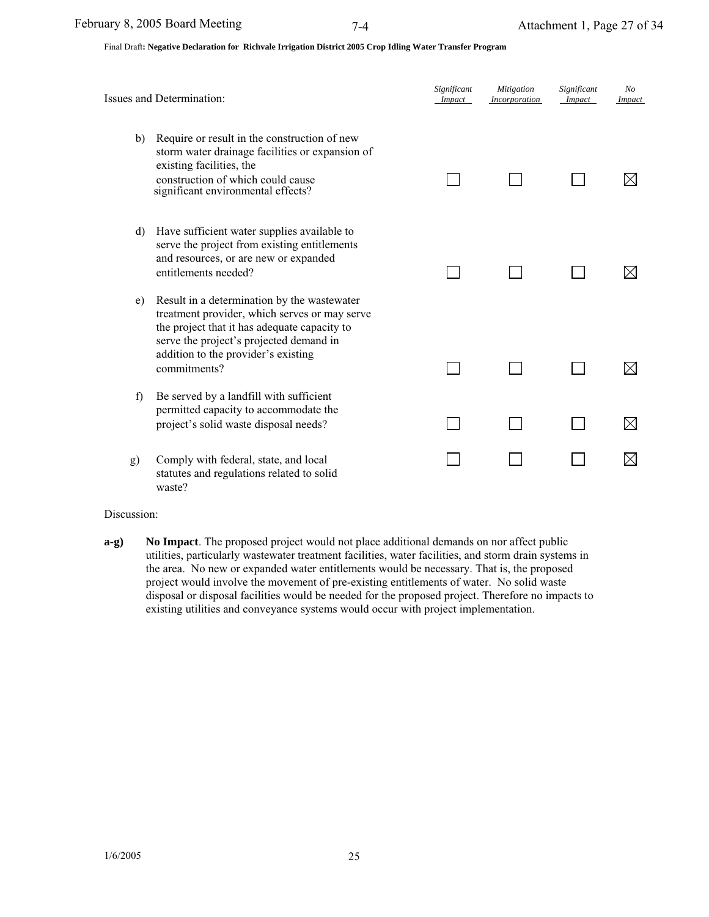Final Draft**: Negative Declaration for Richvale Irrigation District 2005 Crop Idling Water Transfer Program**

| Issues and Determination: | *Significant Impact* | *Mitigation Incorporation* | *Significant Impact* | *No Impact* |
|---|---|---|---|---|
| b) Require or result in the construction of new storm water drainage facilities or expansion of existing facilities, the construction of which could cause significant environmental effects? | ☐ | ☐ | ☐ | ☒ |
| d) Have sufficient water supplies available to serve the project from existing entitlements and resources, or are new or expanded entitlements needed? | ☐ | ☐ | ☐ | ☒ |
| e) Result in a determination by the wastewater treatment provider, which serves or may serve the project that it has adequate capacity to serve the project's projected demand in addition to the provider's existing commitments? | ☐ | ☐ | ☐ | ☒ |
| f) Be served by a landfill with sufficient permitted capacity to accommodate the project's solid waste disposal needs? | ☐ | ☐ | ☐ | ☒ |
| g) Comply with federal, state, and local statutes and regulations related to solid waste? | ☐ | ☐ | ☐ | ☒ |

Discussion:

**a-g)** **No Impact**. The proposed project would not place additional demands on nor affect public utilities, particularly wastewater treatment facilities, water facilities, and storm drain systems in the area. No new or expanded water entitlements would be necessary. That is, the proposed project would involve the movement of pre-existing entitlements of water. No solid waste disposal or disposal facilities would be needed for the proposed project. Therefore no impacts to existing utilities and conveyance systems would occur with project implementation.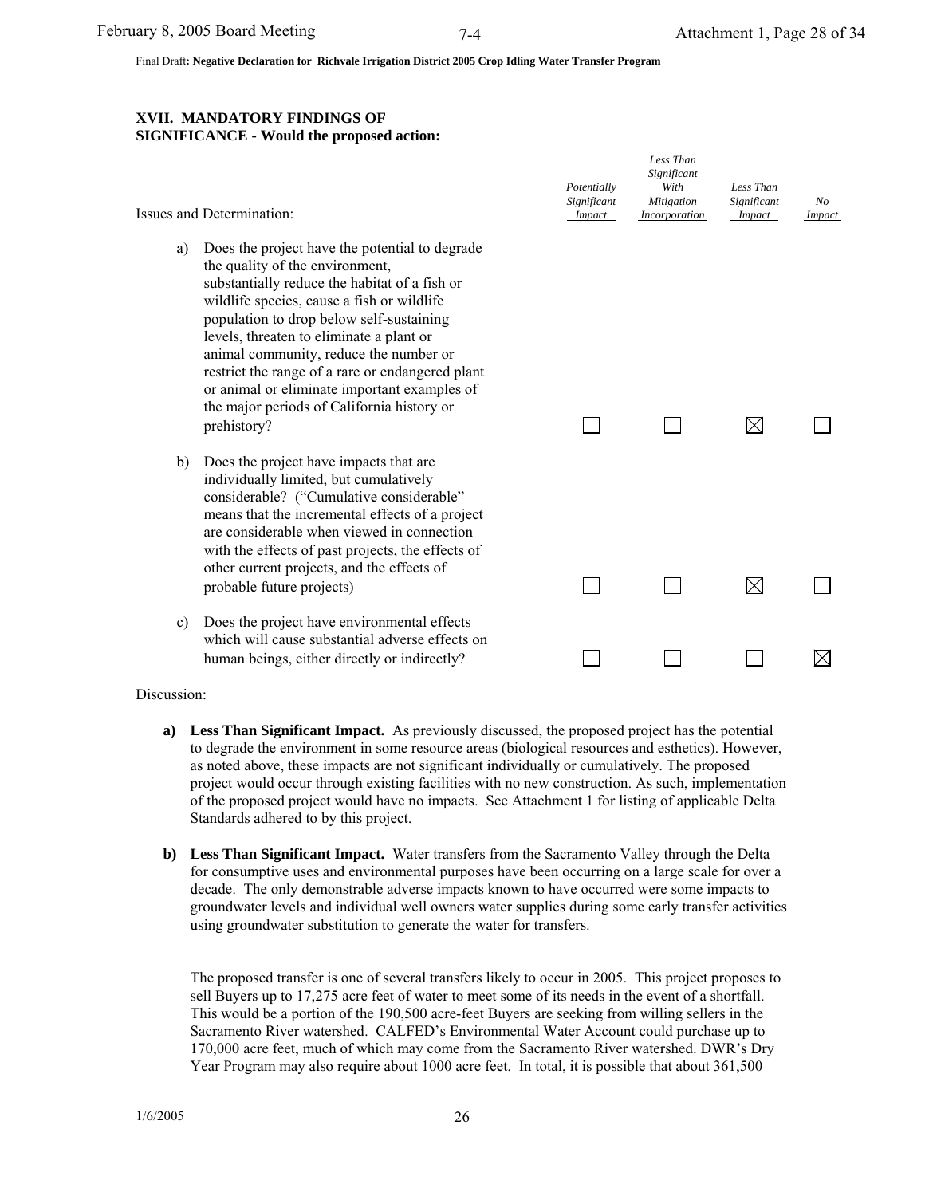Final Draft**: Negative Declaration for Richvale Irrigation District 2005 Crop Idling Water Transfer Program**

### XVII. MANDATORY FINDINGS OF SIGNIFICANCE - Would the proposed action:

| Issues and Determination: | *Potentially Significant Impact* | *Less Than Significant With Mitigation Incorporation* | *Less Than Significant Impact* | *No Impact* |
|---|---|---|---|---|
| a) Does the project have the potential to degrade the quality of the environment, substantially reduce the habitat of a fish or wildlife species, cause a fish or wildlife population to drop below self-sustaining levels, threaten to eliminate a plant or animal community, reduce the number or restrict the range of a rare or endangered plant or animal or eliminate important examples of the major periods of California history or prehistory? | ☐ | ☐ | ☒ | ☐ |
| b) Does the project have impacts that are individually limited, but cumulatively considerable? ("Cumulative considerable" means that the incremental effects of a project are considerable when viewed in connection with the effects of past projects, the effects of other current projects, and the effects of probable future projects) | ☐ | ☐ | ☒ | ☐ |
| c) Does the project have environmental effects which will cause substantial adverse effects on human beings, either directly or indirectly? | ☐ | ☐ | ☐ | ☒ |

Discussion:

**a) Less Than Significant Impact.** As previously discussed, the proposed project has the potential to degrade the environment in some resource areas (biological resources and esthetics). However, as noted above, these impacts are not significant individually or cumulatively. The proposed project would occur through existing facilities with no new construction. As such, implementation of the proposed project would have no impacts. See Attachment 1 for listing of applicable Delta Standards adhered to by this project.

**b) Less Than Significant Impact.** Water transfers from the Sacramento Valley through the Delta for consumptive uses and environmental purposes have been occurring on a large scale for over a decade. The only demonstrable adverse impacts known to have occurred were some impacts to groundwater levels and individual well owners water supplies during some early transfer activities using groundwater substitution to generate the water for transfers.

The proposed transfer is one of several transfers likely to occur in 2005. This project proposes to sell Buyers up to 17,275 acre feet of water to meet some of its needs in the event of a shortfall. This would be a portion of the 190,500 acre-feet Buyers are seeking from willing sellers in the Sacramento River watershed. CALFED's Environmental Water Account could purchase up to 170,000 acre feet, much of which may come from the Sacramento River watershed. DWR's Dry Year Program may also require about 1000 acre feet. In total, it is possible that about 361,500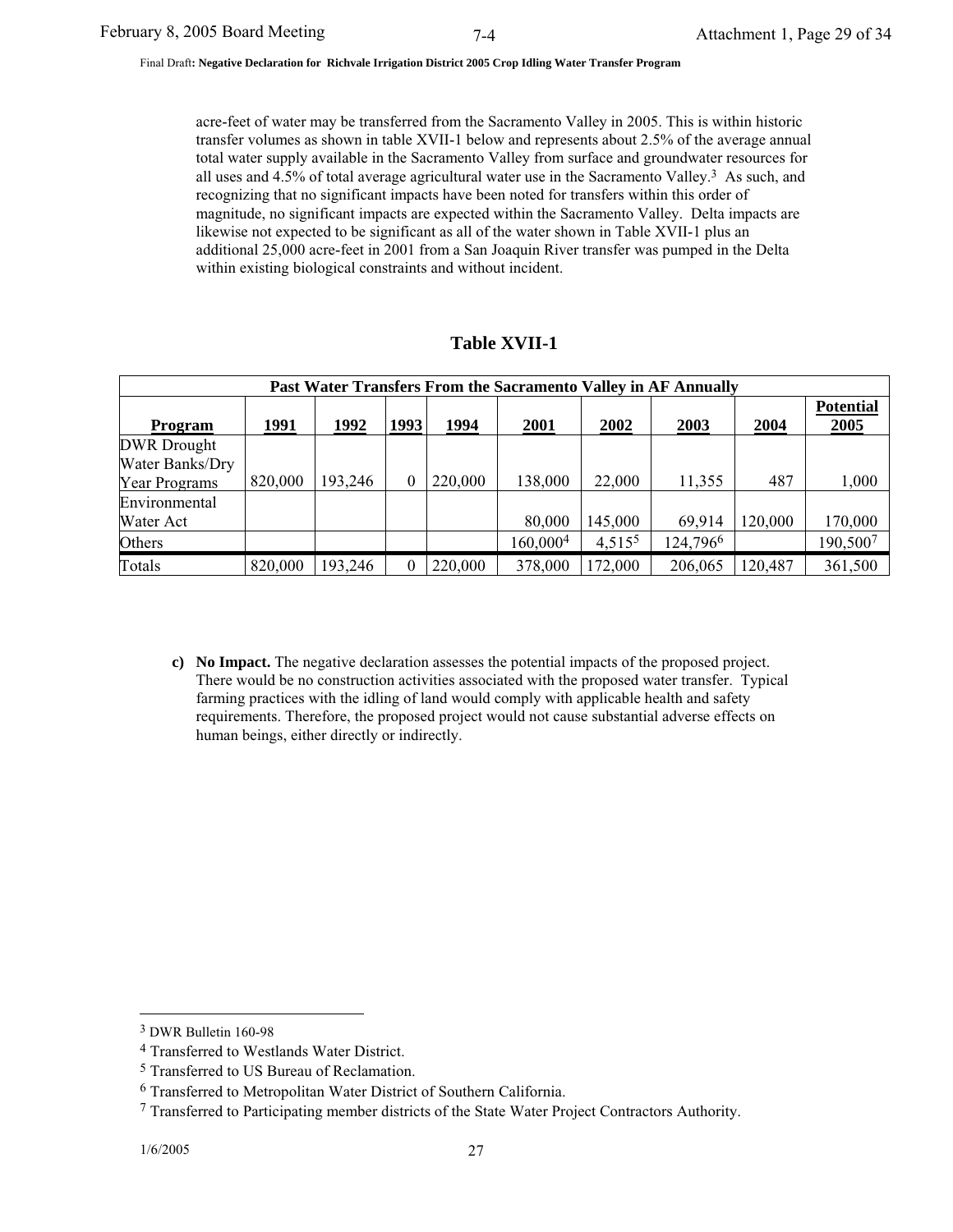acre-feet of water may be transferred from the Sacramento Valley in 2005. This is within historic transfer volumes as shown in table XVII-1 below and represents about 2.5% of the average annual total water supply available in the Sacramento Valley from surface and groundwater resources for all uses and 4.5% of total average agricultural water use in the Sacramento Valley.[3] As such, and recognizing that no significant impacts have been noted for transfers within this order of magnitude, no significant impacts are expected within the Sacramento Valley. Delta impacts are likewise not expected to be significant as all of the water shown in Table XVII-1 plus an additional 25,000 acre-feet in 2001 from a San Joaquin River transfer was pumped in the Delta within existing biological constraints and without incident.

## Table XVII-1

| Past Water Transfers From the Sacramento Valley in AF Annually | | | | | | | | | |
|---|---|---|---|---|---|---|---|---|---|
| **Program** | **1991** | **1992** | **1993** | **1994** | **2001** | **2002** | **2003** | **2004** | **Potential 2005** |
| DWR Drought Water Banks/Dry Year Programs | 820,000 | 193,246 | 0 | 220,000 | 138,000 | 22,000 | 11,355 | 487 | 1,000 |
| Environmental Water Act | | | | | 80,000 | 145,000 | 69,914 | 120,000 | 170,000 |
| Others | | | | | 160,000[4] | 4,515[5] | 124,796[6] | | 190,500[7] |
| Totals | 820,000 | 193,246 | 0 | 220,000 | 378,000 | 172,000 | 206,065 | 120,487 | 361,500 |

c) **No Impact.** The negative declaration assesses the potential impacts of the proposed project. There would be no construction activities associated with the proposed water transfer. Typical farming practices with the idling of land would comply with applicable health and safety requirements. Therefore, the proposed project would not cause substantial adverse effects on human beings, either directly or indirectly.

[3] DWR Bulletin 160-98

[4] Transferred to Westlands Water District.

[5] Transferred to US Bureau of Reclamation.

[6] Transferred to Metropolitan Water District of Southern California.

[7] Transferred to Participating member districts of the State Water Project Contractors Authority.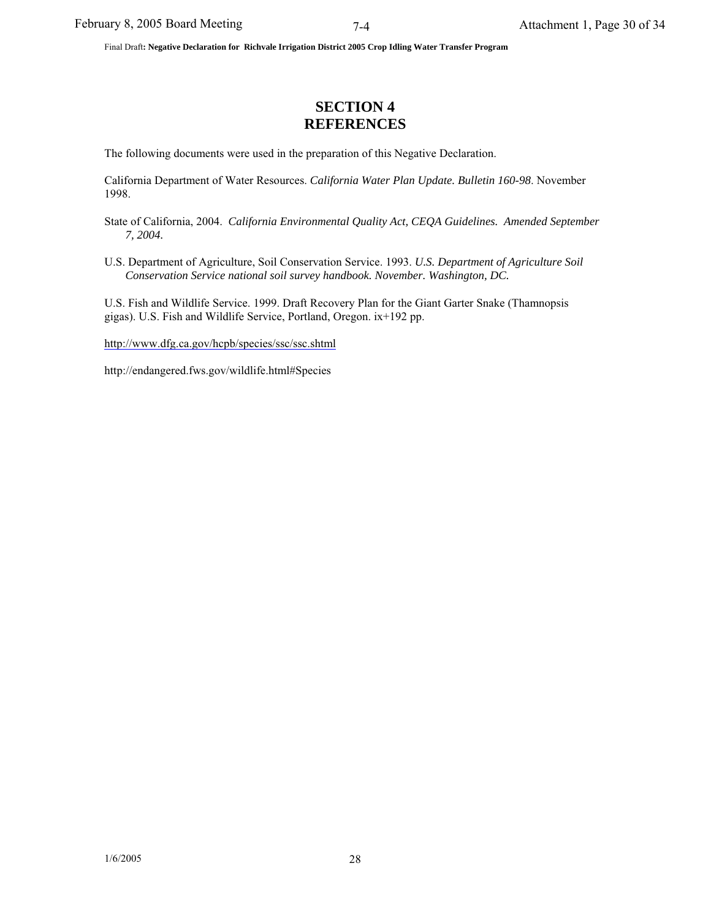# SECTION 4
# REFERENCES

The following documents were used in the preparation of this Negative Declaration.

California Department of Water Resources. *California Water Plan Update. Bulletin 160-98*. November 1998.

State of California, 2004. *California Environmental Quality Act, CEQA Guidelines. Amended September 7, 2004.*

U.S. Department of Agriculture, Soil Conservation Service. 1993. *U.S. Department of Agriculture Soil Conservation Service national soil survey handbook. November. Washington, DC.*

U.S. Fish and Wildlife Service. 1999. Draft Recovery Plan for the Giant Garter Snake (Thamnopsis gigas). U.S. Fish and Wildlife Service, Portland, Oregon. ix+192 pp.

http://www.dfg.ca.gov/hcpb/species/ssc/ssc.shtml

http://endangered.fws.gov/wildlife.html#Species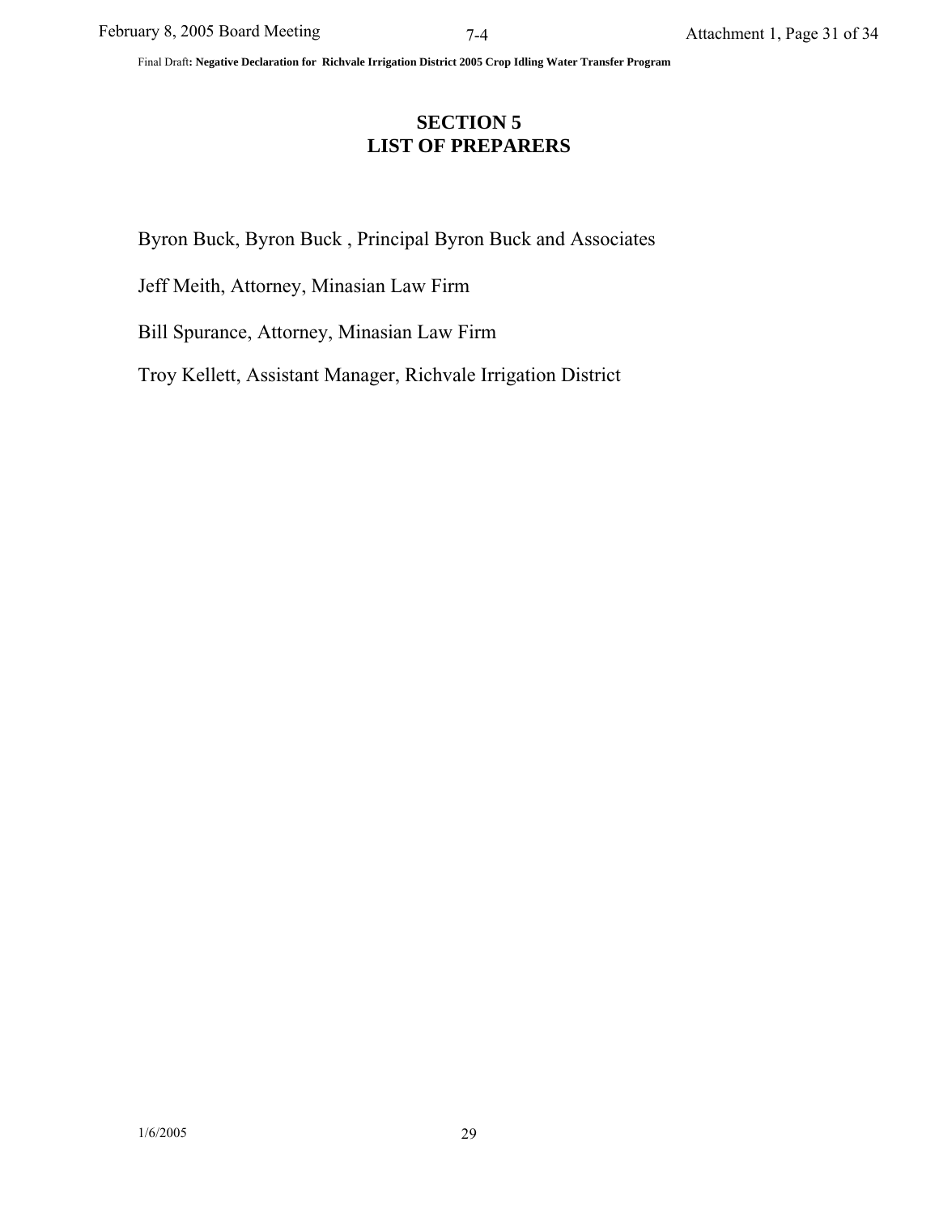# SECTION 5
# LIST OF PREPARERS

Byron Buck, Byron Buck , Principal Byron Buck and Associates

Jeff Meith, Attorney, Minasian Law Firm

Bill Spurance, Attorney, Minasian Law Firm

Troy Kellett, Assistant Manager, Richvale Irrigation District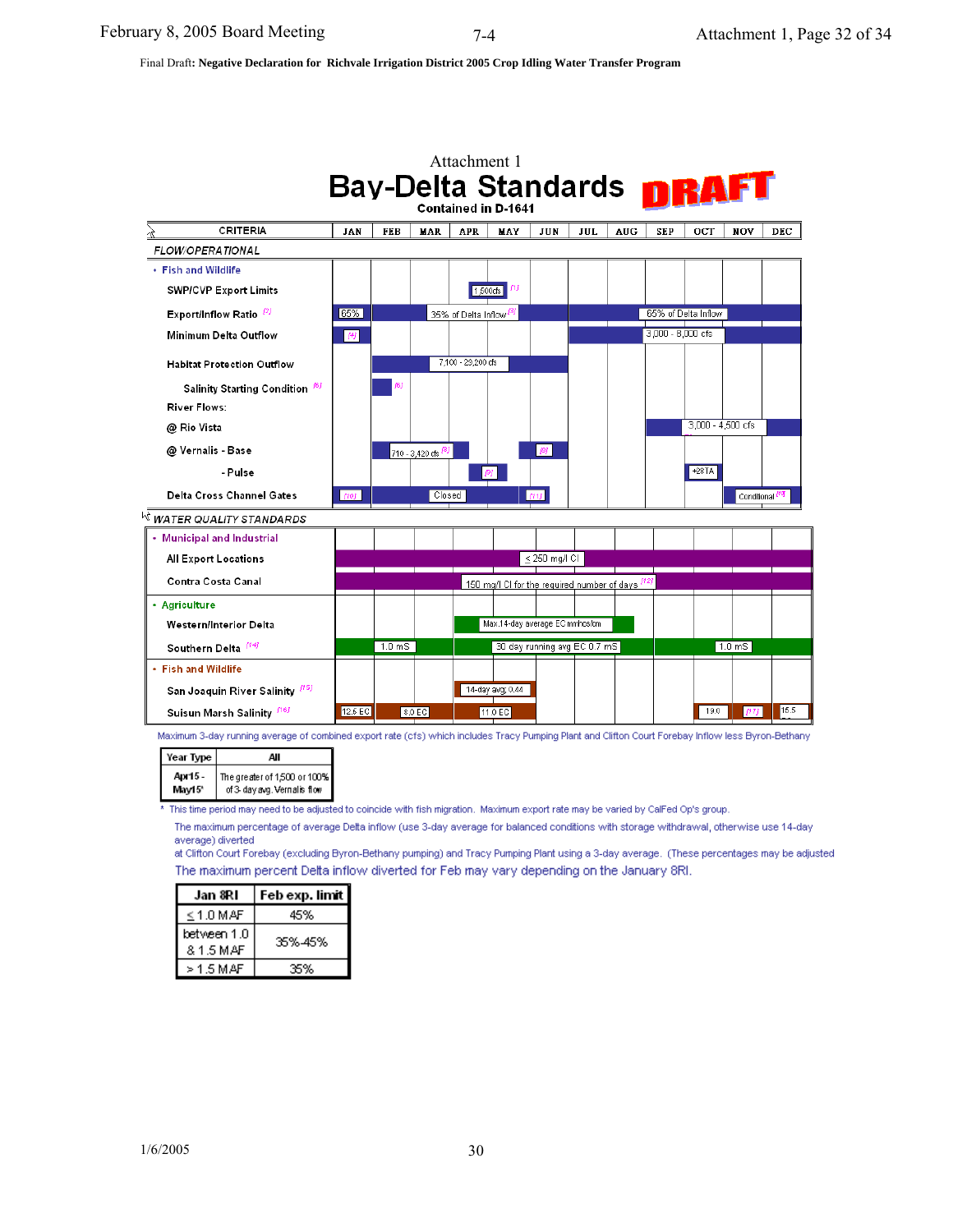Final Draft: **Negative Declaration for Richvale Irrigation District 2005 Crop Idling Water Transfer Program**

Attachment 1

# Bay-Delta Standards

**Contained in D-1641**

DRAFT

| CRITERIA | JAN | FEB | MAR | APR | MAY | JUN | JUL | AUG | SEP | OCT | NOV | DEC |
|---|---|---|---|---|---|---|---|---|---|---|---|---|
| *FLOW/OPERATIONAL* | | | | | | | | | | | | |
| • Fish and Wildlife | | | | | | | | | | | | |
| SWP/CVP Export Limits | | | | 1,500cfs [1] | | | | | | | | |
| Export/Inflow Ratio [2] | 65% | 35% of Delta Inflow [3] | | | | | 65% of Delta Inflow | | | | | |
| Minimum Delta Outflow | [4] | | | | | | 3,000 - 8,000 cfs | | | | | |
| Habitat Protection Outflow | | 7,100 - 29,200 cfs | | | | | | | | | | |
| Salinity Starting Condition [6] | | [6] | | | | | | | | | | |
| River Flows: | | | | | | | | | | | | |
| @ Rio Vista | | | | | | | | | 3,000 - 4,500 cfs | | | |
| @ Vernalis - Base | | 710 - 3,420 cfs [8] | | | | [8] | | | | | | |
| - Pulse | | | | [9] | | | | | | +28TA | | |
| Delta Cross Channel Gates | [10] | Closed | | | | [11] | | | | | Conditional [10] | |
| *WATER QUALITY STANDARDS* | | | | | | | | | | | | |
| • Municipal and Industrial | | | | | | | | | | | | |
| All Export Locations | ≤ 250 mg/l Cl | | | | | | | | | | | |
| Contra Costa Canal | 150 mg/l Cl for the required number of days [12] | | | | | | | | | | | |
| • Agriculture | | | | | | | | | | | | |
| Western/Interior Delta | | | | Max.14-day average EC mmhos/cm | | | | | | | | |
| Southern Delta [14] | 1.0 mS | | | 30 day running avg EC 0.7 mS | | | | | 1.0 mS | | | |
| • Fish and Wildlife | | | | | | | | | | | | |
| San Joaquin River Salinity [15] | | | | 14-day avg; 0.44 | | | | | | | | |
| Suisun Marsh Salinity [16] | 12.5 EC | 8.0 EC | | 11.0 EC | | | | | | 19.0 | [17] | 15.5 |

Maximum 3-day running average of combined export rate (cfs) which includes Tracy Pumping Plant and Clifton Court Forebay Inflow less Byron-Bethany

| Year Type | All |
|---|---|
| Apr15 - May15* | The greater of 1,500 or 100% of 3-day avg. Vernalis flow |

\* This time period may need to be adjusted to coincide with fish migration. Maximum export rate may be varied by CalFed Op's group.

The maximum percentage of average Delta inflow (use 3-day average for balanced conditions with storage withdrawal, otherwise use 14-day average) diverted

at Clifton Court Forebay (excluding Byron-Bethany pumping) and Tracy Pumping Plant using a 3-day average. (These percentages may be adjusted

The maximum percent Delta inflow diverted for Feb may vary depending on the January 8RI.

| Jan 8RI | Feb exp. limit |
|---|---|
| ≤ 1.0 MAF | 45% |
| between 1.0 & 1.5 MAF | 35%-45% |
| > 1.5 MAF | 35% |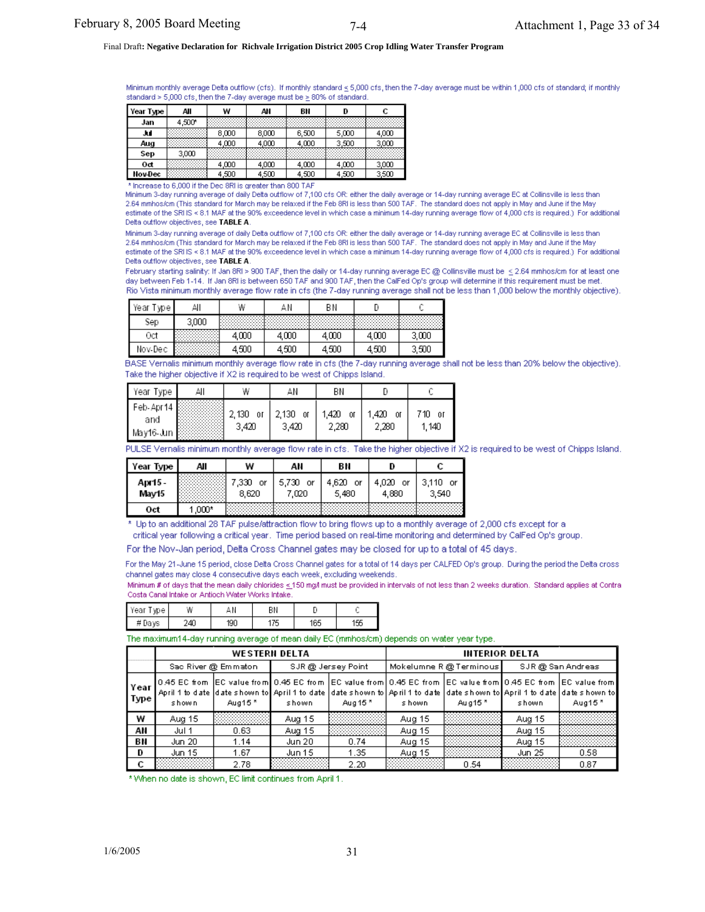Final Draft: **Negative Declaration for Richvale Irrigation District 2005 Crop Idling Water Transfer Program**

Minimum monthly average Delta outflow (cfs). If monthly standard ≤ 5,000 cfs, then the 7-day average must be within 1,000 cfs of standard; if monthly standard > 5,000 cfs, then the 7-day average must be ≥ 80% of standard.

| Year Type | All | W | AN | BN | D | C |
|---|---|---|---|---|---|---|
| Jan | 4,500* | | | | | |
| Jul | | 8,000 | 8,000 | 6,500 | 5,000 | 4,000 |
| Aug | | 4,000 | 4,000 | 4,000 | 3,500 | 3,000 |
| Sep | 3,000 | | | | | |
| Oct | | 4,000 | 4,000 | 4,000 | 4,000 | 3,000 |
| Nov-Dec | | 4,500 | 4,500 | 4,500 | 4,500 | 3,500 |

* Increase to 6,000 if the Dec 8RI is greater than 800 TAF

Minimum 3-day running average of daily Delta outflow of 7,100 cfs OR either the daily average or 14-day running average EC at Collinsville is less than 2.64 mmhos/cm (This standard for March may be relaxed if the Feb 8RI is less than 500 TAF. The standard does not apply in May and June if the May estimate of the SRI IS < 8.1 MAF at the 90% exceedence level in which case a minimum 14-day running average flow of 4,000 cfs is required.) For additional Delta outflow objectives, see **TABLE A**.

Minimum 3-day running average of daily Delta outflow of 7,100 cfs OR either the daily average or 14-day running average EC at Collinsville is less than 2.64 mmhos/cm (This standard for March may be relaxed if the Feb 8RI is less than 500 TAF. The standard does not apply in May and June if the May estimate of the SRI IS < 8.1 MAF at the 90% exceedence level in which case a minimum 14-day running average flow of 4,000 cfs is required.) For additional Delta outflow objectives, see **TABLE A**.

February starting salinity: If Jan 8RI > 900 TAF, then the daily or 14-day running average EC @ Collinsville must be ≤ 2.64 mmhos/cm for at least one day between Feb 1-14. If Jan 8RI is between 650 TAF and 900 TAF, then the CalFed Op's group will determine if this requirement must be met.

Rio Vista minimum monthly average flow rate in cfs (the 7-day running average shall not be less than 1,000 below the monthly objective).

| Year Type | All | W | AN | BN | D | C |
|---|---|---|---|---|---|---|
| Sep | 3,000 | | | | | |
| Oct | | 4,000 | 4,000 | 4,000 | 4,000 | 3,000 |
| Nov-Dec | | 4,500 | 4,500 | 4,500 | 4,500 | 3,500 |

BASE Vernalis minimum monthly average flow rate in cfs (the 7-day running average shall not be less than 20% below the objective). Take the higher objective if X2 is required to be west of Chipps Island.

| Year Type | All | W | AN | BN | D | C |
|---|---|---|---|---|---|---|
| Feb-Apr14 and May16-Jun | | 2,130 or 3,420 | 2,130 or 3,420 | 1,420 or 2,280 | 1,420 or 2,280 | 710 or 1,140 |

PULSE Vernalis minimum monthly average flow rate in cfs. Take the higher objective if X2 is required to be west of Chipps Island.

| Year Type | All | W | AN | BN | D | C |
|---|---|---|---|---|---|---|
| Apr15 - May15 | | 7,330 or 8,620 | 5,730 or 7,020 | 4,620 or 5,480 | 4,020 or 4,880 | 3,110 or 3,540 |
| Oct | 1,000* | | | | | |

* Up to an additional 28 TAF pulse/attraction flow to bring flows up to a monthly average of 2,000 cfs except for a critical year following a critical year. Time period based on real-time monitoring and determined by CalFed Op's group.

For the Nov-Jan period, Delta Cross Channel gates may be closed for up to a total of 45 days.

For the May 21-June 15 period, close Delta Cross Channel gates for a total of 14 days per CALFED Op's group. During the period the Delta cross channel gates may close 4 consecutive days each week, excluding weekends.

Minimum # of days that the mean daily chlorides ≤ 150 mg/l must be provided in intervals of not less than 2 weeks duration. Standard applies at Contra Costa Canal Intake or Antioch Water Works Intake.

| Year Type | W | AN | BN | D | C |
|---|---|---|---|---|---|
| # Days | 240 | 190 | 175 | 165 | 155 |

The maximum14-day running average of mean daily EC (mmhos/cm) depends on water year type.

| | WESTERN DELTA | | | | INTERIOR DELTA | | | |
|---|---|---|---|---|---|---|---|---|
| | Sac River @ Emmaton | | SJR @ Jersey Point | | Mokelumne R @ Terminous | | SJR @ San Andreas | |
| Year Type | 0.45 EC from April 1 to date shown | EC value from date shown to Aug15 * | 0.45 EC from April 1 to date shown | EC value from date shown to Aug15 * | 0.45 EC from April 1 to date shown | EC value from date shown to Aug15 * | 0.45 EC from April 1 to date shown | EC value from date shown to Aug15 * |
| W | Aug 15 | | Aug 15 | | Aug 15 | | Aug 15 | |
| AN | Jul 1 | 0.63 | Aug 15 | | Aug 15 | | Aug 15 | |
| BN | Jun 20 | 1.14 | Jun 20 | 0.74 | Aug 15 | | Aug 15 | |
| D | Jun 15 | 1.67 | Jun 15 | 1.35 | Aug 15 | | Jun 25 | 0.58 |
| C | | 2.78 | | 2.20 | | 0.54 | | 0.87 |

* When no date is shown, EC limit continues from April 1.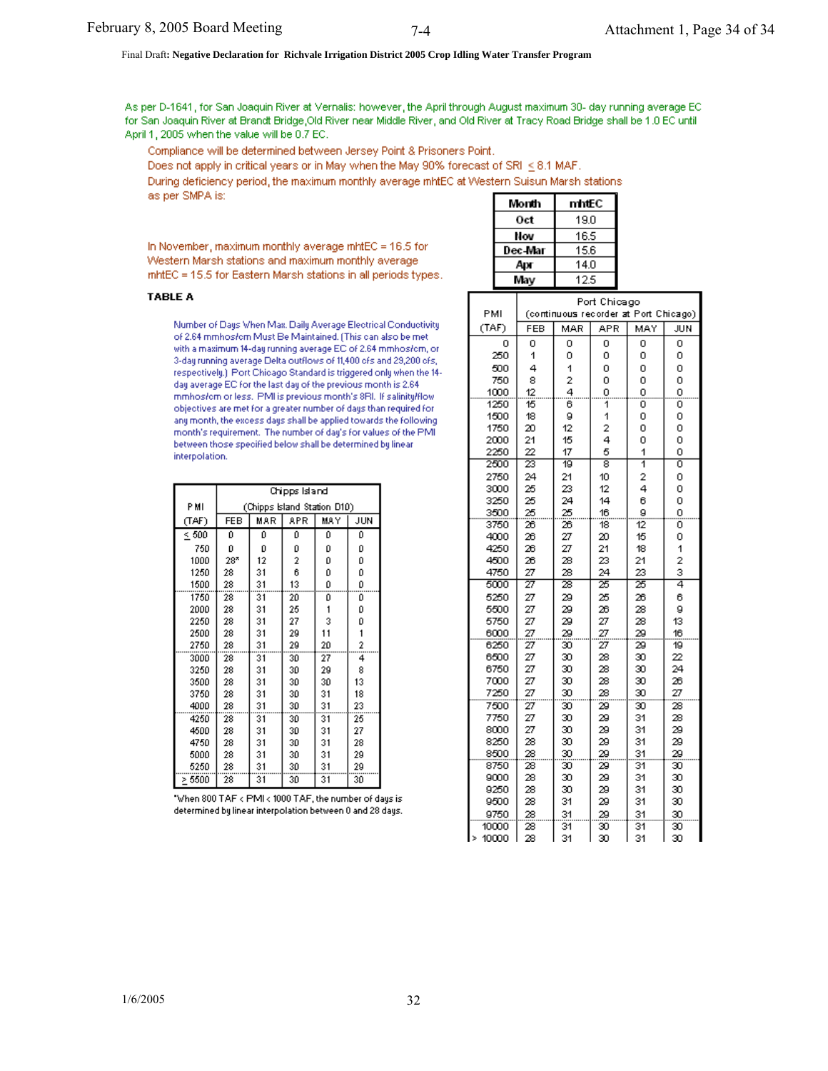Final Draft: **Negative Declaration for Richvale Irrigation District 2005 Crop Idling Water Transfer Program**

As per D-1641, for San Joaquin River at Vernalis: however, the April through August maximum 30- day running average EC for San Joaquin River at Brandt Bridge, Old River near Middle River, and Old River at Tracy Road Bridge shall be 1.0 EC until April 1, 2005 when the value will be 0.7 EC.

Compliance will be determined between Jersey Point & Prisoners Point.

Does not apply in critical years or in May when the May 90% forecast of SRI ≤ 8.1 MAF.

During deficiency period, the maximum monthly average mhtEC at Western Suisun Marsh stations as per SMPA is:

| Month | mhtEC |
|---|---|
| Oct | 19.0 |
| Nov | 16.5 |
| Dec-Mar | 15.6 |
| Apr | 14.0 |
| May | 12.5 |

In November, maximum monthly average mhtEC = 16.5 for Western Marsh stations and maximum monthly average mhtEC = 15.5 for Eastern Marsh stations in all periods types.

**TABLE A**

Number of Days When Max. Daily Average Electrical Conductivity of 2.64 mmhos/cm Must Be Maintained. (This can also be met with a maximum 14-day running average EC of 2.64 mmhos/cm, or 3-day running average Delta outflows of 11,400 cfs and 29,200 cfs, respectively.) Port Chicago Standard is triggered only when the 14-day average EC for the last day of the previous month is 2.64 mmhos/cm or less. PMI is previous month's 8RI. If salinity/flow objectives are met for a greater number of days than required for any month, the excess days shall be applied towards the following month's requirement. The number of day's for values of the PMI between those specified below shall be determined by linear interpolation.

| PMI | Chipps Island (Chipps Island Station D10) | | | | |
|---|---|---|---|---|---|
| (TAF) | FEB | MAR | APR | MAY | JUN |
| ≤ 500 | 0 | 0 | 0 | 0 | 0 |
| 750 | 0 | 0 | 0 | 0 | 0 |
| 1000 | 28* | 12 | 2 | 0 | 0 |
| 1250 | 28 | 31 | 6 | 0 | 0 |
| 1500 | 28 | 31 | 13 | 0 | 0 |
| 1750 | 28 | 31 | 20 | 0 | 0 |
| 2000 | 28 | 31 | 25 | 1 | 0 |
| 2250 | 28 | 31 | 27 | 3 | 0 |
| 2500 | 28 | 31 | 29 | 11 | 1 |
| 2750 | 28 | 31 | 29 | 20 | 2 |
| 3000 | 28 | 31 | 30 | 27 | 4 |
| 3250 | 28 | 31 | 30 | 29 | 8 |
| 3500 | 28 | 31 | 30 | 30 | 13 |
| 3750 | 28 | 31 | 30 | 31 | 18 |
| 4000 | 28 | 31 | 30 | 31 | 23 |
| 4250 | 28 | 31 | 30 | 31 | 25 |
| 4500 | 28 | 31 | 30 | 31 | 27 |
| 4750 | 28 | 31 | 30 | 31 | 28 |
| 5000 | 28 | 31 | 30 | 31 | 29 |
| 5250 | 28 | 31 | 30 | 31 | 29 |
| ≥ 5500 | 28 | 31 | 30 | 31 | 30 |

*When 800 TAF < PMI < 1000 TAF, the number of days is determined by linear interpolation between 0 and 28 days.

| PMI | Port Chicago (continuous recorder at Port Chicago) | | | | |
|---|---|---|---|---|---|
| (TAF) | FEB | MAR | APR | MAY | JUN |
| 0 | 0 | 0 | 0 | 0 | 0 |
| 250 | 1 | 0 | 0 | 0 | 0 |
| 500 | 4 | 1 | 0 | 0 | 0 |
| 750 | 8 | 2 | 0 | 0 | 0 |
| 1000 | 12 | 4 | 0 | 0 | 0 |
| 1250 | 15 | 6 | 1 | 0 | 0 |
| 1500 | 18 | 9 | 1 | 0 | 0 |
| 1750 | 20 | 12 | 2 | 0 | 0 |
| 2000 | 21 | 15 | 4 | 0 | 0 |
| 2250 | 22 | 17 | 5 | 1 | 0 |
| 2500 | 23 | 19 | 8 | 1 | 0 |
| 2750 | 24 | 21 | 10 | 2 | 0 |
| 3000 | 25 | 23 | 12 | 4 | 0 |
| 3250 | 25 | 24 | 14 | 6 | 0 |
| 3500 | 25 | 25 | 16 | 9 | 0 |
| 3750 | 26 | 26 | 18 | 12 | 0 |
| 4000 | 26 | 27 | 20 | 15 | 0 |
| 4250 | 26 | 27 | 21 | 18 | 1 |
| 4500 | 26 | 28 | 23 | 21 | 2 |
| 4750 | 27 | 28 | 24 | 23 | 3 |
| 5000 | 27 | 28 | 25 | 25 | 4 |
| 5250 | 27 | 29 | 25 | 26 | 6 |
| 5500 | 27 | 29 | 26 | 28 | 9 |
| 5750 | 27 | 29 | 27 | 28 | 13 |
| 6000 | 27 | 29 | 27 | 29 | 16 |
| 6250 | 27 | 30 | 27 | 29 | 19 |
| 6500 | 27 | 30 | 28 | 30 | 22 |
| 6750 | 27 | 30 | 28 | 30 | 24 |
| 7000 | 27 | 30 | 28 | 30 | 26 |
| 7250 | 27 | 30 | 28 | 30 | 27 |
| 7500 | 27 | 30 | 29 | 30 | 28 |
| 7750 | 27 | 30 | 29 | 31 | 28 |
| 8000 | 27 | 30 | 29 | 31 | 29 |
| 8250 | 28 | 30 | 29 | 31 | 29 |
| 8500 | 28 | 30 | 29 | 31 | 29 |
| 8750 | 28 | 30 | 29 | 31 | 30 |
| 9000 | 28 | 30 | 29 | 31 | 30 |
| 9250 | 28 | 30 | 29 | 31 | 30 |
| 9500 | 28 | 31 | 29 | 31 | 30 |
| 9750 | 28 | 31 | 29 | 31 | 30 |
| 10000 | 28 | 31 | 30 | 31 | 30 |
| > 10000 | 28 | 31 | 30 | 31 | 30 |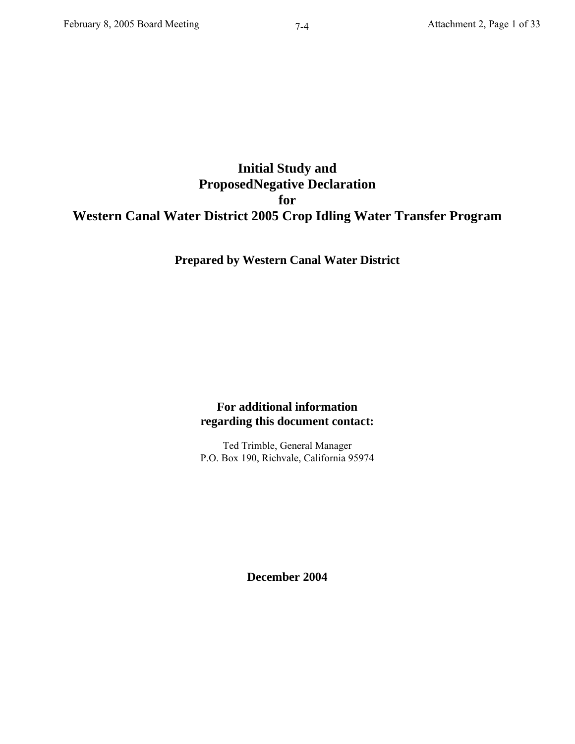# Initial Study and ProposedNegative Declaration for Western Canal Water District 2005 Crop Idling Water Transfer Program

**Prepared by Western Canal Water District**

**For additional information regarding this document contact:**

Ted Trimble, General Manager
P.O. Box 190, Richvale, California 95974

**December 2004**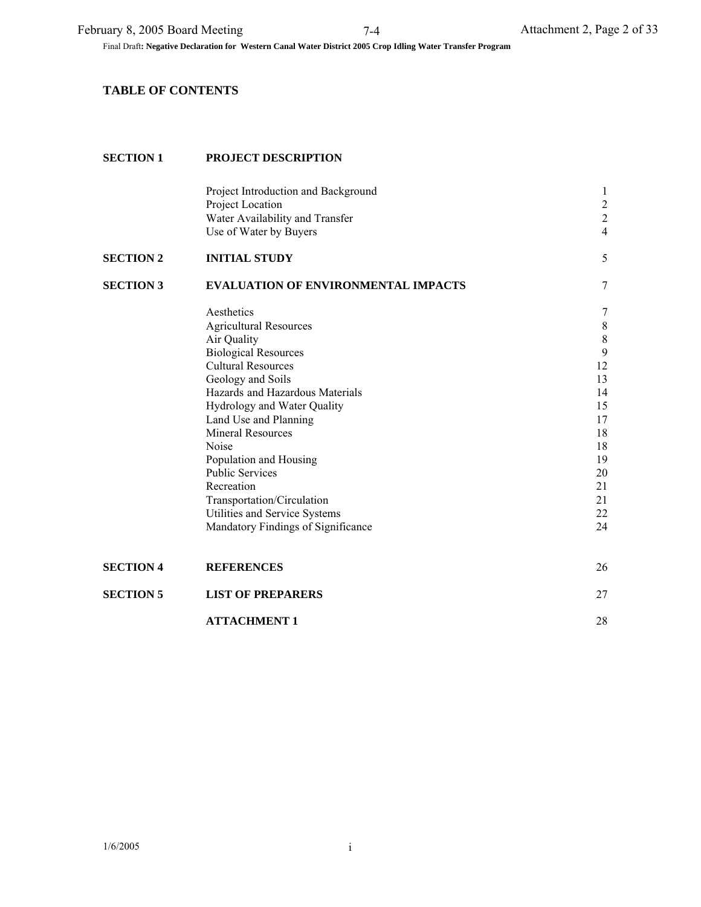## TABLE OF CONTENTS

| | | |
|---|---|---|
| **SECTION 1** | **PROJECT DESCRIPTION** | |
| | Project Introduction and Background | 1 |
| | Project Location | 2 |
| | Water Availability and Transfer | 2 |
| | Use of Water by Buyers | 4 |
| **SECTION 2** | **INITIAL STUDY** | 5 |
| **SECTION 3** | **EVALUATION OF ENVIRONMENTAL IMPACTS** | 7 |
| | Aesthetics | 7 |
| | Agricultural Resources | 8 |
| | Air Quality | 8 |
| | Biological Resources | 9 |
| | Cultural Resources | 12 |
| | Geology and Soils | 13 |
| | Hazards and Hazardous Materials | 14 |
| | Hydrology and Water Quality | 15 |
| | Land Use and Planning | 17 |
| | Mineral Resources | 18 |
| | Noise | 18 |
| | Population and Housing | 19 |
| | Public Services | 20 |
| | Recreation | 21 |
| | Transportation/Circulation | 21 |
| | Utilities and Service Systems | 22 |
| | Mandatory Findings of Significance | 24 |
| **SECTION 4** | **REFERENCES** | 26 |
| **SECTION 5** | **LIST OF PREPARERS** | 27 |
| | **ATTACHMENT 1** | 28 |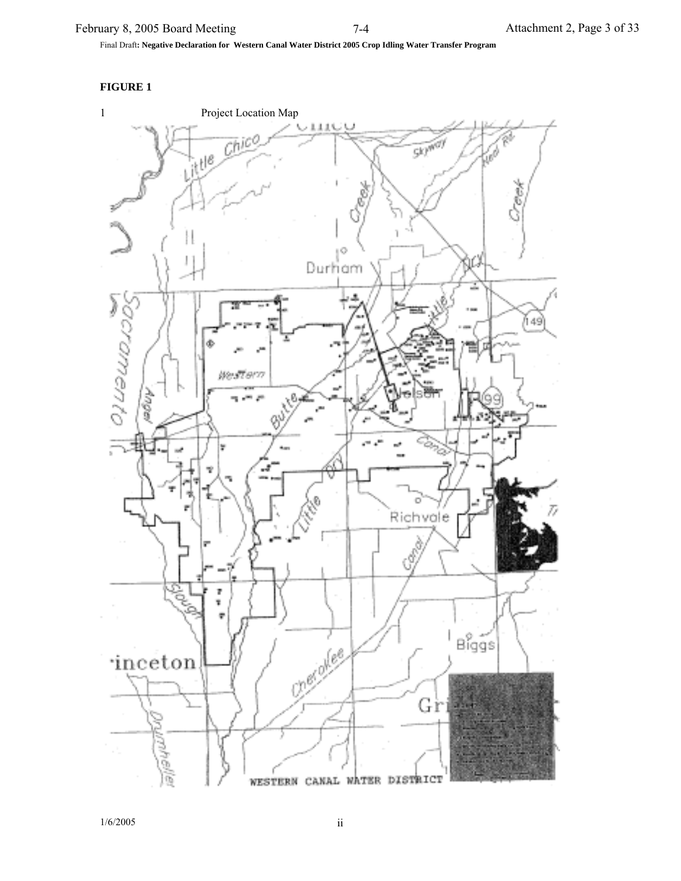Final Draft: **Negative Declaration for Western Canal Water District 2005 Crop Idling Water Transfer Program**

**FIGURE 1**

1 Project Location Map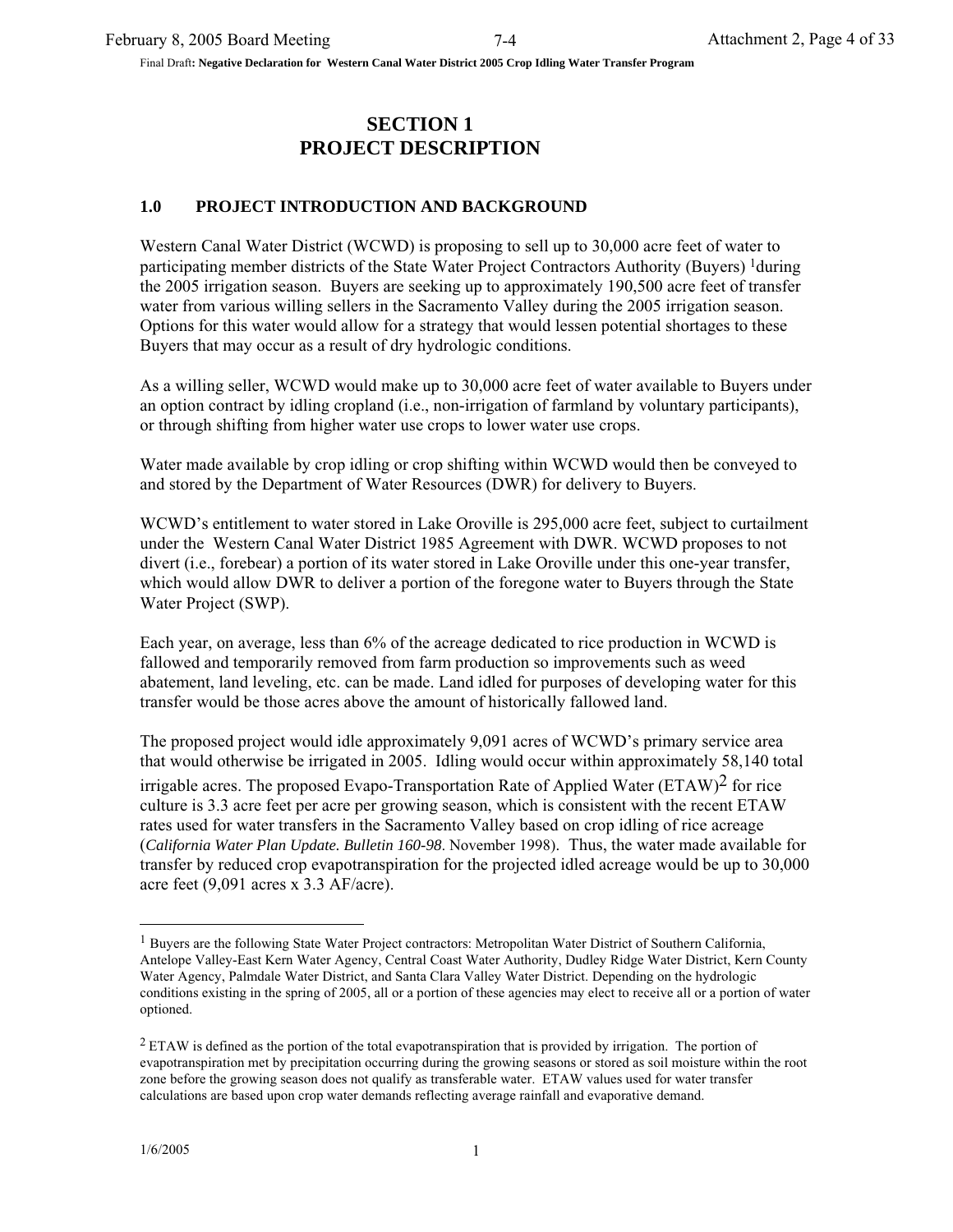# SECTION 1
# PROJECT DESCRIPTION

## 1.0 PROJECT INTRODUCTION AND BACKGROUND

Western Canal Water District (WCWD) is proposing to sell up to 30,000 acre feet of water to participating member districts of the State Water Project Contractors Authority (Buyers) [1]during the 2005 irrigation season. Buyers are seeking up to approximately 190,500 acre feet of transfer water from various willing sellers in the Sacramento Valley during the 2005 irrigation season. Options for this water would allow for a strategy that would lessen potential shortages to these Buyers that may occur as a result of dry hydrologic conditions.

As a willing seller, WCWD would make up to 30,000 acre feet of water available to Buyers under an option contract by idling cropland (i.e., non-irrigation of farmland by voluntary participants), or through shifting from higher water use crops to lower water use crops.

Water made available by crop idling or crop shifting within WCWD would then be conveyed to and stored by the Department of Water Resources (DWR) for delivery to Buyers.

WCWD's entitlement to water stored in Lake Oroville is 295,000 acre feet, subject to curtailment under the Western Canal Water District 1985 Agreement with DWR. WCWD proposes to not divert (i.e., forebear) a portion of its water stored in Lake Oroville under this one-year transfer, which would allow DWR to deliver a portion of the foregone water to Buyers through the State Water Project (SWP).

Each year, on average, less than 6% of the acreage dedicated to rice production in WCWD is fallowed and temporarily removed from farm production so improvements such as weed abatement, land leveling, etc. can be made. Land idled for purposes of developing water for this transfer would be those acres above the amount of historically fallowed land.

The proposed project would idle approximately 9,091 acres of WCWD's primary service area that would otherwise be irrigated in 2005. Idling would occur within approximately 58,140 total irrigable acres. The proposed Evapo-Transportation Rate of Applied Water (ETAW)[2] for rice culture is 3.3 acre feet per acre per growing season, which is consistent with the recent ETAW rates used for water transfers in the Sacramento Valley based on crop idling of rice acreage (*California Water Plan Update. Bulletin 160-98*. November 1998). Thus, the water made available for transfer by reduced crop evapotranspiration for the projected idled acreage would be up to 30,000 acre feet (9,091 acres x 3.3 AF/acre).

---

[1] Buyers are the following State Water Project contractors: Metropolitan Water District of Southern California, Antelope Valley-East Kern Water Agency, Central Coast Water Authority, Dudley Ridge Water District, Kern County Water Agency, Palmdale Water District, and Santa Clara Valley Water District. Depending on the hydrologic conditions existing in the spring of 2005, all or a portion of these agencies may elect to receive all or a portion of water optioned.

[2] ETAW is defined as the portion of the total evapotranspiration that is provided by irrigation. The portion of evapotranspiration met by precipitation occurring during the growing seasons or stored as soil moisture within the root zone before the growing season does not qualify as transferable water. ETAW values used for water transfer calculations are based upon crop water demands reflecting average rainfall and evaporative demand.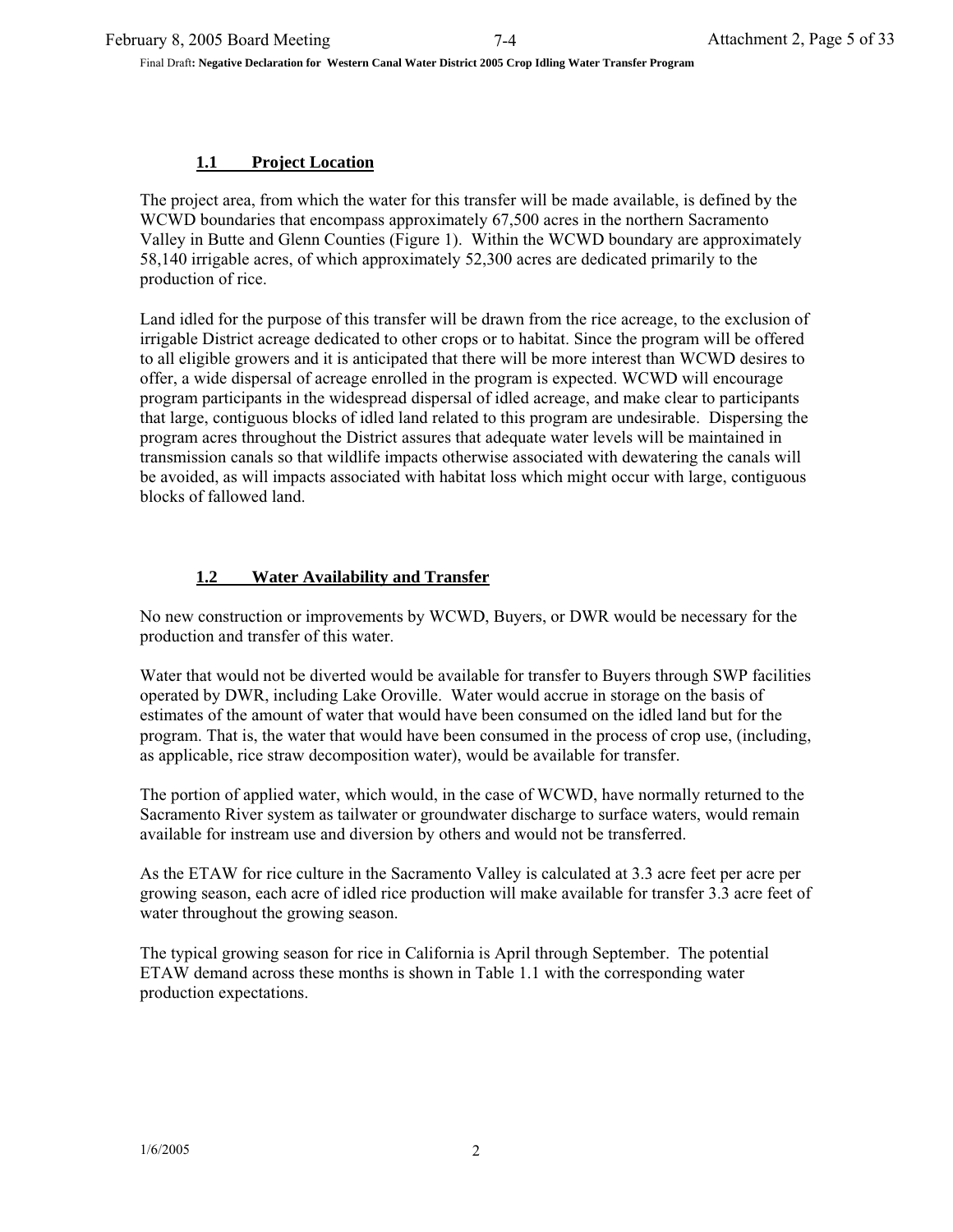### 1.1 Project Location

The project area, from which the water for this transfer will be made available, is defined by the WCWD boundaries that encompass approximately 67,500 acres in the northern Sacramento Valley in Butte and Glenn Counties (Figure 1). Within the WCWD boundary are approximately 58,140 irrigable acres, of which approximately 52,300 acres are dedicated primarily to the production of rice.

Land idled for the purpose of this transfer will be drawn from the rice acreage, to the exclusion of irrigable District acreage dedicated to other crops or to habitat. Since the program will be offered to all eligible growers and it is anticipated that there will be more interest than WCWD desires to offer, a wide dispersal of acreage enrolled in the program is expected. WCWD will encourage program participants in the widespread dispersal of idled acreage, and make clear to participants that large, contiguous blocks of idled land related to this program are undesirable. Dispersing the program acres throughout the District assures that adequate water levels will be maintained in transmission canals so that wildlife impacts otherwise associated with dewatering the canals will be avoided, as will impacts associated with habitat loss which might occur with large, contiguous blocks of fallowed land.

### 1.2 Water Availability and Transfer

No new construction or improvements by WCWD, Buyers, or DWR would be necessary for the production and transfer of this water.

Water that would not be diverted would be available for transfer to Buyers through SWP facilities operated by DWR, including Lake Oroville. Water would accrue in storage on the basis of estimates of the amount of water that would have been consumed on the idled land but for the program. That is, the water that would have been consumed in the process of crop use, (including, as applicable, rice straw decomposition water), would be available for transfer.

The portion of applied water, which would, in the case of WCWD, have normally returned to the Sacramento River system as tailwater or groundwater discharge to surface waters, would remain available for instream use and diversion by others and would not be transferred.

As the ETAW for rice culture in the Sacramento Valley is calculated at 3.3 acre feet per acre per growing season, each acre of idled rice production will make available for transfer 3.3 acre feet of water throughout the growing season.

The typical growing season for rice in California is April through September. The potential ETAW demand across these months is shown in Table 1.1 with the corresponding water production expectations.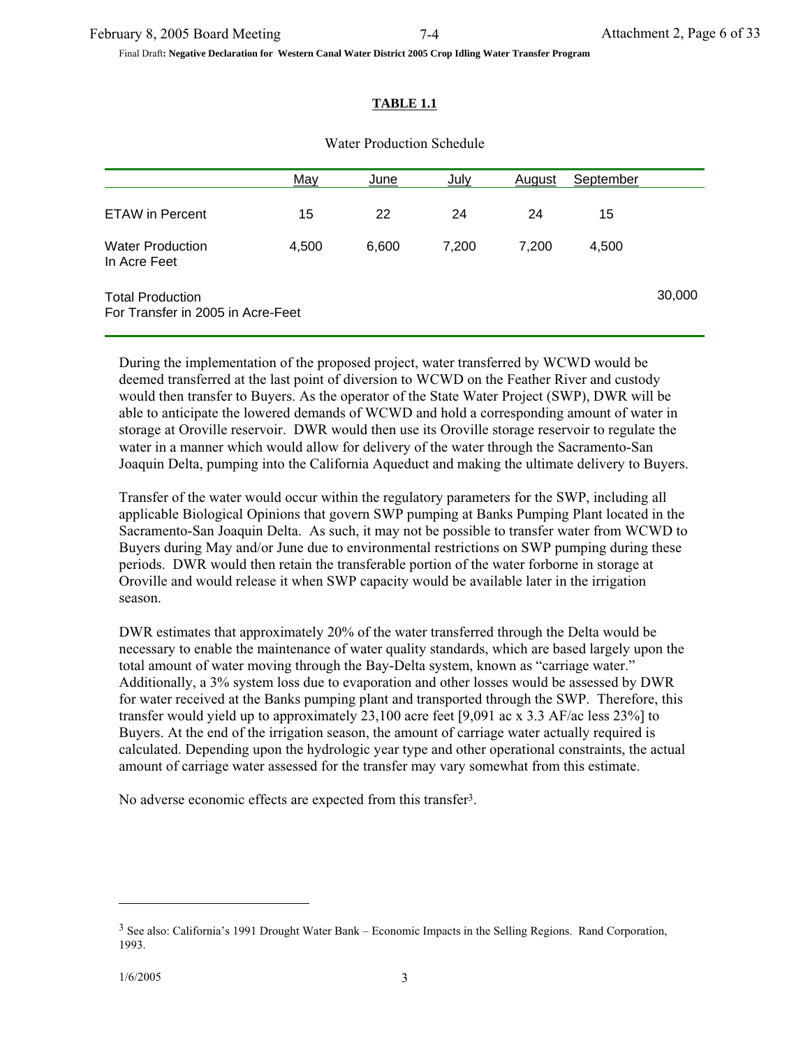**TABLE 1.1**

Water Production Schedule

| | May | June | July | August | September | |
|---|---|---|---|---|---|---|
| ETAW in Percent | 15 | 22 | 24 | 24 | 15 | |
| Water Production In Acre Feet | 4,500 | 6,600 | 7,200 | 7,200 | 4,500 | |
| Total Production For Transfer in 2005 in Acre-Feet | | | | | | 30,000 |

During the implementation of the proposed project, water transferred by WCWD would be deemed transferred at the last point of diversion to WCWD on the Feather River and custody would then transfer to Buyers. As the operator of the State Water Project (SWP), DWR will be able to anticipate the lowered demands of WCWD and hold a corresponding amount of water in storage at Oroville reservoir. DWR would then use its Oroville storage reservoir to regulate the water in a manner which would allow for delivery of the water through the Sacramento-San Joaquin Delta, pumping into the California Aqueduct and making the ultimate delivery to Buyers.

Transfer of the water would occur within the regulatory parameters for the SWP, including all applicable Biological Opinions that govern SWP pumping at Banks Pumping Plant located in the Sacramento-San Joaquin Delta. As such, it may not be possible to transfer water from WCWD to Buyers during May and/or June due to environmental restrictions on SWP pumping during these periods. DWR would then retain the transferable portion of the water forborne in storage at Oroville and would release it when SWP capacity would be available later in the irrigation season.

DWR estimates that approximately 20% of the water transferred through the Delta would be necessary to enable the maintenance of water quality standards, which are based largely upon the total amount of water moving through the Bay-Delta system, known as "carriage water." Additionally, a 3% system loss due to evaporation and other losses would be assessed by DWR for water received at the Banks pumping plant and transported through the SWP. Therefore, this transfer would yield up to approximately 23,100 acre feet [9,091 ac x 3.3 AF/ac less 23%] to Buyers. At the end of the irrigation season, the amount of carriage water actually required is calculated. Depending upon the hydrologic year type and other operational constraints, the actual amount of carriage water assessed for the transfer may vary somewhat from this estimate.

No adverse economic effects are expected from this transfer[3].

---

[3] See also: California's 1991 Drought Water Bank – Economic Impacts in the Selling Regions. Rand Corporation, 1993.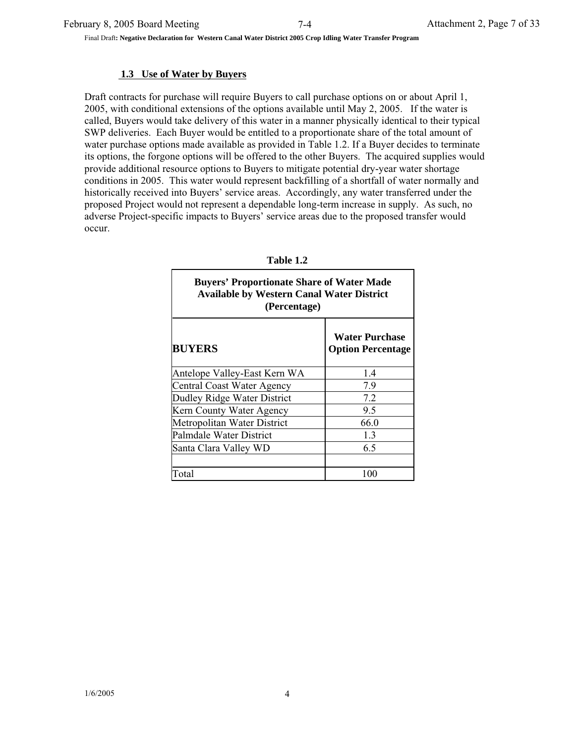### 1.3 Use of Water by Buyers

Draft contracts for purchase will require Buyers to call purchase options on or about April 1, 2005, with conditional extensions of the options available until May 2, 2005. If the water is called, Buyers would take delivery of this water in a manner physically identical to their typical SWP deliveries. Each Buyer would be entitled to a proportionate share of the total amount of water purchase options made available as provided in Table 1.2. If a Buyer decides to terminate its options, the forgone options will be offered to the other Buyers. The acquired supplies would provide additional resource options to Buyers to mitigate potential dry-year water shortage conditions in 2005. This water would represent backfilling of a shortfall of water normally and historically received into Buyers' service areas. Accordingly, any water transferred under the proposed Project would not represent a dependable long-term increase in supply. As such, no adverse Project-specific impacts to Buyers' service areas due to the proposed transfer would occur.

**Table 1.2**

**Buyers' Proportionate Share of Water Made Available by Western Canal Water District (Percentage)**

| BUYERS | Water Purchase Option Percentage |
|---|---|
| Antelope Valley-East Kern WA | 1.4 |
| Central Coast Water Agency | 7.9 |
| Dudley Ridge Water District | 7.2 |
| Kern County Water Agency | 9.5 |
| Metropolitan Water District | 66.0 |
| Palmdale Water District | 1.3 |
| Santa Clara Valley WD | 6.5 |
| | |
| Total | 100 |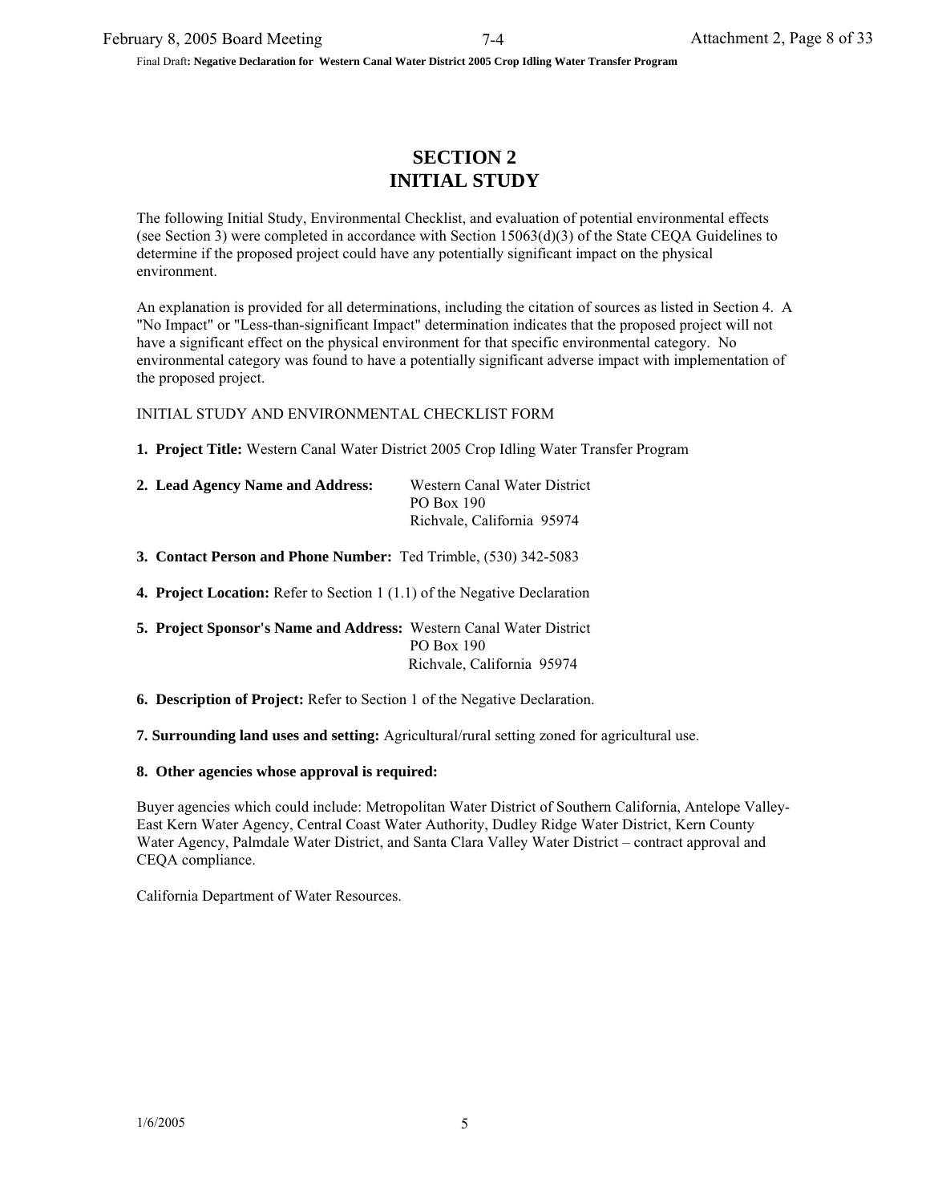# SECTION 2
# INITIAL STUDY

The following Initial Study, Environmental Checklist, and evaluation of potential environmental effects (see Section 3) were completed in accordance with Section 15063(d)(3) of the State CEQA Guidelines to determine if the proposed project could have any potentially significant impact on the physical environment.

An explanation is provided for all determinations, including the citation of sources as listed in Section 4. A "No Impact" or "Less-than-significant Impact" determination indicates that the proposed project will not have a significant effect on the physical environment for that specific environmental category. No environmental category was found to have a potentially significant adverse impact with implementation of the proposed project.

INITIAL STUDY AND ENVIRONMENTAL CHECKLIST FORM

**1. Project Title:** Western Canal Water District 2005 Crop Idling Water Transfer Program

**2. Lead Agency Name and Address:** Western Canal Water District
PO Box 190
Richvale, California 95974

**3. Contact Person and Phone Number:** Ted Trimble, (530) 342-5083

**4. Project Location:** Refer to Section 1 (1.1) of the Negative Declaration

**5. Project Sponsor's Name and Address:** Western Canal Water District
PO Box 190
Richvale, California 95974

**6. Description of Project:** Refer to Section 1 of the Negative Declaration.

**7. Surrounding land uses and setting:** Agricultural/rural setting zoned for agricultural use.

**8. Other agencies whose approval is required:**

Buyer agencies which could include: Metropolitan Water District of Southern California, Antelope Valley-East Kern Water Agency, Central Coast Water Authority, Dudley Ridge Water District, Kern County Water Agency, Palmdale Water District, and Santa Clara Valley Water District – contract approval and CEQA compliance.

California Department of Water Resources.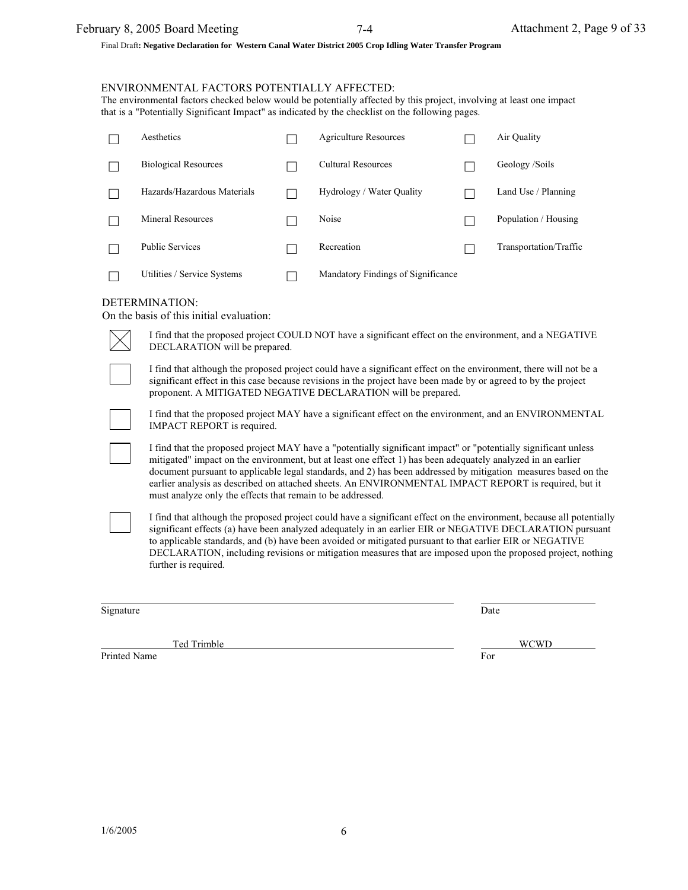ENVIRONMENTAL FACTORS POTENTIALLY AFFECTED:

The environmental factors checked below would be potentially affected by this project, involving at least one impact that is a "Potentially Significant Impact" as indicated by the checklist on the following pages.

| | | | | | |
|---|---|---|---|---|---|
| ☐ | Aesthetics | ☐ | Agriculture Resources | ☐ | Air Quality |
| ☐ | Biological Resources | ☐ | Cultural Resources | ☐ | Geology /Soils |
| ☐ | Hazards/Hazardous Materials | ☐ | Hydrology / Water Quality | ☐ | Land Use / Planning |
| ☐ | Mineral Resources | ☐ | Noise | ☐ | Population / Housing |
| ☐ | Public Services | ☐ | Recreation | ☐ | Transportation/Traffic |
| ☐ | Utilities / Service Systems | ☐ | Mandatory Findings of Significance | | |

DETERMINATION:

On the basis of this initial evaluation:

☒ I find that the proposed project COULD NOT have a significant effect on the environment, and a NEGATIVE DECLARATION will be prepared.

☐ I find that although the proposed project could have a significant effect on the environment, there will not be a significant effect in this case because revisions in the project have been made by or agreed to by the project proponent. A MITIGATED NEGATIVE DECLARATION will be prepared.

☐ I find that the proposed project MAY have a significant effect on the environment, and an ENVIRONMENTAL IMPACT REPORT is required.

☐ I find that the proposed project MAY have a "potentially significant impact" or "potentially significant unless mitigated" impact on the environment, but at least one effect 1) has been adequately analyzed in an earlier document pursuant to applicable legal standards, and 2) has been addressed by mitigation measures based on the earlier analysis as described on attached sheets. An ENVIRONMENTAL IMPACT REPORT is required, but it must analyze only the effects that remain to be addressed.

☐ I find that although the proposed project could have a significant effect on the environment, because all potentially significant effects (a) have been analyzed adequately in an earlier EIR or NEGATIVE DECLARATION pursuant to applicable standards, and (b) have been avoided or mitigated pursuant to that earlier EIR or NEGATIVE DECLARATION, including revisions or mitigation measures that are imposed upon the proposed project, nothing further is required.

Signature ______________________ Date ____________

Ted Trimble
Printed Name

WCWD
For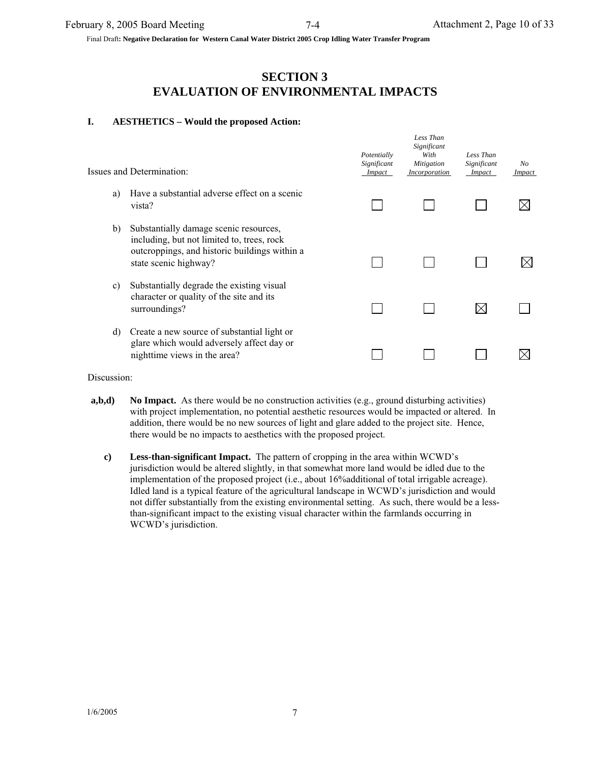# SECTION 3
# EVALUATION OF ENVIRONMENTAL IMPACTS

## I. AESTHETICS – Would the proposed Action:

| Issues and Determination: | *Potentially Significant Impact* | *Less Than Significant With Mitigation Incorporation* | *Less Than Significant Impact* | *No Impact* |
|---|---|---|---|---|
| a) Have a substantial adverse effect on a scenic vista? | ☐ | ☐ | ☐ | ☒ |
| b) Substantially damage scenic resources, including, but not limited to, trees, rock outcroppings, and historic buildings within a state scenic highway? | ☐ | ☐ | ☐ | ☒ |
| c) Substantially degrade the existing visual character or quality of the site and its surroundings? | ☐ | ☐ | ☒ | ☐ |
| d) Create a new source of substantial light or glare which would adversely affect day or nighttime views in the area? | ☐ | ☐ | ☐ | ☒ |

Discussion:

**a,b,d)** **No Impact.** As there would be no construction activities (e.g., ground disturbing activities) with project implementation, no potential aesthetic resources would be impacted or altered. In addition, there would be no new sources of light and glare added to the project site. Hence, there would be no impacts to aesthetics with the proposed project.

**c)** **Less-than-significant Impact.** The pattern of cropping in the area within WCWD's jurisdiction would be altered slightly, in that somewhat more land would be idled due to the implementation of the proposed project (i.e., about 16%additional of total irrigable acreage). Idled land is a typical feature of the agricultural landscape in WCWD's jurisdiction and would not differ substantially from the existing environmental setting. As such, there would be a less-than-significant impact to the existing visual character within the farmlands occurring in WCWD's jurisdiction.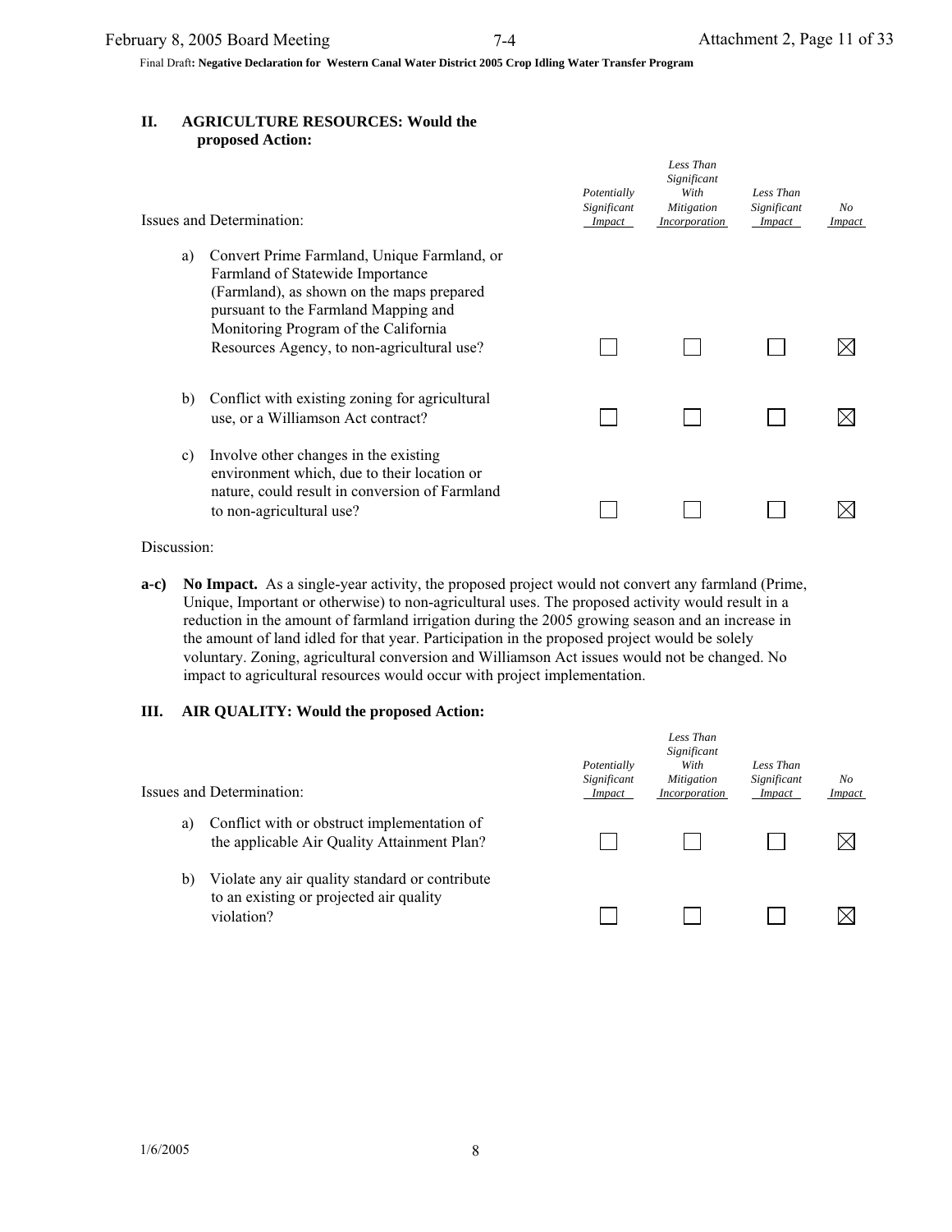## II. AGRICULTURE RESOURCES: Would the proposed Action:

| Issues and Determination: | *Potentially Significant Impact* | *Less Than Significant With Mitigation Incorporation* | *Less Than Significant Impact* | *No Impact* |
|---|---|---|---|---|
| a) Convert Prime Farmland, Unique Farmland, or Farmland of Statewide Importance (Farmland), as shown on the maps prepared pursuant to the Farmland Mapping and Monitoring Program of the California Resources Agency, to non-agricultural use? | ☐ | ☐ | ☐ | ☒ |
| b) Conflict with existing zoning for agricultural use, or a Williamson Act contract? | ☐ | ☐ | ☐ | ☒ |
| c) Involve other changes in the existing environment which, due to their location or nature, could result in conversion of Farmland to non-agricultural use? | ☐ | ☐ | ☐ | ☒ |

Discussion:

**a-c) No Impact.** As a single-year activity, the proposed project would not convert any farmland (Prime, Unique, Important or otherwise) to non-agricultural uses. The proposed activity would result in a reduction in the amount of farmland irrigation during the 2005 growing season and an increase in the amount of land idled for that year. Participation in the proposed project would be solely voluntary. Zoning, agricultural conversion and Williamson Act issues would not be changed. No impact to agricultural resources would occur with project implementation.

## III. AIR QUALITY: Would the proposed Action:

| Issues and Determination: | *Potentially Significant Impact* | *Less Than Significant With Mitigation Incorporation* | *Less Than Significant Impact* | *No Impact* |
|---|---|---|---|---|
| a) Conflict with or obstruct implementation of the applicable Air Quality Attainment Plan? | ☐ | ☐ | ☐ | ☒ |
| b) Violate any air quality standard or contribute to an existing or projected air quality violation? | ☐ | ☐ | ☐ | ☒ |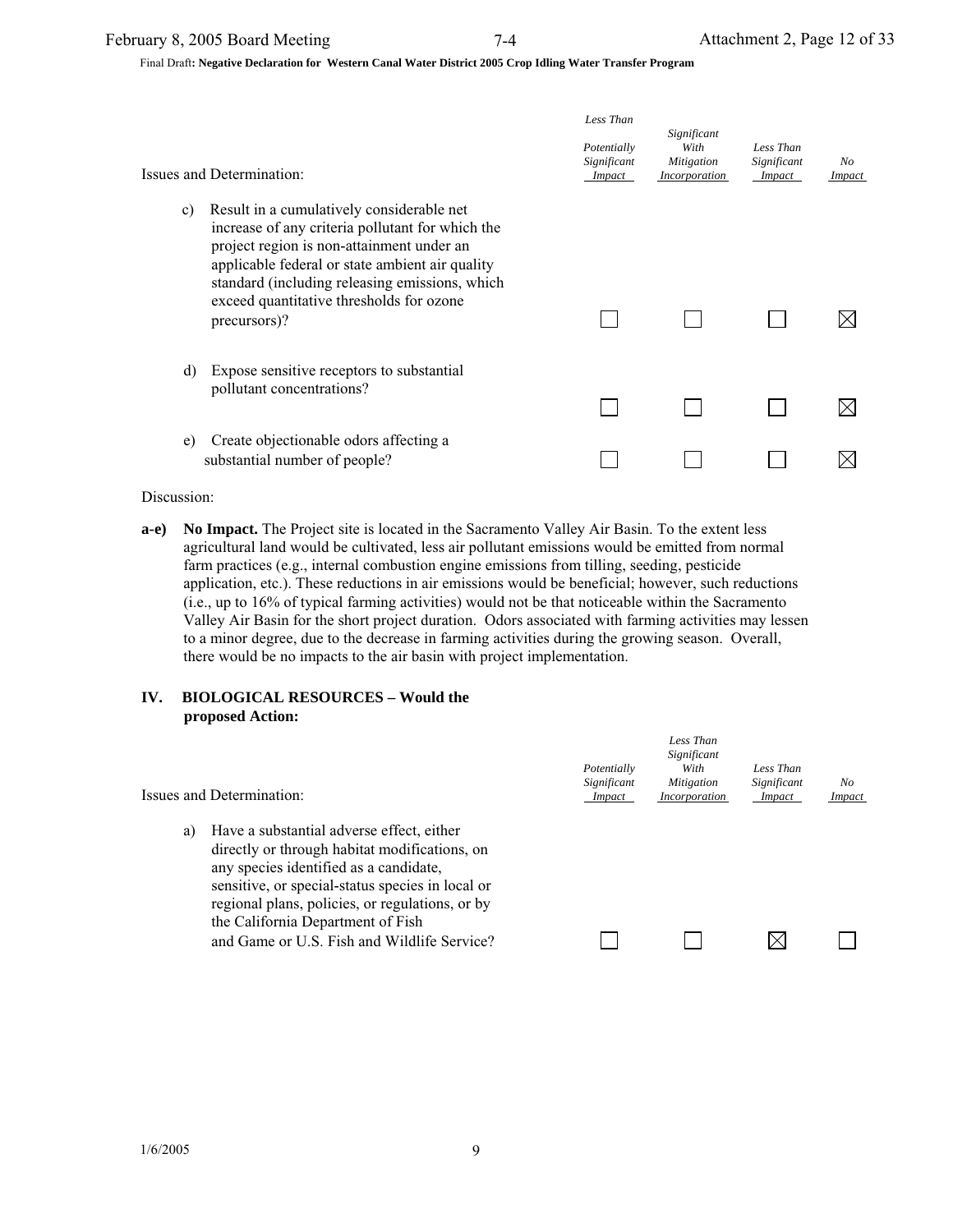| Issues and Determination: | Potentially Significant Impact | Less Than Significant With Mitigation Incorporation | Less Than Significant Impact | No Impact |
|---|---|---|---|---|
| c) Result in a cumulatively considerable net increase of any criteria pollutant for which the project region is non-attainment under an applicable federal or state ambient air quality standard (including releasing emissions, which exceed quantitative thresholds for ozone precursors)? | ☐ | ☐ | ☐ | ☒ |
| d) Expose sensitive receptors to substantial pollutant concentrations? | ☐ | ☐ | ☐ | ☒ |
| e) Create objectionable odors affecting a substantial number of people? | ☐ | ☐ | ☐ | ☒ |

Discussion:

**a-e)** **No Impact.** The Project site is located in the Sacramento Valley Air Basin. To the extent less agricultural land would be cultivated, less air pollutant emissions would be emitted from normal farm practices (e.g., internal combustion engine emissions from tilling, seeding, pesticide application, etc.). These reductions in air emissions would be beneficial; however, such reductions (i.e., up to 16% of typical farming activities) would not be that noticeable within the Sacramento Valley Air Basin for the short project duration. Odors associated with farming activities may lessen to a minor degree, due to the decrease in farming activities during the growing season. Overall, there would be no impacts to the air basin with project implementation.

## IV. BIOLOGICAL RESOURCES – Would the proposed Action:

| Issues and Determination: | Potentially Significant Impact | Less Than Significant With Mitigation Incorporation | Less Than Significant Impact | No Impact |
|---|---|---|---|---|
| a) Have a substantial adverse effect, either directly or through habitat modifications, on any species identified as a candidate, sensitive, or special-status species in local or regional plans, policies, or regulations, or by the California Department of Fish and Game or U.S. Fish and Wildlife Service? | ☐ | ☐ | ☒ | ☐ |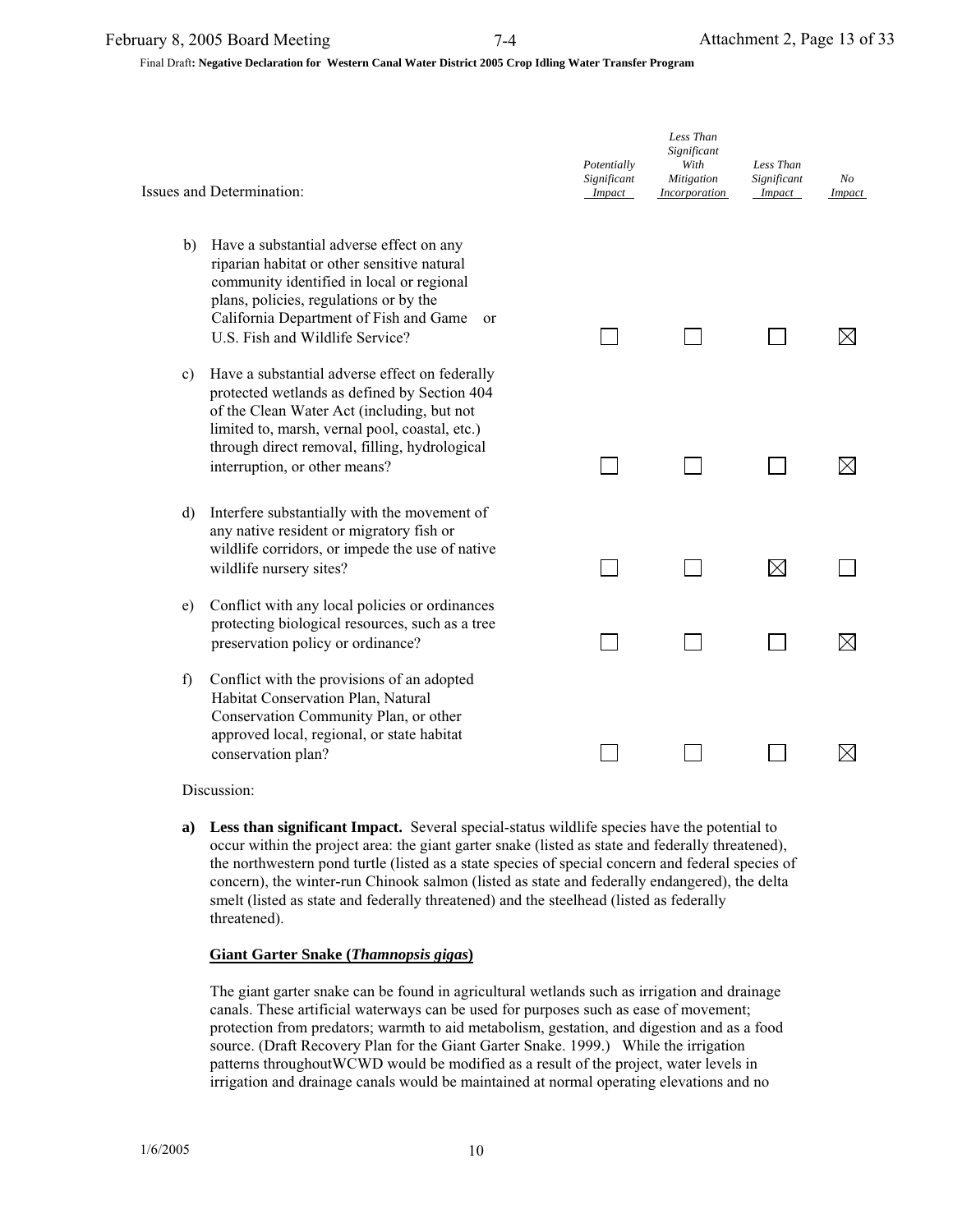Final Draft**: Negative Declaration for Western Canal Water District 2005 Crop Idling Water Transfer Program**

| Issues and Determination: | *Potentially Significant Impact* | *Less Than Significant With Mitigation Incorporation* | *Less Than Significant Impact* | *No Impact* |
|---|---|---|---|---|
| b) Have a substantial adverse effect on any riparian habitat or other sensitive natural community identified in local or regional plans, policies, regulations or by the California Department of Fish and Game or U.S. Fish and Wildlife Service? | ☐ | ☐ | ☐ | ☒ |
| c) Have a substantial adverse effect on federally protected wetlands as defined by Section 404 of the Clean Water Act (including, but not limited to, marsh, vernal pool, coastal, etc.) through direct removal, filling, hydrological interruption, or other means? | ☐ | ☐ | ☐ | ☒ |
| d) Interfere substantially with the movement of any native resident or migratory fish or wildlife corridors, or impede the use of native wildlife nursery sites? | ☐ | ☐ | ☒ | ☐ |
| e) Conflict with any local policies or ordinances protecting biological resources, such as a tree preservation policy or ordinance? | ☐ | ☐ | ☐ | ☒ |
| f) Conflict with the provisions of an adopted Habitat Conservation Plan, Natural Conservation Community Plan, or other approved local, regional, or state habitat conservation plan? | ☐ | ☐ | ☐ | ☒ |

Discussion:

**a) Less than significant Impact.** Several special-status wildlife species have the potential to occur within the project area: the giant garter snake (listed as state and federally threatened), the northwestern pond turtle (listed as a state species of special concern and federal species of concern), the winter-run Chinook salmon (listed as state and federally endangered), the delta smelt (listed as state and federally threatened) and the steelhead (listed as federally threatened).

**Giant Garter Snake (*Thamnopsis gigas*)**

The giant garter snake can be found in agricultural wetlands such as irrigation and drainage canals. These artificial waterways can be used for purposes such as ease of movement; protection from predators; warmth to aid metabolism, gestation, and digestion and as a food source. (Draft Recovery Plan for the Giant Garter Snake. 1999.) While the irrigation patterns throughoutWCWD would be modified as a result of the project, water levels in irrigation and drainage canals would be maintained at normal operating elevations and no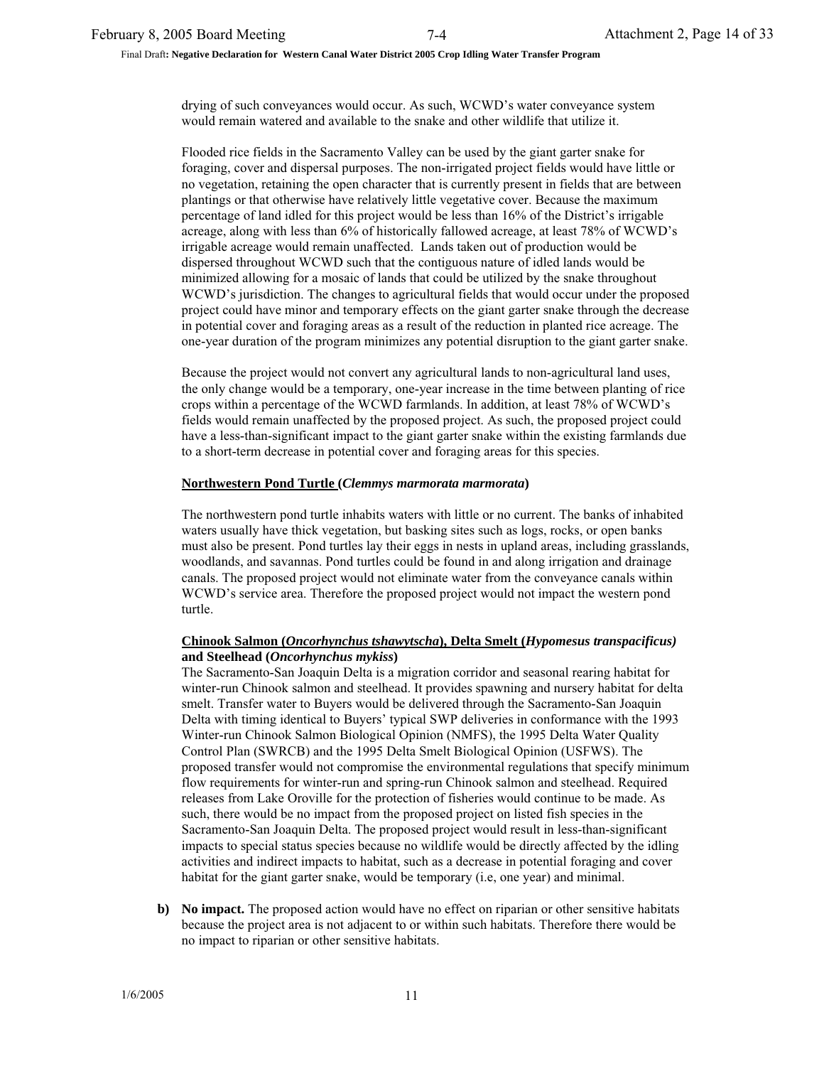drying of such conveyances would occur. As such, WCWD's water conveyance system would remain watered and available to the snake and other wildlife that utilize it.

Flooded rice fields in the Sacramento Valley can be used by the giant garter snake for foraging, cover and dispersal purposes. The non-irrigated project fields would have little or no vegetation, retaining the open character that is currently present in fields that are between plantings or that otherwise have relatively little vegetative cover. Because the maximum percentage of land idled for this project would be less than 16% of the District's irrigable acreage, along with less than 6% of historically fallowed acreage, at least 78% of WCWD's irrigable acreage would remain unaffected. Lands taken out of production would be dispersed throughout WCWD such that the contiguous nature of idled lands would be minimized allowing for a mosaic of lands that could be utilized by the snake throughout WCWD's jurisdiction. The changes to agricultural fields that would occur under the proposed project could have minor and temporary effects on the giant garter snake through the decrease in potential cover and foraging areas as a result of the reduction in planted rice acreage. The one-year duration of the program minimizes any potential disruption to the giant garter snake.

Because the project would not convert any agricultural lands to non-agricultural land uses, the only change would be a temporary, one-year increase in the time between planting of rice crops within a percentage of the WCWD farmlands. In addition, at least 78% of WCWD's fields would remain unaffected by the proposed project. As such, the proposed project could have a less-than-significant impact to the giant garter snake within the existing farmlands due to a short-term decrease in potential cover and foraging areas for this species.

**Northwestern Pond Turtle (*Clemmys marmorata marmorata*)**

The northwestern pond turtle inhabits waters with little or no current. The banks of inhabited waters usually have thick vegetation, but basking sites such as logs, rocks, or open banks must also be present. Pond turtles lay their eggs in nests in upland areas, including grasslands, woodlands, and savannas. Pond turtles could be found in and along irrigation and drainage canals. The proposed project would not eliminate water from the conveyance canals within WCWD's service area. Therefore the proposed project would not impact the western pond turtle.

**Chinook Salmon (*Oncorhynchus tshawytscha*), Delta Smelt (*Hypomesus transpacificus*) and Steelhead (*Oncorhynchus mykiss*)**

The Sacramento-San Joaquin Delta is a migration corridor and seasonal rearing habitat for winter-run Chinook salmon and steelhead. It provides spawning and nursery habitat for delta smelt. Transfer water to Buyers would be delivered through the Sacramento-San Joaquin Delta with timing identical to Buyers' typical SWP deliveries in conformance with the 1993 Winter-run Chinook Salmon Biological Opinion (NMFS), the 1995 Delta Water Quality Control Plan (SWRCB) and the 1995 Delta Smelt Biological Opinion (USFWS). The proposed transfer would not compromise the environmental regulations that specify minimum flow requirements for winter-run and spring-run Chinook salmon and steelhead. Required releases from Lake Oroville for the protection of fisheries would continue to be made. As such, there would be no impact from the proposed project on listed fish species in the Sacramento-San Joaquin Delta. The proposed project would result in less-than-significant impacts to special status species because no wildlife would be directly affected by the idling activities and indirect impacts to habitat, such as a decrease in potential foraging and cover habitat for the giant garter snake, would be temporary (i.e, one year) and minimal.

**b) No impact.** The proposed action would have no effect on riparian or other sensitive habitats because the project area is not adjacent to or within such habitats. Therefore there would be no impact to riparian or other sensitive habitats.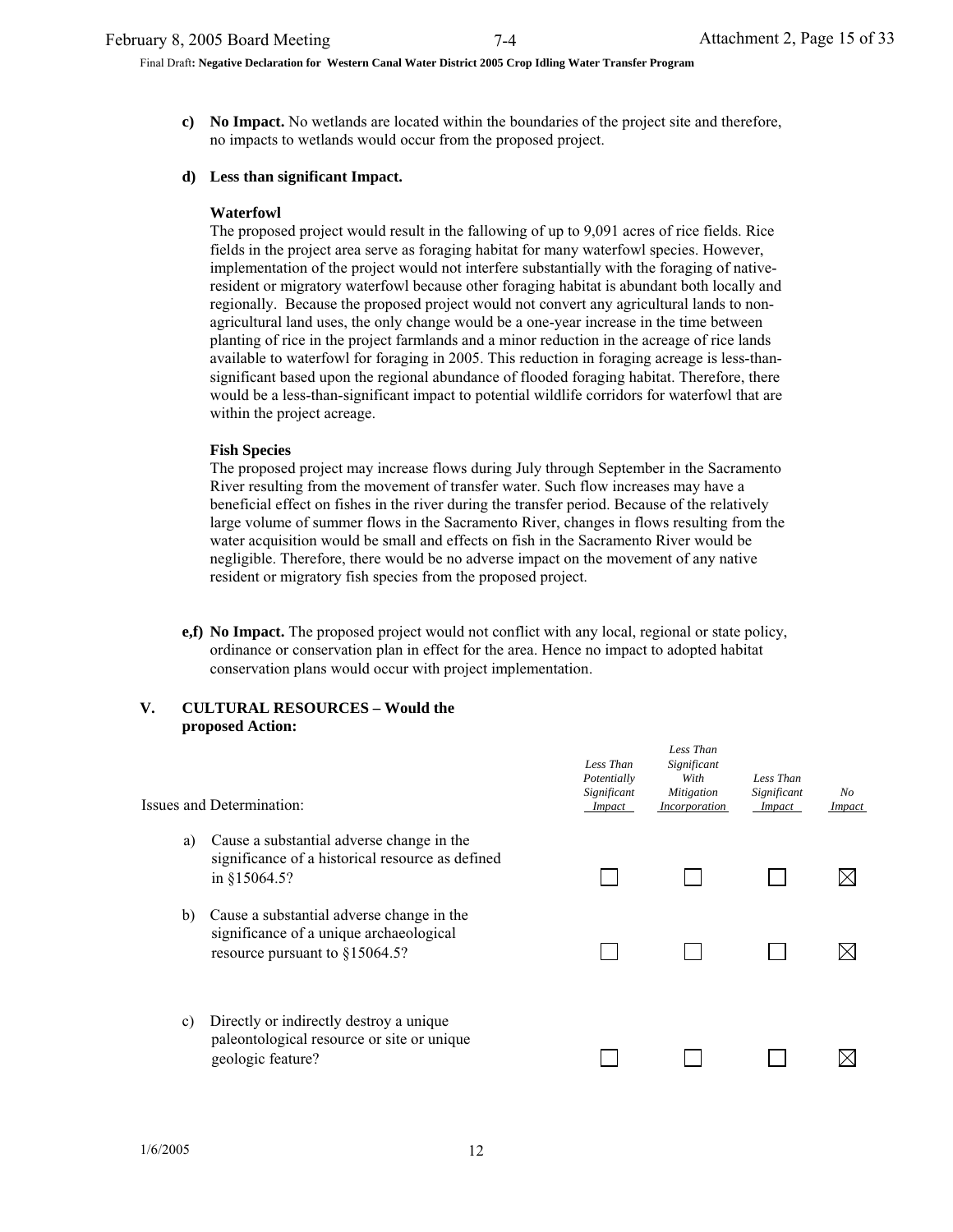**c) No Impact.** No wetlands are located within the boundaries of the project site and therefore, no impacts to wetlands would occur from the proposed project.

**d) Less than significant Impact.**

**Waterfowl**

The proposed project would result in the fallowing of up to 9,091 acres of rice fields. Rice fields in the project area serve as foraging habitat for many waterfowl species. However, implementation of the project would not interfere substantially with the foraging of native-resident or migratory waterfowl because other foraging habitat is abundant both locally and regionally. Because the proposed project would not convert any agricultural lands to non-agricultural land uses, the only change would be a one-year increase in the time between planting of rice in the project farmlands and a minor reduction in the acreage of rice lands available to waterfowl for foraging in 2005. This reduction in foraging acreage is less-than-significant based upon the regional abundance of flooded foraging habitat. Therefore, there would be a less-than-significant impact to potential wildlife corridors for waterfowl that are within the project acreage.

**Fish Species**

The proposed project may increase flows during July through September in the Sacramento River resulting from the movement of transfer water. Such flow increases may have a beneficial effect on fishes in the river during the transfer period. Because of the relatively large volume of summer flows in the Sacramento River, changes in flows resulting from the water acquisition would be small and effects on fish in the Sacramento River would be negligible. Therefore, there would be no adverse impact on the movement of any native resident or migratory fish species from the proposed project.

**e,f) No Impact.** The proposed project would not conflict with any local, regional or state policy, ordinance or conservation plan in effect for the area. Hence no impact to adopted habitat conservation plans would occur with project implementation.

## V. CULTURAL RESOURCES – Would the proposed Action:

| Issues and Determination: | *Less Than Potentially Significant Impact* | *Less Than Significant With Mitigation Incorporation* | *Less Than Significant Impact* | *No Impact* |
|---|---|---|---|---|
| a) Cause a substantial adverse change in the significance of a historical resource as defined in §15064.5? | ☐ | ☐ | ☐ | ☒ |
| b) Cause a substantial adverse change in the significance of a unique archaeological resource pursuant to §15064.5? | ☐ | ☐ | ☐ | ☒ |
| c) Directly or indirectly destroy a unique paleontological resource or site or unique geologic feature? | ☐ | ☐ | ☐ | ☒ |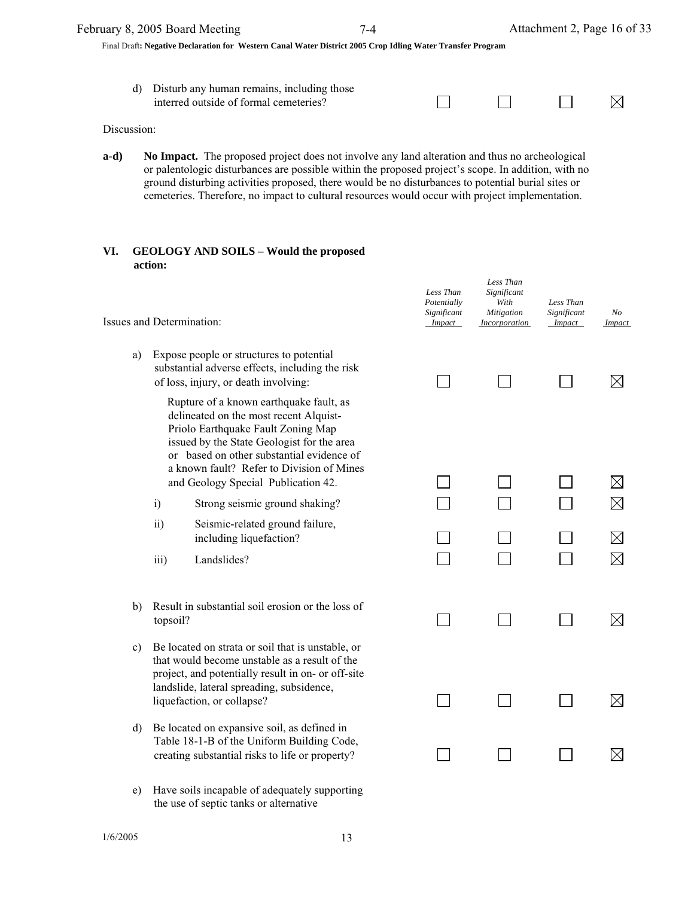| | Less Than Potentially Significant Impact | Less Than Significant With Mitigation Incorporation | Less Than Significant Impact | No Impact |
|---|---|---|---|---|
| d) Disturb any human remains, including those interred outside of formal cemeteries? | ☐ | ☐ | ☐ | ☒ |

Discussion:

**a-d)** **No Impact.** The proposed project does not involve any land alteration and thus no archeological or palentologic disturbances are possible within the proposed project's scope. In addition, with no ground disturbing activities proposed, there would be no disturbances to potential burial sites or cemeteries. Therefore, no impact to cultural resources would occur with project implementation.

## VI. GEOLOGY AND SOILS – Would the proposed action:

| Issues and Determination: | Less Than Potentially Significant Impact | Less Than Significant With Mitigation Incorporation | Less Than Significant Impact | No Impact |
|---|---|---|---|---|
| a) Expose people or structures to potential substantial adverse effects, including the risk of loss, injury, or death involving: | ☐ | ☐ | ☐ | ☒ |
| Rupture of a known earthquake fault, as delineated on the most recent Alquist-Priolo Earthquake Fault Zoning Map issued by the State Geologist for the area or based on other substantial evidence of a known fault? Refer to Division of Mines and Geology Special Publication 42. | ☐ | ☐ | ☐ | ☒ |
| i) Strong seismic ground shaking? | ☐ | ☐ | ☐ | ☒ |
| ii) Seismic-related ground failure, including liquefaction? | ☐ | ☐ | ☐ | ☒ |
| iii) Landslides? | ☐ | ☐ | ☐ | ☒ |
| b) Result in substantial soil erosion or the loss of topsoil? | ☐ | ☐ | ☐ | ☒ |
| c) Be located on strata or soil that is unstable, or that would become unstable as a result of the project, and potentially result in on- or off-site landslide, lateral spreading, subsidence, liquefaction, or collapse? | ☐ | ☐ | ☐ | ☒ |
| d) Be located on expansive soil, as defined in Table 18-1-B of the Uniform Building Code, creating substantial risks to life or property? | ☐ | ☐ | ☐ | ☒ |
| e) Have soils incapable of adequately supporting the use of septic tanks or alternative | | | | |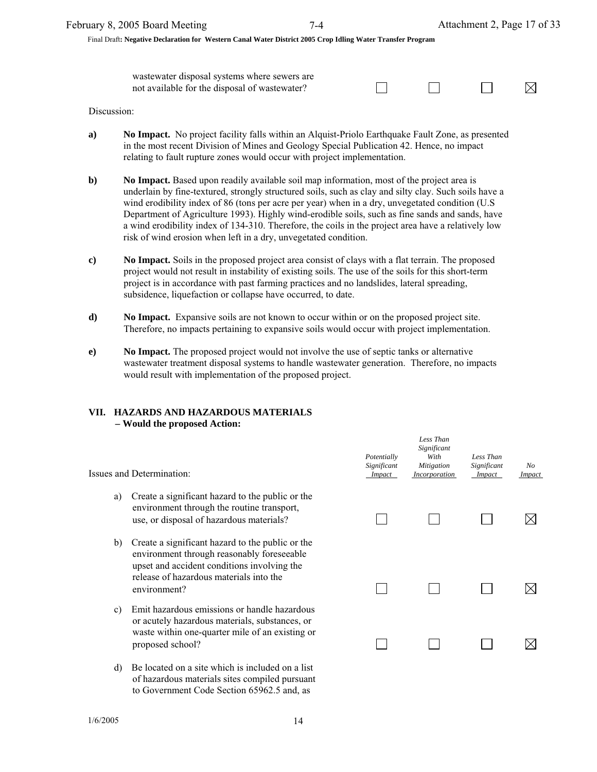| | Potentially Significant Impact | Less Than Significant With Mitigation Incorporation | Less Than Significant Impact | No Impact |
|---|---|---|---|---|
| wastewater disposal systems where sewers are not available for the disposal of wastewater? | ☐ | ☐ | ☐ | ☒ |

Discussion:

**a)** **No Impact.** No project facility falls within an Alquist-Priolo Earthquake Fault Zone, as presented in the most recent Division of Mines and Geology Special Publication 42. Hence, no impact relating to fault rupture zones would occur with project implementation.

**b)** **No Impact.** Based upon readily available soil map information, most of the project area is underlain by fine-textured, strongly structured soils, such as clay and silty clay. Such soils have a wind erodibility index of 86 (tons per acre per year) when in a dry, unvegetated condition (U.S Department of Agriculture 1993). Highly wind-erodible soils, such as fine sands and sands, have a wind erodibility index of 134-310. Therefore, the coils in the project area have a relatively low risk of wind erosion when left in a dry, unvegetated condition.

**c)** **No Impact.** Soils in the proposed project area consist of clays with a flat terrain. The proposed project would not result in instability of existing soils. The use of the soils for this short-term project is in accordance with past farming practices and no landslides, lateral spreading, subsidence, liquefaction or collapse have occurred, to date.

**d)** **No Impact.** Expansive soils are not known to occur within or on the proposed project site. Therefore, no impacts pertaining to expansive soils would occur with project implementation.

**e)** **No Impact.** The proposed project would not involve the use of septic tanks or alternative wastewater treatment disposal systems to handle wastewater generation. Therefore, no impacts would result with implementation of the proposed project.

## VII. HAZARDS AND HAZARDOUS MATERIALS – Would the proposed Action:

| Issues and Determination: | *Potentially Significant Impact* | *Less Than Significant With Mitigation Incorporation* | *Less Than Significant Impact* | *No Impact* |
|---|---|---|---|---|
| a) Create a significant hazard to the public or the environment through the routine transport, use, or disposal of hazardous materials? | ☐ | ☐ | ☐ | ☒ |
| b) Create a significant hazard to the public or the environment through reasonably foreseeable upset and accident conditions involving the release of hazardous materials into the environment? | ☐ | ☐ | ☐ | ☒ |
| c) Emit hazardous emissions or handle hazardous or acutely hazardous materials, substances, or waste within one-quarter mile of an existing or proposed school? | ☐ | ☐ | ☐ | ☒ |
| d) Be located on a site which is included on a list of hazardous materials sites compiled pursuant to Government Code Section 65962.5 and, as | | | | |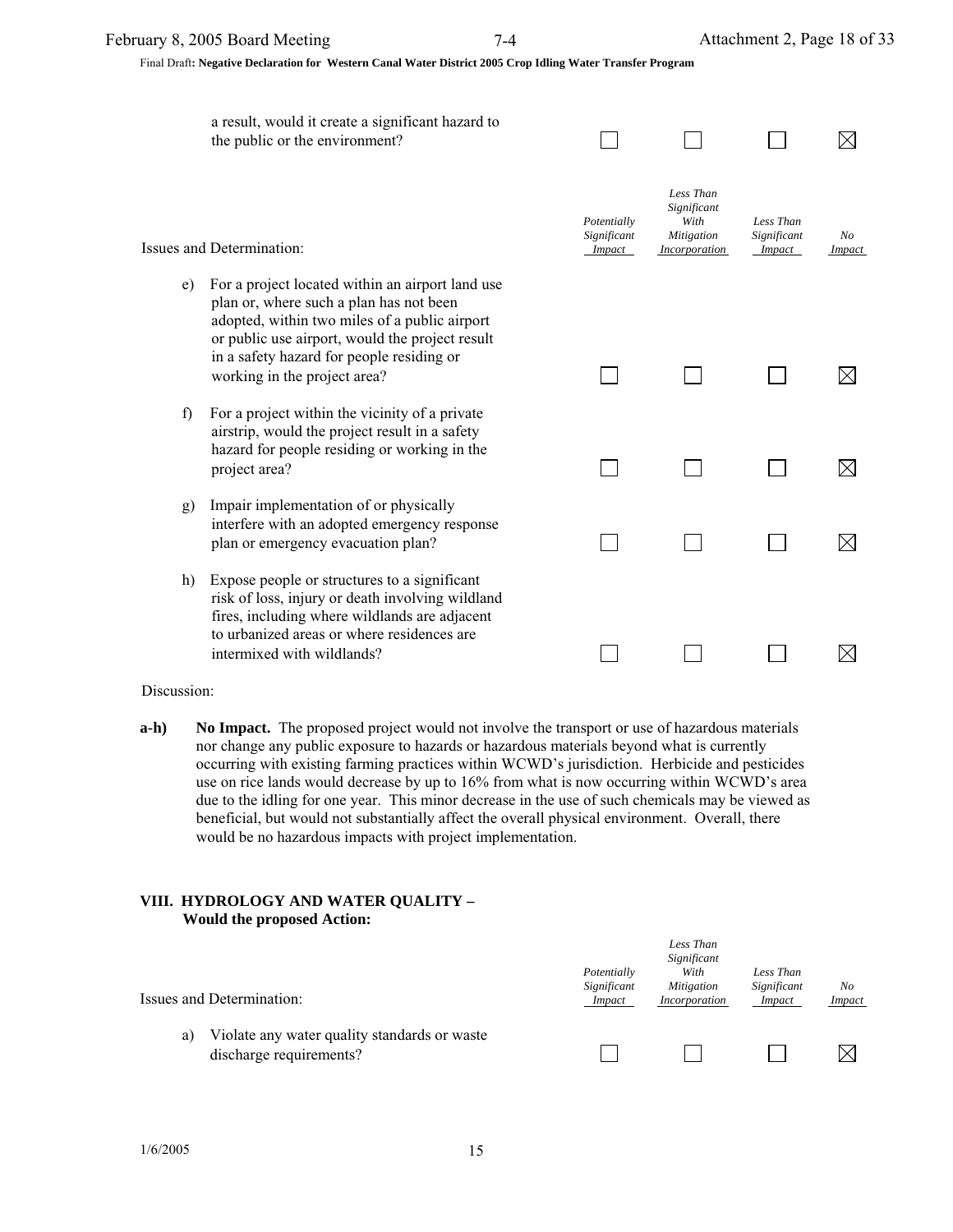| | Potentially Significant Impact | Less Than Significant With Mitigation Incorporation | Less Than Significant Impact | No Impact |
|---|---|---|---|---|
| a result, would it create a significant hazard to the public or the environment? | ☐ | ☐ | ☐ | ☒ |

| Issues and Determination: | Potentially Significant Impact | Less Than Significant With Mitigation Incorporation | Less Than Significant Impact | No Impact |
|---|---|---|---|---|
| e) For a project located within an airport land use plan or, where such a plan has not been adopted, within two miles of a public airport or public use airport, would the project result in a safety hazard for people residing or working in the project area? | ☐ | ☐ | ☐ | ☒ |
| f) For a project within the vicinity of a private airstrip, would the project result in a safety hazard for people residing or working in the project area? | ☐ | ☐ | ☐ | ☒ |
| g) Impair implementation of or physically interfere with an adopted emergency response plan or emergency evacuation plan? | ☐ | ☐ | ☐ | ☒ |
| h) Expose people or structures to a significant risk of loss, injury or death involving wildland fires, including where wildlands are adjacent to urbanized areas or where residences are intermixed with wildlands? | ☐ | ☐ | ☐ | ☒ |

Discussion:

**a-h)** **No Impact.** The proposed project would not involve the transport or use of hazardous materials nor change any public exposure to hazards or hazardous materials beyond what is currently occurring with existing farming practices within WCWD's jurisdiction. Herbicide and pesticides use on rice lands would decrease by up to 16% from what is now occurring within WCWD's area due to the idling for one year. This minor decrease in the use of such chemicals may be viewed as beneficial, but would not substantially affect the overall physical environment. Overall, there would be no hazardous impacts with project implementation.

## VIII. HYDROLOGY AND WATER QUALITY – Would the proposed Action:

| Issues and Determination: | Potentially Significant Impact | Less Than Significant With Mitigation Incorporation | Less Than Significant Impact | No Impact |
|---|---|---|---|---|
| a) Violate any water quality standards or waste discharge requirements? | ☐ | ☐ | ☐ | ☒ |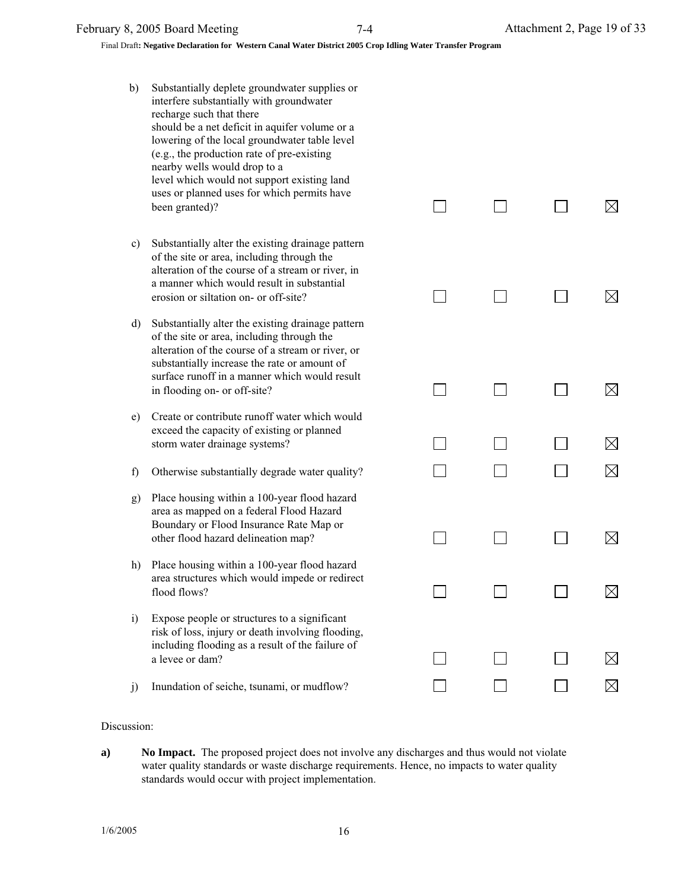| | | | | |
|---|---|---|---|---|
| b) Substantially deplete groundwater supplies or interfere substantially with groundwater recharge such that there should be a net deficit in aquifer volume or a lowering of the local groundwater table level (e.g., the production rate of pre-existing nearby wells would drop to a level which would not support existing land uses or planned uses for which permits have been granted)? | ☐ | ☐ | ☐ | ☒ |
| c) Substantially alter the existing drainage pattern of the site or area, including through the alteration of the course of a stream or river, in a manner which would result in substantial erosion or siltation on- or off-site? | ☐ | ☐ | ☐ | ☒ |
| d) Substantially alter the existing drainage pattern of the site or area, including through the alteration of the course of a stream or river, or substantially increase the rate or amount of surface runoff in a manner which would result in flooding on- or off-site? | ☐ | ☐ | ☐ | ☒ |
| e) Create or contribute runoff water which would exceed the capacity of existing or planned storm water drainage systems? | ☐ | ☐ | ☐ | ☒ |
| f) Otherwise substantially degrade water quality? | ☐ | ☐ | ☐ | ☒ |
| g) Place housing within a 100-year flood hazard area as mapped on a federal Flood Hazard Boundary or Flood Insurance Rate Map or other flood hazard delineation map? | ☐ | ☐ | ☐ | ☒ |
| h) Place housing within a 100-year flood hazard area structures which would impede or redirect flood flows? | ☐ | ☐ | ☐ | ☒ |
| i) Expose people or structures to a significant risk of loss, injury or death involving flooding, including flooding as a result of the failure of a levee or dam? | ☐ | ☐ | ☐ | ☒ |
| j) Inundation of seiche, tsunami, or mudflow? | ☐ | ☐ | ☐ | ☒ |

Discussion:

**a)** **No Impact.** The proposed project does not involve any discharges and thus would not violate water quality standards or waste discharge requirements. Hence, no impacts to water quality standards would occur with project implementation.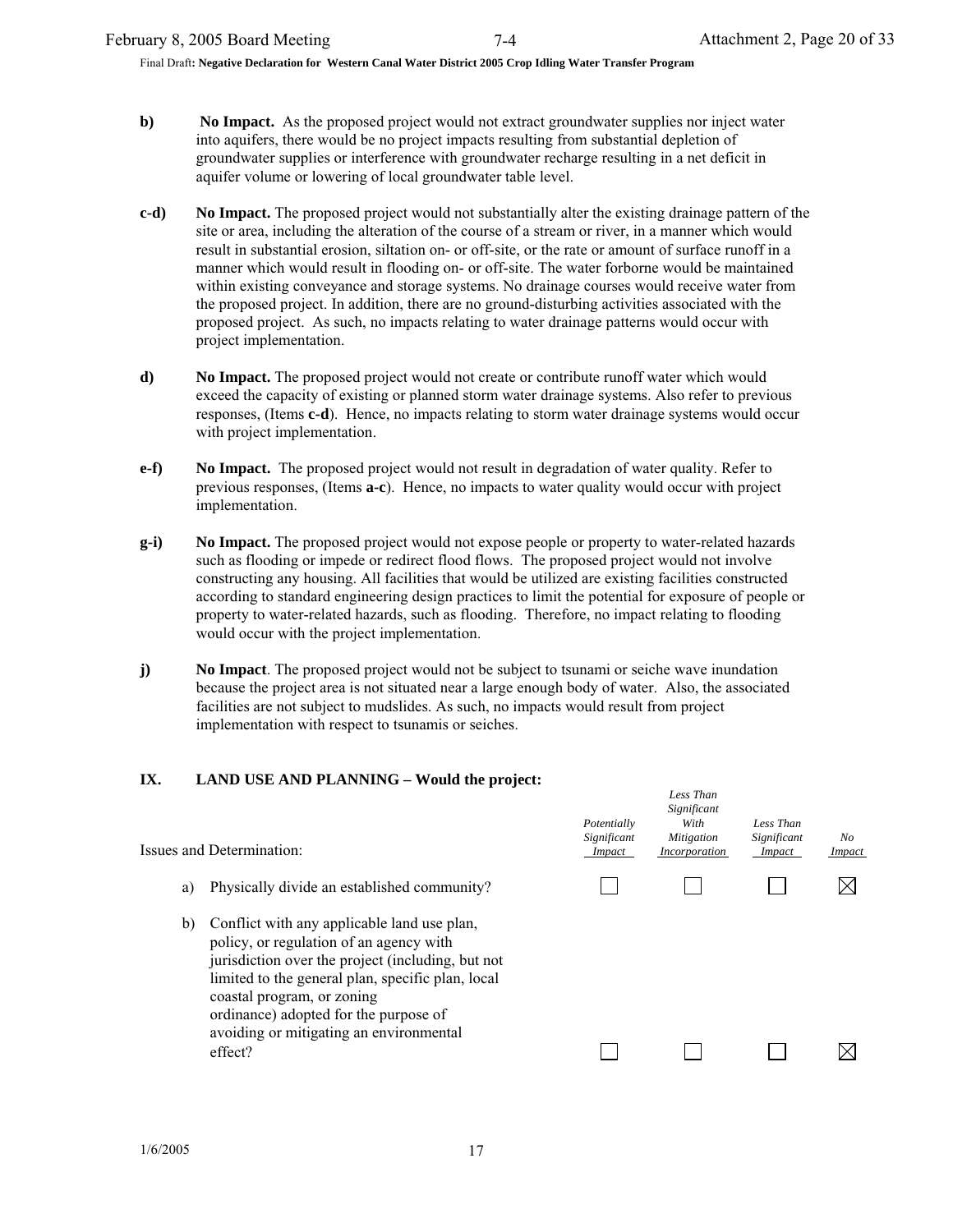**b)** **No Impact.** As the proposed project would not extract groundwater supplies nor inject water into aquifers, there would be no project impacts resulting from substantial depletion of groundwater supplies or interference with groundwater recharge resulting in a net deficit in aquifer volume or lowering of local groundwater table level.

**c-d)** **No Impact.** The proposed project would not substantially alter the existing drainage pattern of the site or area, including the alteration of the course of a stream or river, in a manner which would result in substantial erosion, siltation on- or off-site, or the rate or amount of surface runoff in a manner which would result in flooding on- or off-site. The water forborne would be maintained within existing conveyance and storage systems. No drainage courses would receive water from the proposed project. In addition, there are no ground-disturbing activities associated with the proposed project. As such, no impacts relating to water drainage patterns would occur with project implementation.

**d)** **No Impact.** The proposed project would not create or contribute runoff water which would exceed the capacity of existing or planned storm water drainage systems. Also refer to previous responses, (Items **c-d**). Hence, no impacts relating to storm water drainage systems would occur with project implementation.

**e-f)** **No Impact.** The proposed project would not result in degradation of water quality. Refer to previous responses, (Items **a-c**). Hence, no impacts to water quality would occur with project implementation.

**g-i)** **No Impact.** The proposed project would not expose people or property to water-related hazards such as flooding or impede or redirect flood flows. The proposed project would not involve constructing any housing. All facilities that would be utilized are existing facilities constructed according to standard engineering design practices to limit the potential for exposure of people or property to water-related hazards, such as flooding. Therefore, no impact relating to flooding would occur with the project implementation.

**j)** **No Impact**. The proposed project would not be subject to tsunami or seiche wave inundation because the project area is not situated near a large enough body of water. Also, the associated facilities are not subject to mudslides. As such, no impacts would result from project implementation with respect to tsunamis or seiches.

## IX. LAND USE AND PLANNING – Would the project:

| Issues and Determination: | *Potentially Significant Impact* | *Less Than Significant With Mitigation Incorporation* | *Less Than Significant Impact* | *No Impact* |
|---|---|---|---|---|
| a) Physically divide an established community? | ☐ | ☐ | ☐ | ☒ |
| b) Conflict with any applicable land use plan, policy, or regulation of an agency with jurisdiction over the project (including, but not limited to the general plan, specific plan, local coastal program, or zoning ordinance) adopted for the purpose of avoiding or mitigating an environmental effect? | ☐ | ☐ | ☐ | ☒ |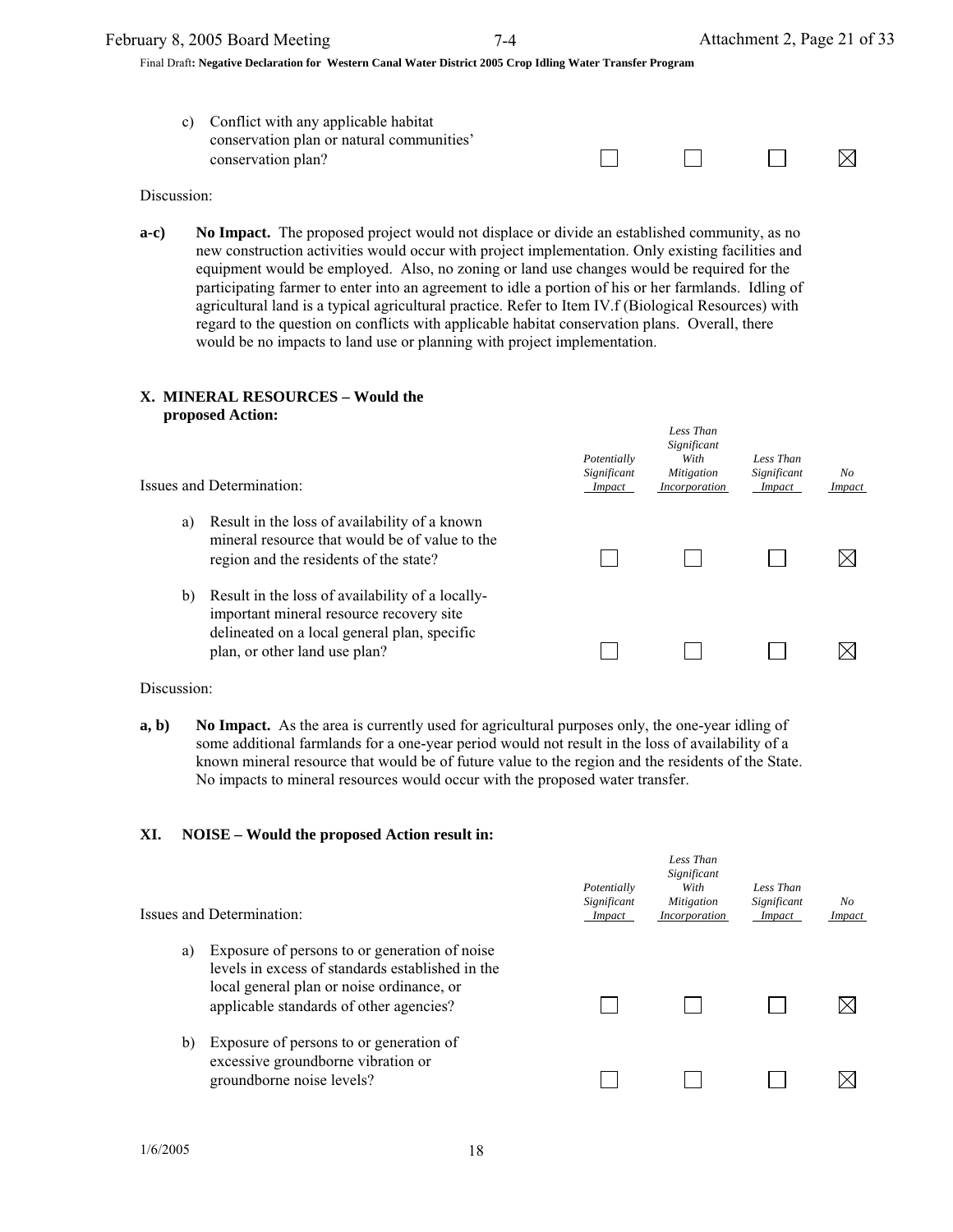| Issues and Determination: | Potentially Significant Impact | Less Than Significant With Mitigation Incorporation | Less Than Significant Impact | No Impact |
|---|---|---|---|---|
| c) Conflict with any applicable habitat conservation plan or natural communities' conservation plan? | ☐ | ☐ | ☐ | ☒ |

Discussion:

**a-c)** **No Impact.** The proposed project would not displace or divide an established community, as no new construction activities would occur with project implementation. Only existing facilities and equipment would be employed. Also, no zoning or land use changes would be required for the participating farmer to enter into an agreement to idle a portion of his or her farmlands. Idling of agricultural land is a typical agricultural practice. Refer to Item IV.f (Biological Resources) with regard to the question on conflicts with applicable habitat conservation plans. Overall, there would be no impacts to land use or planning with project implementation.

## X. MINERAL RESOURCES – Would the proposed Action:

| Issues and Determination: | Potentially Significant Impact | Less Than Significant With Mitigation Incorporation | Less Than Significant Impact | No Impact |
|---|---|---|---|---|
| a) Result in the loss of availability of a known mineral resource that would be of value to the region and the residents of the state? | ☐ | ☐ | ☐ | ☒ |
| b) Result in the loss of availability of a locally-important mineral resource recovery site delineated on a local general plan, specific plan, or other land use plan? | ☐ | ☐ | ☐ | ☒ |

Discussion:

**a, b)** **No Impact.** As the area is currently used for agricultural purposes only, the one-year idling of some additional farmlands for a one-year period would not result in the loss of availability of a known mineral resource that would be of future value to the region and the residents of the State. No impacts to mineral resources would occur with the proposed water transfer.

## XI. NOISE – Would the proposed Action result in:

| Issues and Determination: | Potentially Significant Impact | Less Than Significant With Mitigation Incorporation | Less Than Significant Impact | No Impact |
|---|---|---|---|---|
| a) Exposure of persons to or generation of noise levels in excess of standards established in the local general plan or noise ordinance, or applicable standards of other agencies? | ☐ | ☐ | ☐ | ☒ |
| b) Exposure of persons to or generation of excessive groundborne vibration or groundborne noise levels? | ☐ | ☐ | ☐ | ☒ |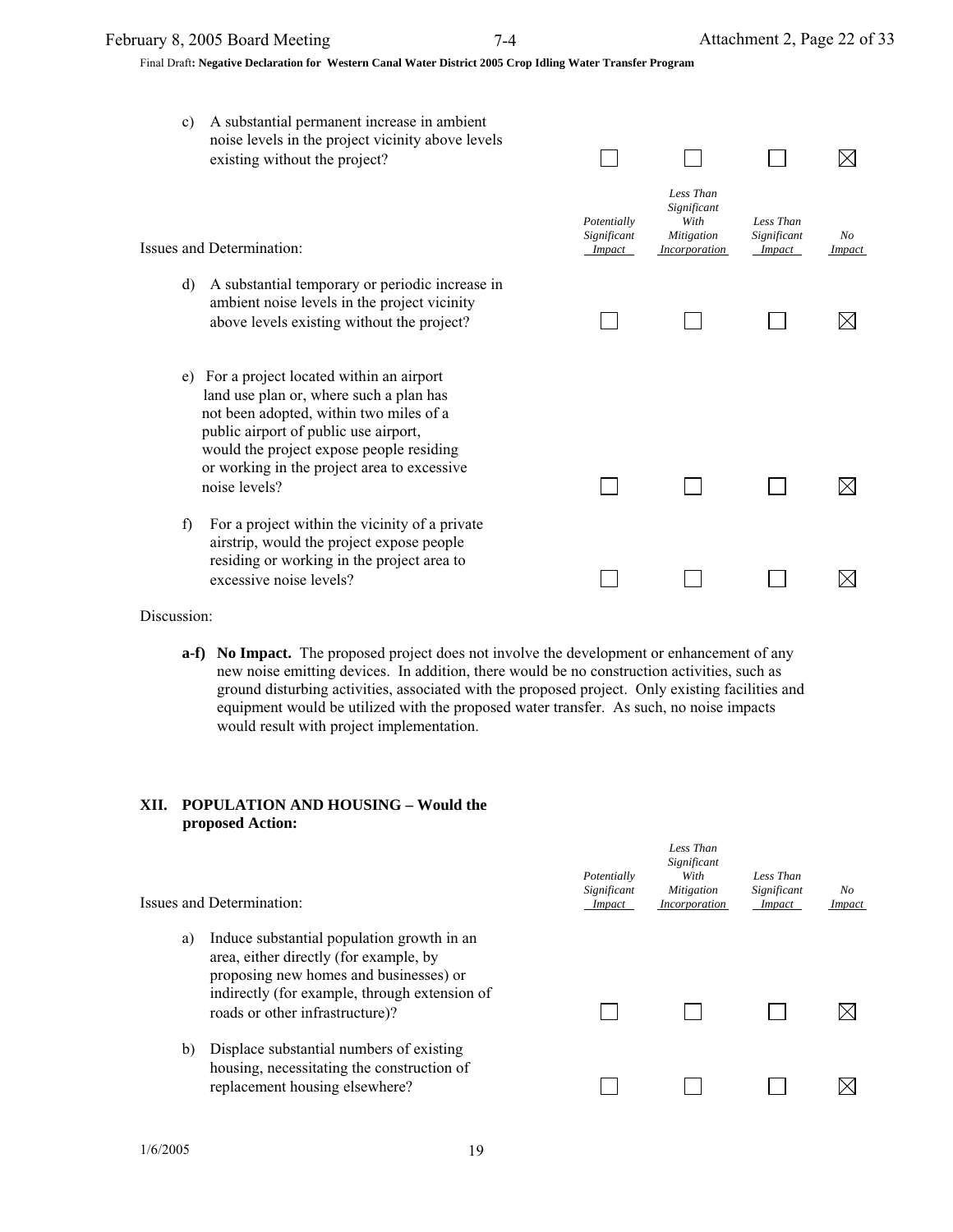| Issues and Determination: | Potentially Significant Impact | Less Than Significant With Mitigation Incorporation | Less Than Significant Impact | No Impact |
|---|---|---|---|---|
| c) A substantial permanent increase in ambient noise levels in the project vicinity above levels existing without the project? | ☐ | ☐ | ☐ | ☒ |
| d) A substantial temporary or periodic increase in ambient noise levels in the project vicinity above levels existing without the project? | ☐ | ☐ | ☐ | ☒ |
| e) For a project located within an airport land use plan or, where such a plan has not been adopted, within two miles of a public airport of public use airport, would the project expose people residing or working in the project area to excessive noise levels? | ☐ | ☐ | ☐ | ☒ |
| f) For a project within the vicinity of a private airstrip, would the project expose people residing or working in the project area to excessive noise levels? | ☐ | ☐ | ☐ | ☒ |

Discussion:

**a-f) No Impact.** The proposed project does not involve the development or enhancement of any new noise emitting devices. In addition, there would be no construction activities, such as ground disturbing activities, associated with the proposed project. Only existing facilities and equipment would be utilized with the proposed water transfer. As such, no noise impacts would result with project implementation.

## XII. POPULATION AND HOUSING – Would the proposed Action:

| Issues and Determination: | Potentially Significant Impact | Less Than Significant With Mitigation Incorporation | Less Than Significant Impact | No Impact |
|---|---|---|---|---|
| a) Induce substantial population growth in an area, either directly (for example, by proposing new homes and businesses) or indirectly (for example, through extension of roads or other infrastructure)? | ☐ | ☐ | ☐ | ☒ |
| b) Displace substantial numbers of existing housing, necessitating the construction of replacement housing elsewhere? | ☐ | ☐ | ☐ | ☒ |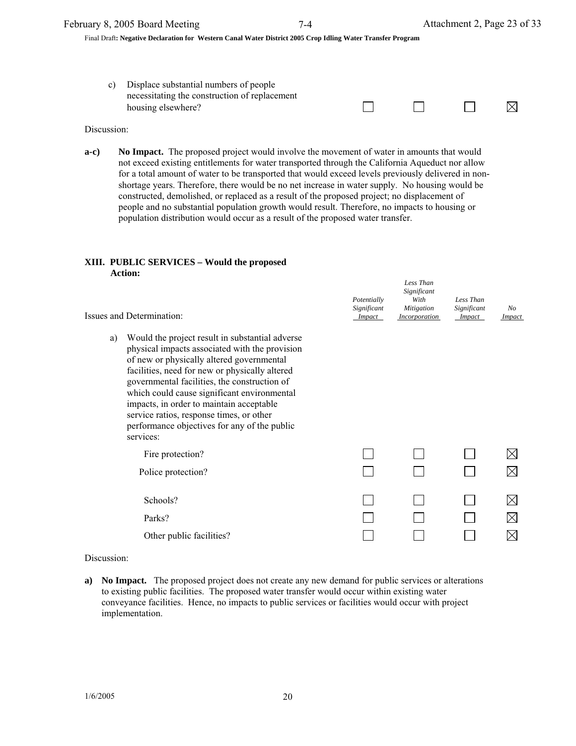| | Potentially Significant Impact | Less Than Significant With Mitigation Incorporation | Less Than Significant Impact | No Impact |
|---|---|---|---|---|
| c) Displace substantial numbers of people necessitating the construction of replacement housing elsewhere? | ☐ | ☐ | ☐ | ☒ |

Discussion:

**a-c) No Impact.** The proposed project would involve the movement of water in amounts that would not exceed existing entitlements for water transported through the California Aqueduct nor allow for a total amount of water to be transported that would exceed levels previously delivered in non-shortage years. Therefore, there would be no net increase in water supply. No housing would be constructed, demolished, or replaced as a result of the proposed project; no displacement of people and no substantial population growth would result. Therefore, no impacts to housing or population distribution would occur as a result of the proposed water transfer.

### XIII. PUBLIC SERVICES – Would the proposed Action:

| Issues and Determination: | Potentially Significant Impact | Less Than Significant With Mitigation Incorporation | Less Than Significant Impact | No Impact |
|---|---|---|---|---|
| a) Would the project result in substantial adverse physical impacts associated with the provision of new or physically altered governmental facilities, need for new or physically altered governmental facilities, the construction of which could cause significant environmental impacts, in order to maintain acceptable service ratios, response times, or other performance objectives for any of the public services: | | | | |
| Fire protection? | ☐ | ☐ | ☐ | ☒ |
| Police protection? | ☐ | ☐ | ☐ | ☒ |
| Schools? | ☐ | ☐ | ☐ | ☒ |
| Parks? | ☐ | ☐ | ☐ | ☒ |
| Other public facilities? | ☐ | ☐ | ☐ | ☒ |

Discussion:

**a) No Impact.** The proposed project does not create any new demand for public services or alterations to existing public facilities. The proposed water transfer would occur within existing water conveyance facilities. Hence, no impacts to public services or facilities would occur with project implementation.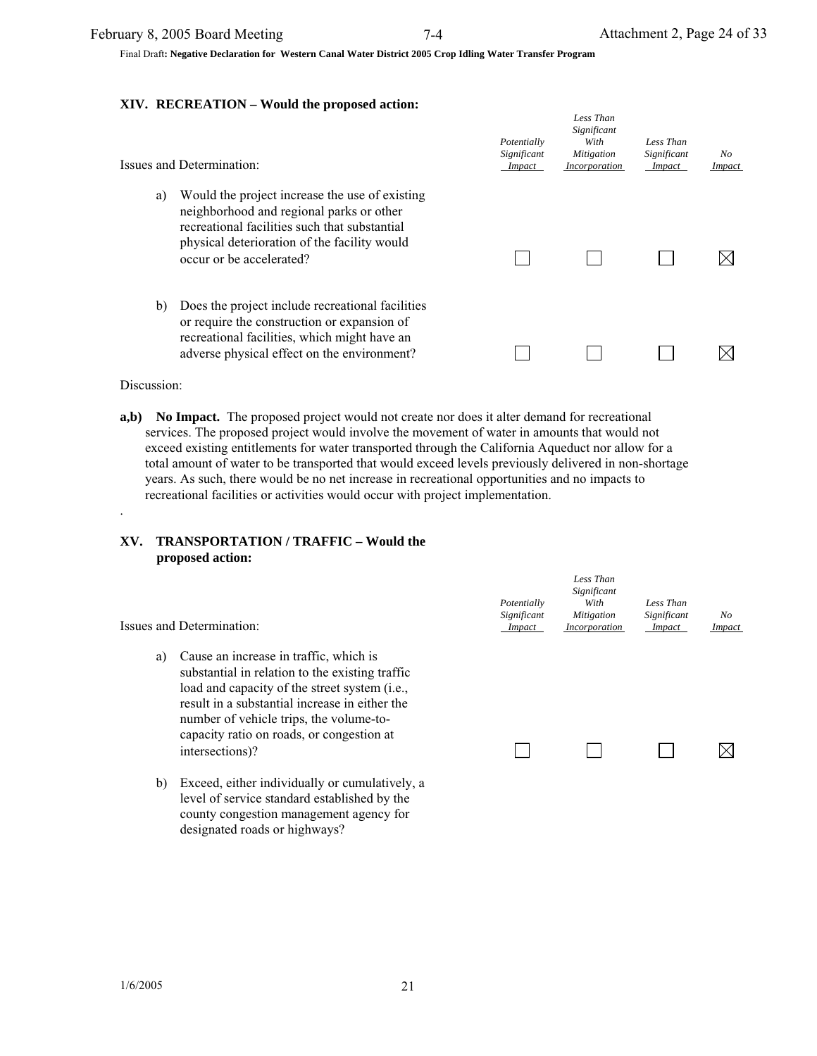## XIV. RECREATION – Would the proposed action:

| Issues and Determination: | *Potentially Significant Impact* | *Less Than Significant With Mitigation Incorporation* | *Less Than Significant Impact* | *No Impact* |
|---|---|---|---|---|
| a) Would the project increase the use of existing neighborhood and regional parks or other recreational facilities such that substantial physical deterioration of the facility would occur or be accelerated? | ☐ | ☐ | ☐ | ☒ |
| b) Does the project include recreational facilities or require the construction or expansion of recreational facilities, which might have an adverse physical effect on the environment? | ☐ | ☐ | ☐ | ☒ |

Discussion:

**a,b) No Impact.** The proposed project would not create nor does it alter demand for recreational services. The proposed project would involve the movement of water in amounts that would not exceed existing entitlements for water transported through the California Aqueduct nor allow for a total amount of water to be transported that would exceed levels previously delivered in non-shortage years. As such, there would be no net increase in recreational opportunities and no impacts to recreational facilities or activities would occur with project implementation.

.

## XV. TRANSPORTATION / TRAFFIC – Would the proposed action:

| Issues and Determination: | *Potentially Significant Impact* | *Less Than Significant With Mitigation Incorporation* | *Less Than Significant Impact* | *No Impact* |
|---|---|---|---|---|
| a) Cause an increase in traffic, which is substantial in relation to the existing traffic load and capacity of the street system (i.e., result in a substantial increase in either the number of vehicle trips, the volume-to-capacity ratio on roads, or congestion at intersections)? | ☐ | ☐ | ☐ | ☒ |
| b) Exceed, either individually or cumulatively, a level of service standard established by the county congestion management agency for designated roads or highways? | | | | |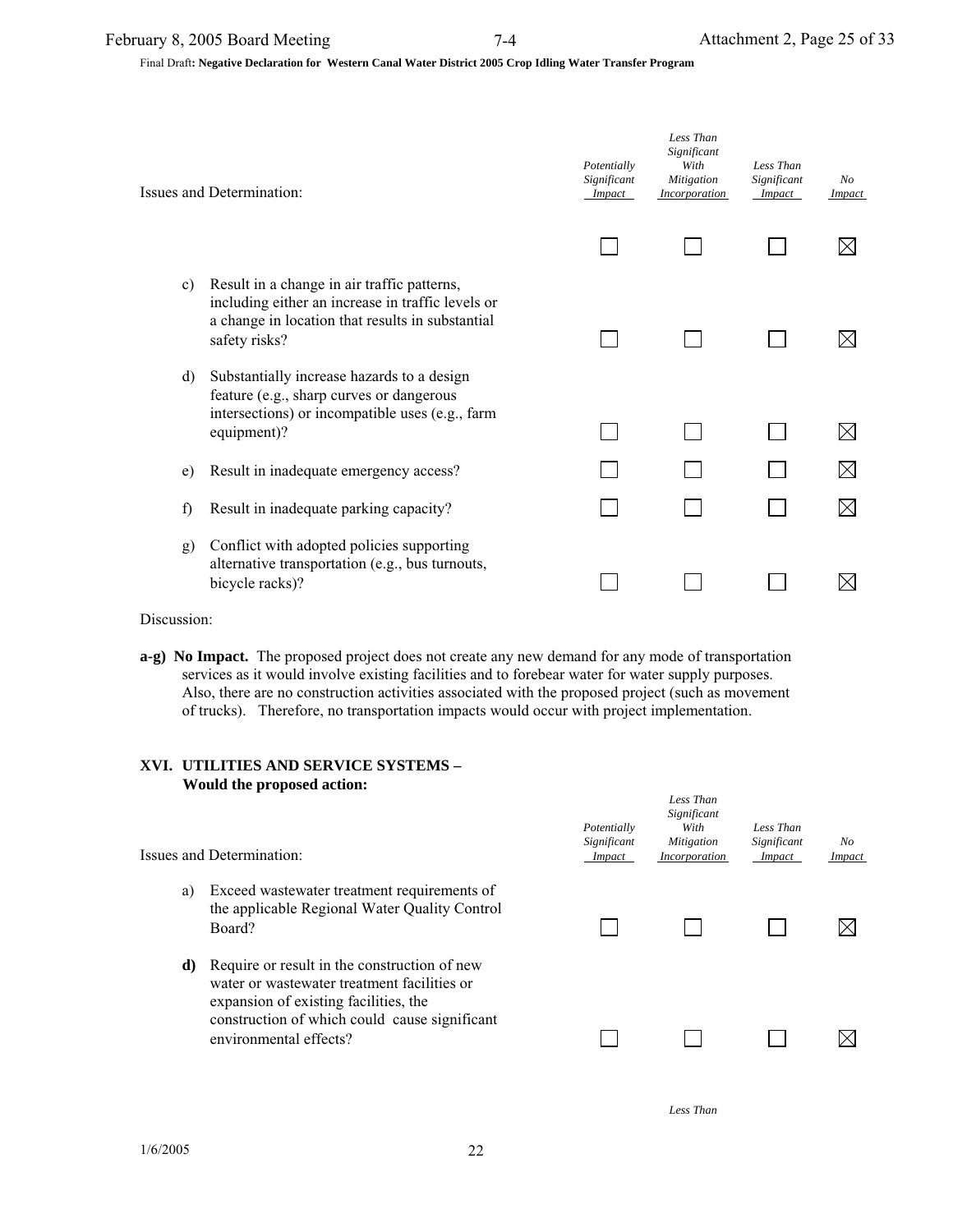Final Draft**: Negative Declaration for Western Canal Water District 2005 Crop Idling Water Transfer Program**

| Issues and Determination: | *Potentially Significant Impact* | *Less Than Significant With Mitigation Incorporation* | *Less Than Significant Impact* | *No Impact* |
|---|---|---|---|---|
| | ☐ | ☐ | ☐ | ☒ |
| c) Result in a change in air traffic patterns, including either an increase in traffic levels or a change in location that results in substantial safety risks? | ☐ | ☐ | ☐ | ☒ |
| d) Substantially increase hazards to a design feature (e.g., sharp curves or dangerous intersections) or incompatible uses (e.g., farm equipment)? | ☐ | ☐ | ☐ | ☒ |
| e) Result in inadequate emergency access? | ☐ | ☐ | ☐ | ☒ |
| f) Result in inadequate parking capacity? | ☐ | ☐ | ☐ | ☒ |
| g) Conflict with adopted policies supporting alternative transportation (e.g., bus turnouts, bicycle racks)? | ☐ | ☐ | ☐ | ☒ |

Discussion:

**a-g) No Impact.** The proposed project does not create any new demand for any mode of transportation services as it would involve existing facilities and to forebear water for water supply purposes. Also, there are no construction activities associated with the proposed project (such as movement of trucks). Therefore, no transportation impacts would occur with project implementation.

## XVI. UTILITIES AND SERVICE SYSTEMS – Would the proposed action:

| Issues and Determination: | *Potentially Significant Impact* | *Less Than Significant With Mitigation Incorporation* | *Less Than Significant Impact* | *No Impact* |
|---|---|---|---|---|
| a) Exceed wastewater treatment requirements of the applicable Regional Water Quality Control Board? | ☐ | ☐ | ☐ | ☒ |
| **d)** Require or result in the construction of new water or wastewater treatment facilities or expansion of existing facilities, the construction of which could cause significant environmental effects? | ☐ | ☐ | ☐ | ☒ |

*Less Than*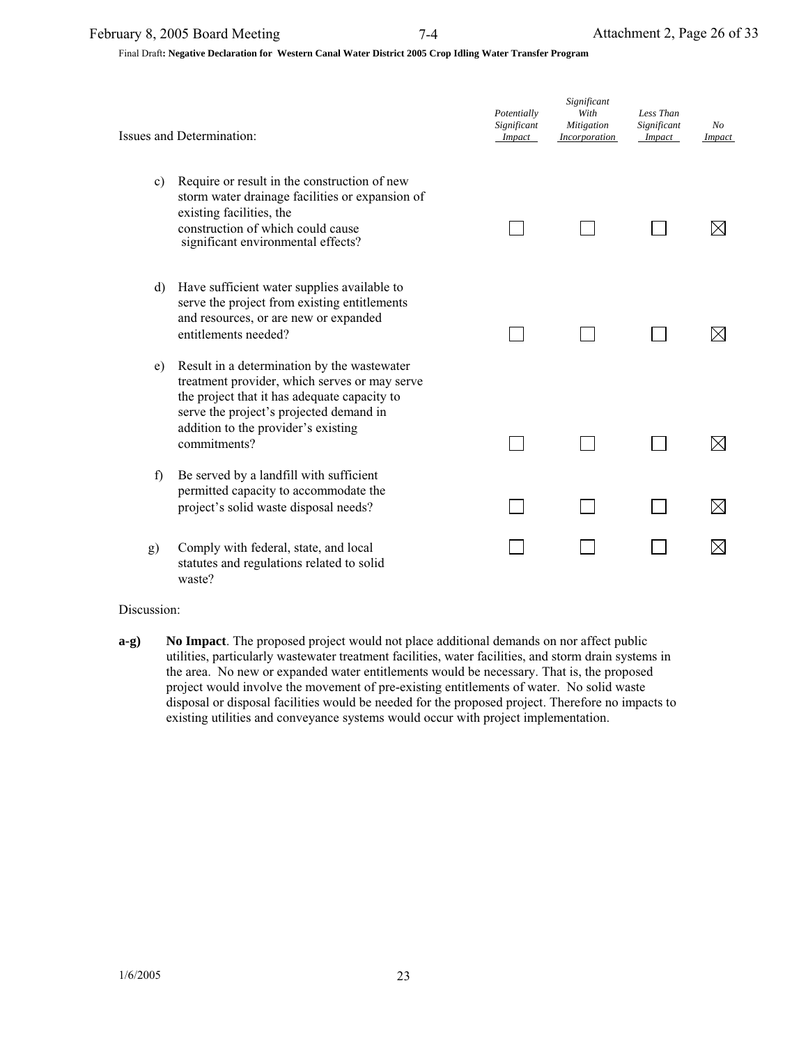Final Draft**: Negative Declaration for Western Canal Water District 2005 Crop Idling Water Transfer Program**

| Issues and Determination: | *Potentially Significant Impact* | *Significant With Mitigation Incorporation* | *Less Than Significant Impact* | *No Impact* |
|---|---|---|---|---|
| c) Require or result in the construction of new storm water drainage facilities or expansion of existing facilities, the construction of which could cause significant environmental effects? | ☐ | ☐ | ☐ | ☒ |
| d) Have sufficient water supplies available to serve the project from existing entitlements and resources, or are new or expanded entitlements needed? | ☐ | ☐ | ☐ | ☒ |
| e) Result in a determination by the wastewater treatment provider, which serves or may serve the project that it has adequate capacity to serve the project's projected demand in addition to the provider's existing commitments? | ☐ | ☐ | ☐ | ☒ |
| f) Be served by a landfill with sufficient permitted capacity to accommodate the project's solid waste disposal needs? | ☐ | ☐ | ☐ | ☒ |
| g) Comply with federal, state, and local statutes and regulations related to solid waste? | ☐ | ☐ | ☐ | ☒ |

Discussion:

**a-g)** **No Impact**. The proposed project would not place additional demands on nor affect public utilities, particularly wastewater treatment facilities, water facilities, and storm drain systems in the area. No new or expanded water entitlements would be necessary. That is, the proposed project would involve the movement of pre-existing entitlements of water. No solid waste disposal or disposal facilities would be needed for the proposed project. Therefore no impacts to existing utilities and conveyance systems would occur with project implementation.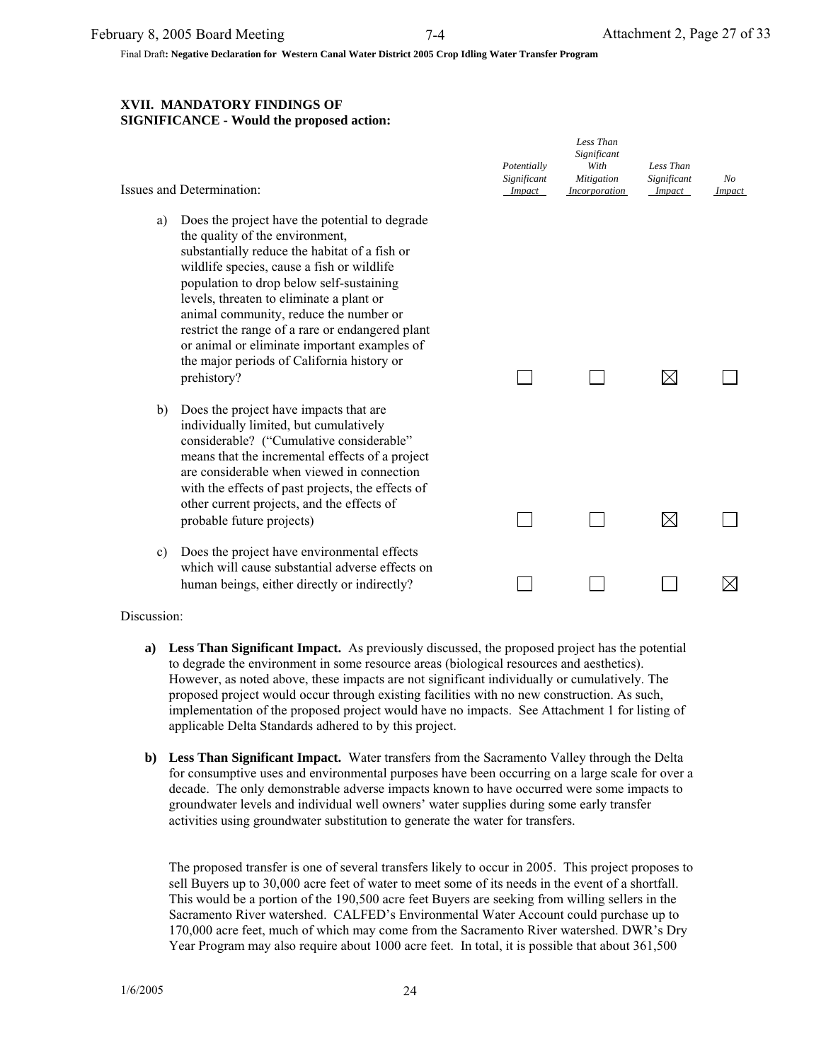Final Draft**: Negative Declaration for Western Canal Water District 2005 Crop Idling Water Transfer Program**

### XVII. MANDATORY FINDINGS OF SIGNIFICANCE - Would the proposed action:

| Issues and Determination: | *Potentially Significant Impact* | *Less Than Significant With Mitigation Incorporation* | *Less Than Significant Impact* | *No Impact* |
|---|---|---|---|---|
| a) Does the project have the potential to degrade the quality of the environment, substantially reduce the habitat of a fish or wildlife species, cause a fish or wildlife population to drop below self-sustaining levels, threaten to eliminate a plant or animal community, reduce the number or restrict the range of a rare or endangered plant or animal or eliminate important examples of the major periods of California history or prehistory? | ☐ | ☐ | ☒ | ☐ |
| b) Does the project have impacts that are individually limited, but cumulatively considerable? ("Cumulative considerable" means that the incremental effects of a project are considerable when viewed in connection with the effects of past projects, the effects of other current projects, and the effects of probable future projects) | ☐ | ☐ | ☒ | ☐ |
| c) Does the project have environmental effects which will cause substantial adverse effects on human beings, either directly or indirectly? | ☐ | ☐ | ☐ | ☒ |

Discussion:

**a) Less Than Significant Impact.** As previously discussed, the proposed project has the potential to degrade the environment in some resource areas (biological resources and aesthetics). However, as noted above, these impacts are not significant individually or cumulatively. The proposed project would occur through existing facilities with no new construction. As such, implementation of the proposed project would have no impacts. See Attachment 1 for listing of applicable Delta Standards adhered to by this project.

**b) Less Than Significant Impact.** Water transfers from the Sacramento Valley through the Delta for consumptive uses and environmental purposes have been occurring on a large scale for over a decade. The only demonstrable adverse impacts known to have occurred were some impacts to groundwater levels and individual well owners' water supplies during some early transfer activities using groundwater substitution to generate the water for transfers.

The proposed transfer is one of several transfers likely to occur in 2005. This project proposes to sell Buyers up to 30,000 acre feet of water to meet some of its needs in the event of a shortfall. This would be a portion of the 190,500 acre feet Buyers are seeking from willing sellers in the Sacramento River watershed. CALFED's Environmental Water Account could purchase up to 170,000 acre feet, much of which may come from the Sacramento River watershed. DWR's Dry Year Program may also require about 1000 acre feet. In total, it is possible that about 361,500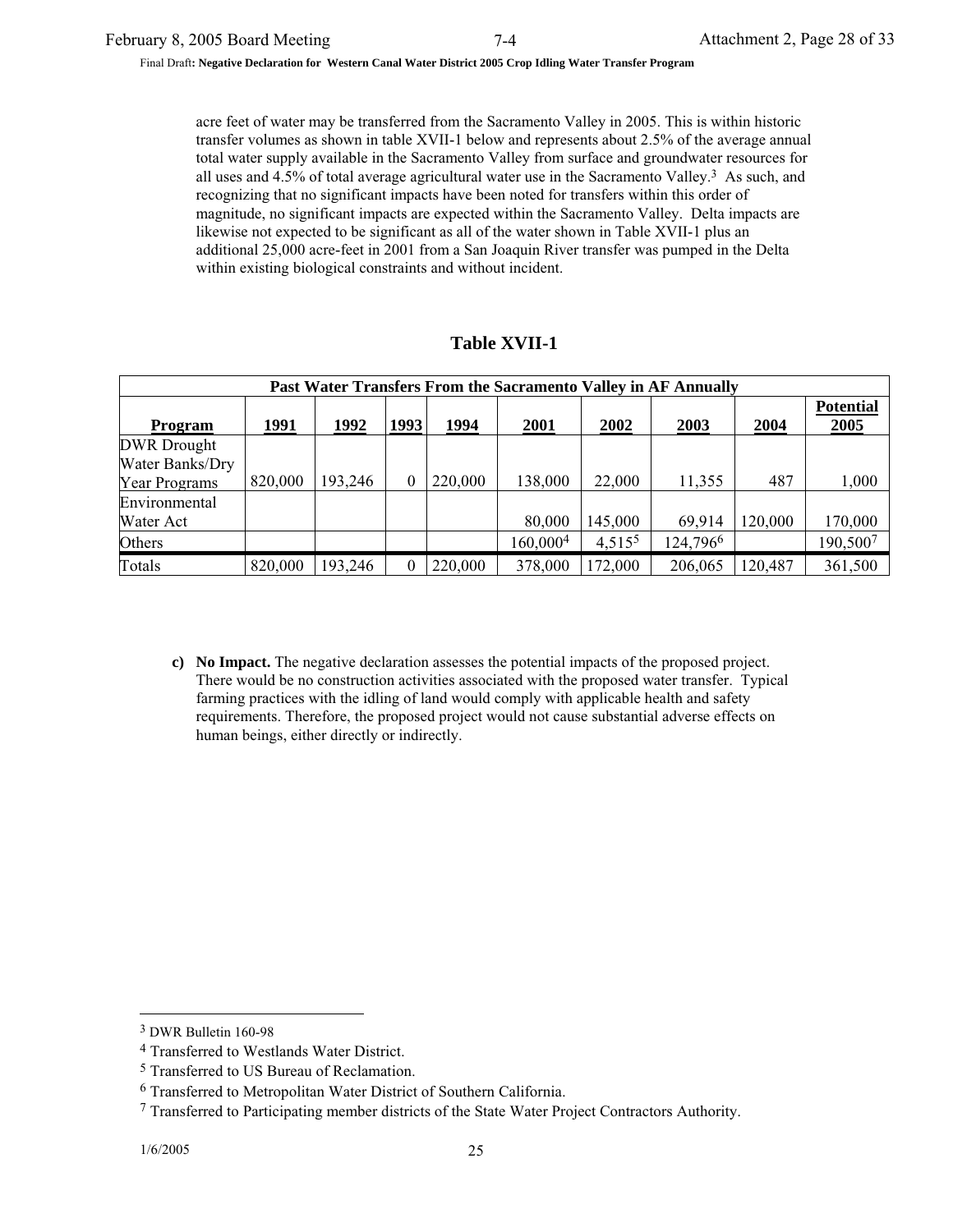acre feet of water may be transferred from the Sacramento Valley in 2005. This is within historic transfer volumes as shown in table XVII-1 below and represents about 2.5% of the average annual total water supply available in the Sacramento Valley from surface and groundwater resources for all uses and 4.5% of total average agricultural water use in the Sacramento Valley.[3] As such, and recognizing that no significant impacts have been noted for transfers within this order of magnitude, no significant impacts are expected within the Sacramento Valley. Delta impacts are likewise not expected to be significant as all of the water shown in Table XVII-1 plus an additional 25,000 acre-feet in 2001 from a San Joaquin River transfer was pumped in the Delta within existing biological constraints and without incident.

## Table XVII-1

| Past Water Transfers From the Sacramento Valley in AF Annually | | | | | | | | | |
|---|---|---|---|---|---|---|---|---|---|
| **Program** | **1991** | **1992** | **1993** | **1994** | **2001** | **2002** | **2003** | **2004** | **Potential 2005** |
| DWR Drought Water Banks/Dry Year Programs | 820,000 | 193,246 | 0 | 220,000 | 138,000 | 22,000 | 11,355 | 487 | 1,000 |
| Environmental Water Act | | | | | 80,000 | 145,000 | 69,914 | 120,000 | 170,000 |
| Others | | | | | 160,000[4] | 4,515[5] | 124,796[6] | | 190,500[7] |
| Totals | 820,000 | 193,246 | 0 | 220,000 | 378,000 | 172,000 | 206,065 | 120,487 | 361,500 |

c) **No Impact.** The negative declaration assesses the potential impacts of the proposed project. There would be no construction activities associated with the proposed water transfer. Typical farming practices with the idling of land would comply with applicable health and safety requirements. Therefore, the proposed project would not cause substantial adverse effects on human beings, either directly or indirectly.

---

[3] DWR Bulletin 160-98

[4] Transferred to Westlands Water District.

[5] Transferred to US Bureau of Reclamation.

[6] Transferred to Metropolitan Water District of Southern California.

[7] Transferred to Participating member districts of the State Water Project Contractors Authority.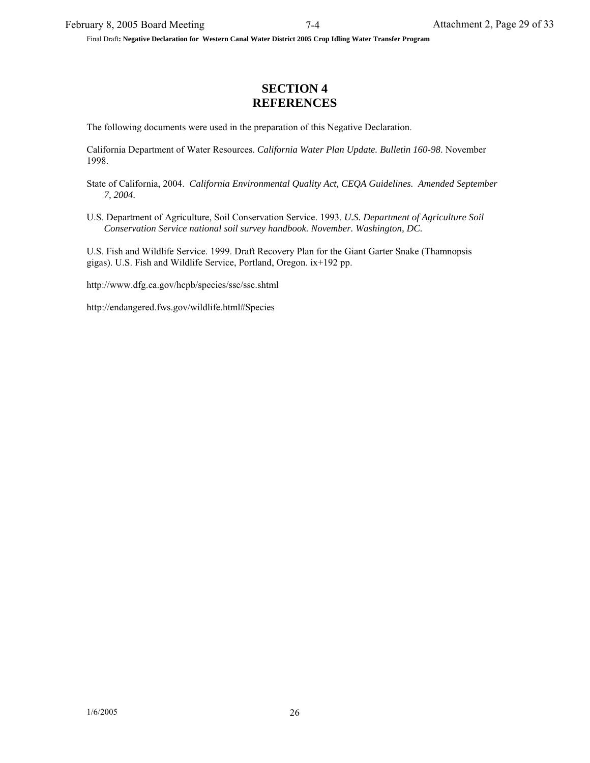# SECTION 4
# REFERENCES

The following documents were used in the preparation of this Negative Declaration.

California Department of Water Resources. *California Water Plan Update. Bulletin 160-98*. November 1998.

State of California, 2004. *California Environmental Quality Act, CEQA Guidelines. Amended September 7, 2004.*

U.S. Department of Agriculture, Soil Conservation Service. 1993. *U.S. Department of Agriculture Soil Conservation Service national soil survey handbook. November. Washington, DC.*

U.S. Fish and Wildlife Service. 1999. Draft Recovery Plan for the Giant Garter Snake (Thamnopsis gigas). U.S. Fish and Wildlife Service, Portland, Oregon. ix+192 pp.

http://www.dfg.ca.gov/hcpb/species/ssc/ssc.shtml

http://endangered.fws.gov/wildlife.html#Species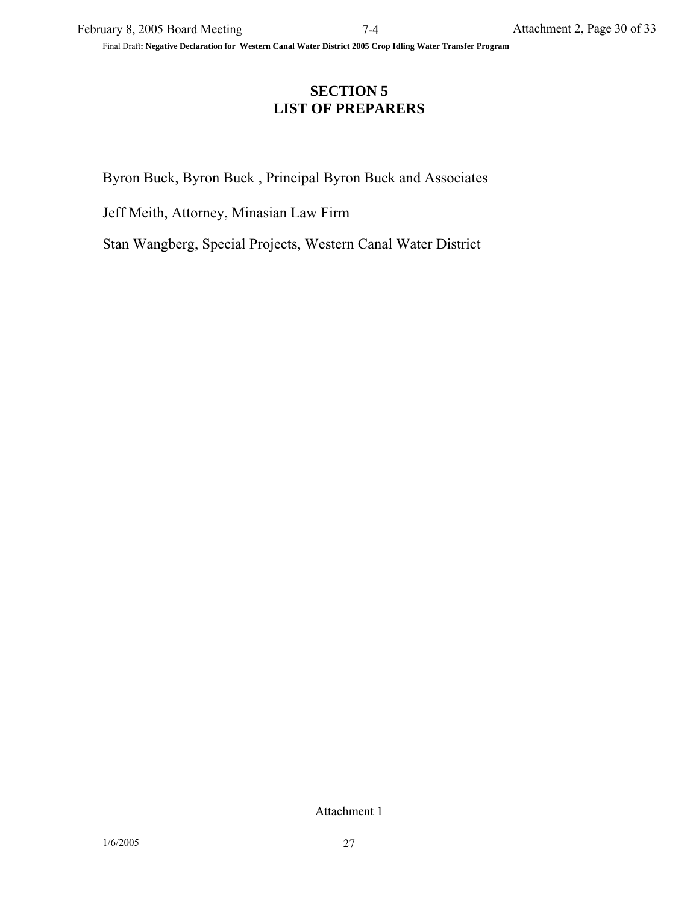# SECTION 5
# LIST OF PREPARERS

Byron Buck, Byron Buck , Principal Byron Buck and Associates

Jeff Meith, Attorney, Minasian Law Firm

Stan Wangberg, Special Projects, Western Canal Water District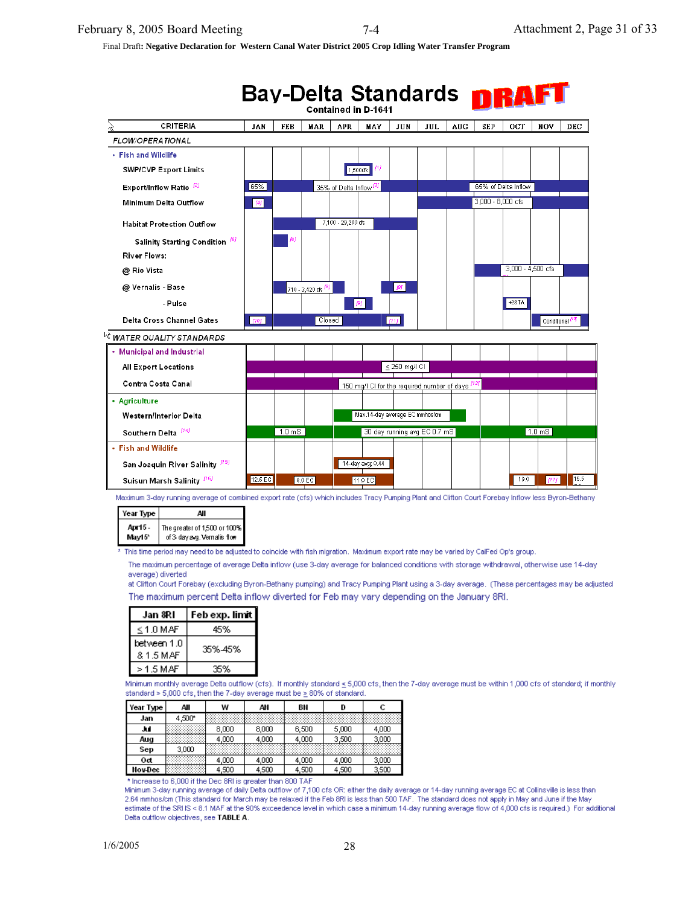Final Draft: **Negative Declaration for Western Canal Water District 2005 Crop Idling Water Transfer Program**

# Bay-Delta Standards DRAFT

Contained in D-1641

| CRITERIA | JAN | FEB | MAR | APR | MAY | JUN | JUL | AUG | SEP | OCT | NOV | DEC |
|---|---|---|---|---|---|---|---|---|---|---|---|---|
| *FLOW/OPERATIONAL* | | | | | | | | | | | | |
| • Fish and Wildlife | | | | | | | | | | | | |
| SWP/CVP Export Limits | | | | 1,500cfs [1] | | | | | | | | |
| Export/Inflow Ratio [2] | 65% | 35% of Delta Inflow [3] | | | | | 65% of Delta Inflow | | | | | |
| Minimum Delta Outflow | [4] | | | | | | 3,000 - 8,000 cfs | | | | | |
| Habitat Protection Outflow | | 7,100 - 29,200 cfs | | | | | | | | | | |
| Salinity Starting Condition [6] | | [6] | | | | | | | | | | |
| River Flows: | | | | | | | | | | | | |
| @ Rio Vista | | | | | | | | | 3,000 - 4,500 cfs | | | |
| @ Vernalis - Base | | 710 - 3,420 cfs [8] | | | | [8] | | | | | | |
| - Pulse | | | | [9] | | | | | | +28TA | | |
| Delta Cross Channel Gates | [10] | Closed | | | | [11] | | | | | Conditional [13] | |

*WATER QUALITY STANDARDS*

| CRITERIA | JAN | FEB | MAR | APR | MAY | JUN | JUL | AUG | SEP | OCT | NOV | DEC |
|---|---|---|---|---|---|---|---|---|---|---|---|---|
| • Municipal and Industrial | | | | | | | | | | | | |
| All Export Locations | ≤ 250 mg/l Cl | | | | | | | | | | | |
| Contra Costa Canal | 150 mg/l Cl for the required number of days [13] | | | | | | | | | | | |
| • Agriculture | | | | | | | | | | | | |
| Western/Interior Delta | | | | Max.14-day average EC mmhos/cm | | | | | | | | |
| Southern Delta [14] | 1.0 mS | | | 30 day running avg EC 0.7 mS | | | | | 1.0 mS | | | |
| • Fish and Wildlife | | | | | | | | | | | | |
| San Joaquin River Salinity [15] | | | | 14-day avg, 0.44 | | | | | | | | |
| Suisun Marsh Salinity [16] | 12.5 EC | 8.0 EC | | 11.0 EC | | | | | | 19.0 | [17] | 15.5 |

Maximum 3-day running average of combined export rate (cfs) which includes Tracy Pumping Plant and Clifton Court Forebay Inflow less Byron-Bethany

| Year Type | All |
|---|---|
| Apr15 - May15* | The greater of 1,500 or 100% of 3-day avg. Vernalis flow |

\* This time period may need to be adjusted to coincide with fish migration. Maximum export rate may be varied by CalFed Op's group.

The maximum percentage of average Delta inflow (use 3-day average for balanced conditions with storage withdrawal, otherwise use 14-day average) diverted
at Clifton Court Forebay (excluding Byron-Bethany pumping) and Tracy Pumping Plant using a 3-day average. (These percentages may be adjusted

The maximum percent Delta inflow diverted for Feb may vary depending on the January 8RI.

| Jan 8RI | Feb exp. limit |
|---|---|
| ≤ 1.0 MAF | 45% |
| between 1.0 & 1.5 MAF | 35%-45% |
| > 1.5 MAF | 35% |

Minimum monthly average Delta outflow (cfs). If monthly standard ≤ 5,000 cfs, then the 7-day average must be within 1,000 cfs of standard; if monthly standard > 5,000 cfs, then the 7-day average must be ≥ 80% of standard.

| Year Type | All | W | AN | BN | D | C |
|---|---|---|---|---|---|---|
| Jan | 4,500* | | | | | |
| Jul | | 8,000 | 8,000 | 6,500 | 5,000 | 4,000 |
| Aug | | 4,000 | 4,000 | 4,000 | 3,500 | 3,000 |
| Sep | 3,000 | | | | | |
| Oct | | 4,000 | 4,000 | 4,000 | 4,000 | 3,000 |
| Nov-Dec | | 4,500 | 4,500 | 4,500 | 4,500 | 3,500 |

\* Increase to 6,000 if the Dec 8RI is greater than 800 TAF

Minimum 3-day running average of daily Delta outflow of 7,100 cfs OR: either the daily average or 14-day running average EC at Collinsville is less than 2.64 mmhos/cm (This standard for March may be relaxed if the Feb 8RI is less than 500 TAF. The standard does not apply in May and June if the May estimate of the SRI IS < 8.1 MAF at the 90% exceedence level in which case a minimum 14-day running average flow of 4,000 cfs is required.) For additional Delta outflow objectives, see **TABLE A**.

1/6/2005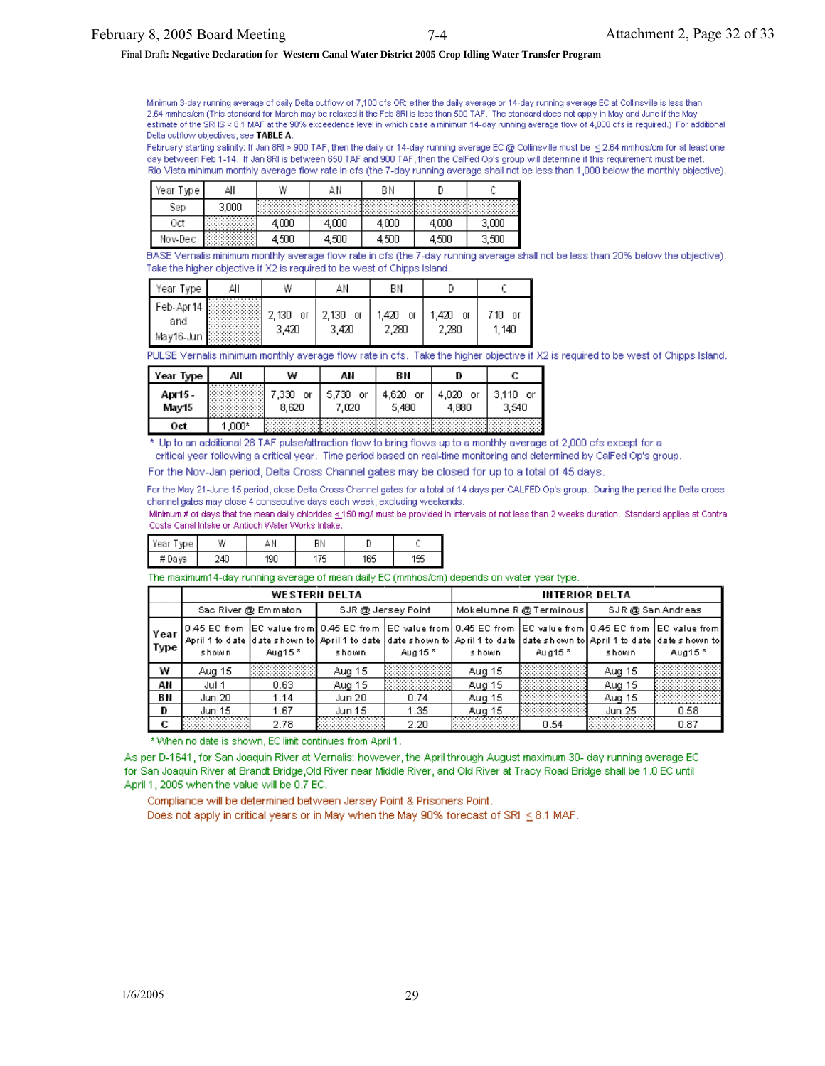Minimum 3-day running average of daily Delta outflow of 7,100 cfs OR: either the daily average or 14-day running average EC at Collinsville is less than 2.64 mmhos/cm (This standard for March may be relaxed if the Feb 8RI is less than 500 TAF. The standard does not apply in May and June if the May estimate of the SRI IS < 8.1 MAF at the 90% exceedence level in which case a minimum 14-day running average flow of 4,000 cfs is required.) For additional Delta outflow objectives, see **TABLE A**.

February starting salinity: If Jan 8RI > 900 TAF, then the daily or 14-day running average EC @ Collinsville must be ≤ 2.64 mmhos/cm for at least one day between Feb 1-14. If Jan 8RI is between 650 TAF and 900 TAF, then the CalFed Op's group will determine if this requirement must be met.

Rio Vista minimum monthly average flow rate in cfs (the 7-day running average shall not be less than 1,000 below the monthly objective).

| Year Type | All | W | AN | BN | D | C |
|---|---|---|---|---|---|---|
| Sep | 3,000 | | | | | |
| Oct | | 4,000 | 4,000 | 4,000 | 4,000 | 3,000 |
| Nov-Dec | | 4,500 | 4,500 | 4,500 | 4,500 | 3,500 |

BASE Vernalis minimum monthly average flow rate in cfs (the 7-day running average shall not be less than 20% below the objective). Take the higher objective if X2 is required to be west of Chipps Island.

| Year Type | All | W | AN | BN | D | C |
|---|---|---|---|---|---|---|
| Feb-Apr14 and May16-Jun | | 2,130 or 3,420 | 2,130 or 3,420 | 1,420 or 2,280 | 1,420 or 2,280 | 710 or 1,140 |

PULSE Vernalis minimum monthly average flow rate in cfs. Take the higher objective if X2 is required to be west of Chipps Island.

| Year Type | All | W | AN | BN | D | C |
|---|---|---|---|---|---|---|
| Apr15 - May15 | | 7,330 or 8,620 | 5,730 or 7,020 | 4,620 or 5,480 | 4,020 or 4,880 | 3,110 or 3,540 |
| Oct | 1,000* | | | | | |

\* Up to an additional 28 TAF pulse/attraction flow to bring flows up to a monthly average of 2,000 cfs except for a critical year following a critical year. Time period based on real-time monitoring and determined by CalFed Op's group.

For the Nov-Jan period, Delta Cross Channel gates may be closed for up to a total of 45 days.

For the May 21-June 15 period, close Delta Cross Channel gates for a total of 14 days per CALFED Op's group. During the period the Delta cross channel gates may close 4 consecutive days each week, excluding weekends.

Minimum # of days that the mean daily chlorides ≤ 150 mg/l must be provided in intervals of not less than 2 weeks duration. Standard applies at Contra Costa Canal Intake or Antioch Water Works Intake.

| Year Type | W | AN | BN | D | C |
|---|---|---|---|---|---|
| # Days | 240 | 190 | 175 | 165 | 155 |

The maximum14-day running average of mean daily EC (mmhos/cm) depends on water year type.

| | WESTERN DELTA | | | | INTERIOR DELTA | | | |
|---|---|---|---|---|---|---|---|---|
| | Sac River @ Emmaton | | SJR @ Jersey Point | | Mokelumne R @ Terminous | | SJR @ San Andreas | |
| Year Type | 0.45 EC from April 1 to date shown | EC value from date shown to Aug15 * | 0.45 EC from April 1 to date shown | EC value from date shown to Aug 15 * | 0.45 EC from April 1 to date shown | EC value from date shown to Aug15 * | 0.45 EC from April 1 to date shown | EC value from date shown to Aug15 * |
| W | Aug 15 | | Aug 15 | | Aug 15 | | Aug 15 | |
| AN | Jul 1 | 0.63 | Aug 15 | | Aug 15 | | Aug 15 | |
| BN | Jun 20 | 1.14 | Jun 20 | 0.74 | Aug 15 | | Aug 15 | |
| D | Jun 15 | 1.67 | Jun 15 | 1.35 | Aug 15 | | Jun 25 | 0.58 |
| C | | 2.78 | | 2.20 | | 0.54 | | 0.87 |

\* When no date is shown, EC limit continues from April 1.

As per D-1641, for San Joaquin River at Vernalis: however, the April through August maximum 30- day running average EC for San Joaquin River at Brandt Bridge,Old River near Middle River, and Old River at Tracy Road Bridge shall be 1.0 EC until April 1, 2005 when the value will be 0.7 EC.

Compliance will be determined between Jersey Point & Prisoners Point.
Does not apply in critical years or in May when the May 90% forecast of SRI ≤ 8.1 MAF.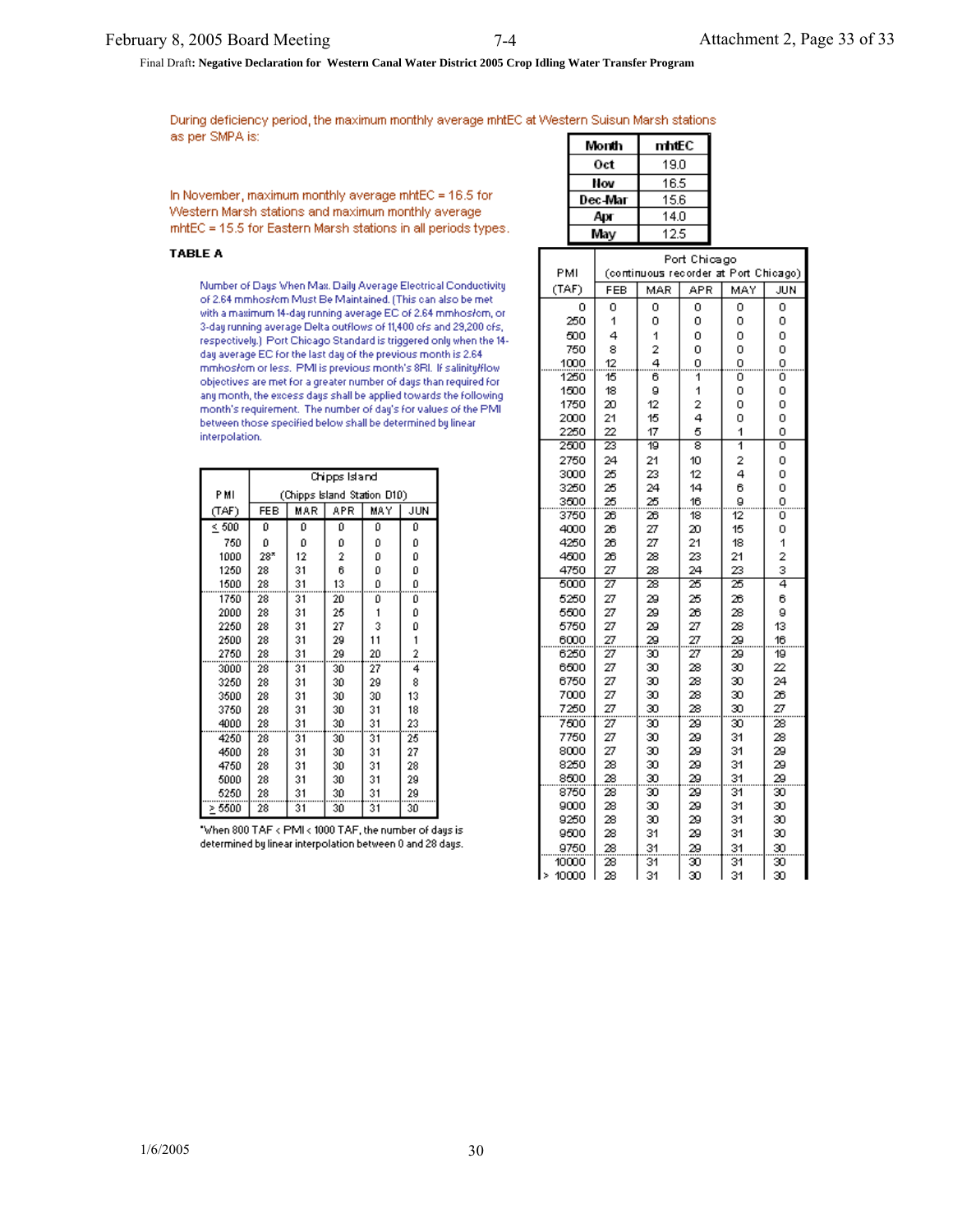During deficiency period, the maximum monthly average mhtEC at Western Suisun Marsh stations as per SMPA is:

| Month | mhtEC |
|---|---|
| Oct | 19.0 |
| Nov | 16.5 |
| Dec-Mar | 15.6 |
| Apr | 14.0 |
| May | 12.5 |

In November, maximum monthly average mhtEC = 16.5 for Western Marsh stations and maximum monthly average mhtEC = 15.5 for Eastern Marsh stations in all periods types.

**TABLE A**

Number of Days When Max. Daily Average Electrical Conductivity of 2.64 mmhos/cm Must Be Maintained. (This can also be met with a maximum 14-day running average EC of 2.64 mmhos/cm, or 3-day running average Delta outflows of 11,400 cfs and 29,200 cfs, respectively.) Port Chicago Standard is triggered only when the 14-day average EC for the last day of the previous month is 2.64 mmhos/cm or less. PMI is previous month's 8RI. If salinity/flow objectives are met for a greater number of days than required for any month, the excess days shall be applied towards the following month's requirement. The number of day's for values of the PMI between those specified below shall be determined by linear interpolation.

| PMI | Chipps Island (Chipps Island Station D10) | | | | |
|---|---|---|---|---|---|
| (TAF) | FEB | MAR | APR | MAY | JUN |
| ≤ 500 | 0 | 0 | 0 | 0 | 0 |
| 750 | 0 | 0 | 0 | 0 | 0 |
| 1000 | 28* | 12 | 2 | 0 | 0 |
| 1250 | 28 | 31 | 6 | 0 | 0 |
| 1500 | 28 | 31 | 13 | 0 | 0 |
| 1750 | 28 | 31 | 20 | 0 | 0 |
| 2000 | 28 | 31 | 25 | 1 | 0 |
| 2250 | 28 | 31 | 27 | 3 | 0 |
| 2500 | 28 | 31 | 29 | 11 | 1 |
| 2750 | 28 | 31 | 29 | 20 | 2 |
| 3000 | 28 | 31 | 30 | 27 | 4 |
| 3250 | 28 | 31 | 30 | 29 | 8 |
| 3500 | 28 | 31 | 30 | 30 | 13 |
| 3750 | 28 | 31 | 30 | 31 | 18 |
| 4000 | 28 | 31 | 30 | 31 | 23 |
| 4250 | 28 | 31 | 30 | 31 | 25 |
| 4500 | 28 | 31 | 30 | 31 | 27 |
| 4750 | 28 | 31 | 30 | 31 | 28 |
| 5000 | 28 | 31 | 30 | 31 | 29 |
| 5250 | 28 | 31 | 30 | 31 | 29 |
| ≥ 5500 | 28 | 31 | 30 | 31 | 30 |

*When 800 TAF < PMI < 1000 TAF, the number of days is determined by linear interpolation between 0 and 28 days.

| PMI | Port Chicago (continuous recorder at Port Chicago) | | | | |
|---|---|---|---|---|---|
| (TAF) | FEB | MAR | APR | MAY | JUN |
| 0 | 0 | 0 | 0 | 0 | 0 |
| 250 | 1 | 0 | 0 | 0 | 0 |
| 500 | 4 | 1 | 0 | 0 | 0 |
| 750 | 8 | 2 | 0 | 0 | 0 |
| 1000 | 12 | 4 | 0 | 0 | 0 |
| 1250 | 15 | 6 | 1 | 0 | 0 |
| 1500 | 18 | 9 | 1 | 0 | 0 |
| 1750 | 20 | 12 | 2 | 0 | 0 |
| 2000 | 21 | 15 | 4 | 0 | 0 |
| 2250 | 22 | 17 | 5 | 1 | 0 |
| 2500 | 23 | 19 | 8 | 1 | 0 |
| 2750 | 24 | 21 | 10 | 2 | 0 |
| 3000 | 25 | 23 | 12 | 4 | 0 |
| 3250 | 25 | 24 | 14 | 6 | 0 |
| 3500 | 25 | 25 | 16 | 9 | 0 |
| 3750 | 26 | 26 | 18 | 12 | 0 |
| 4000 | 26 | 27 | 20 | 15 | 0 |
| 4250 | 26 | 27 | 21 | 18 | 1 |
| 4500 | 26 | 28 | 23 | 21 | 2 |
| 4750 | 27 | 28 | 24 | 23 | 3 |
| 5000 | 27 | 28 | 25 | 25 | 4 |
| 5250 | 27 | 29 | 25 | 26 | 6 |
| 5500 | 27 | 29 | 26 | 28 | 9 |
| 5750 | 27 | 29 | 27 | 28 | 13 |
| 6000 | 27 | 29 | 27 | 29 | 16 |
| 6250 | 27 | 30 | 27 | 29 | 19 |
| 6500 | 27 | 30 | 28 | 30 | 22 |
| 6750 | 27 | 30 | 28 | 30 | 24 |
| 7000 | 27 | 30 | 28 | 30 | 26 |
| 7250 | 27 | 30 | 28 | 30 | 27 |
| 7500 | 27 | 30 | 29 | 30 | 28 |
| 7750 | 27 | 30 | 29 | 31 | 28 |
| 8000 | 27 | 30 | 29 | 31 | 29 |
| 8250 | 28 | 30 | 29 | 31 | 29 |
| 8500 | 28 | 30 | 29 | 31 | 29 |
| 8750 | 28 | 30 | 29 | 31 | 30 |
| 9000 | 28 | 30 | 29 | 31 | 30 |
| 9250 | 28 | 30 | 29 | 31 | 30 |
| 9500 | 28 | 31 | 29 | 31 | 30 |
| 9750 | 28 | 31 | 29 | 31 | 30 |
| 10000 | 28 | 31 | 30 | 31 | 30 |
| > 10000 | 28 | 31 | 30 | 31 | 30 |